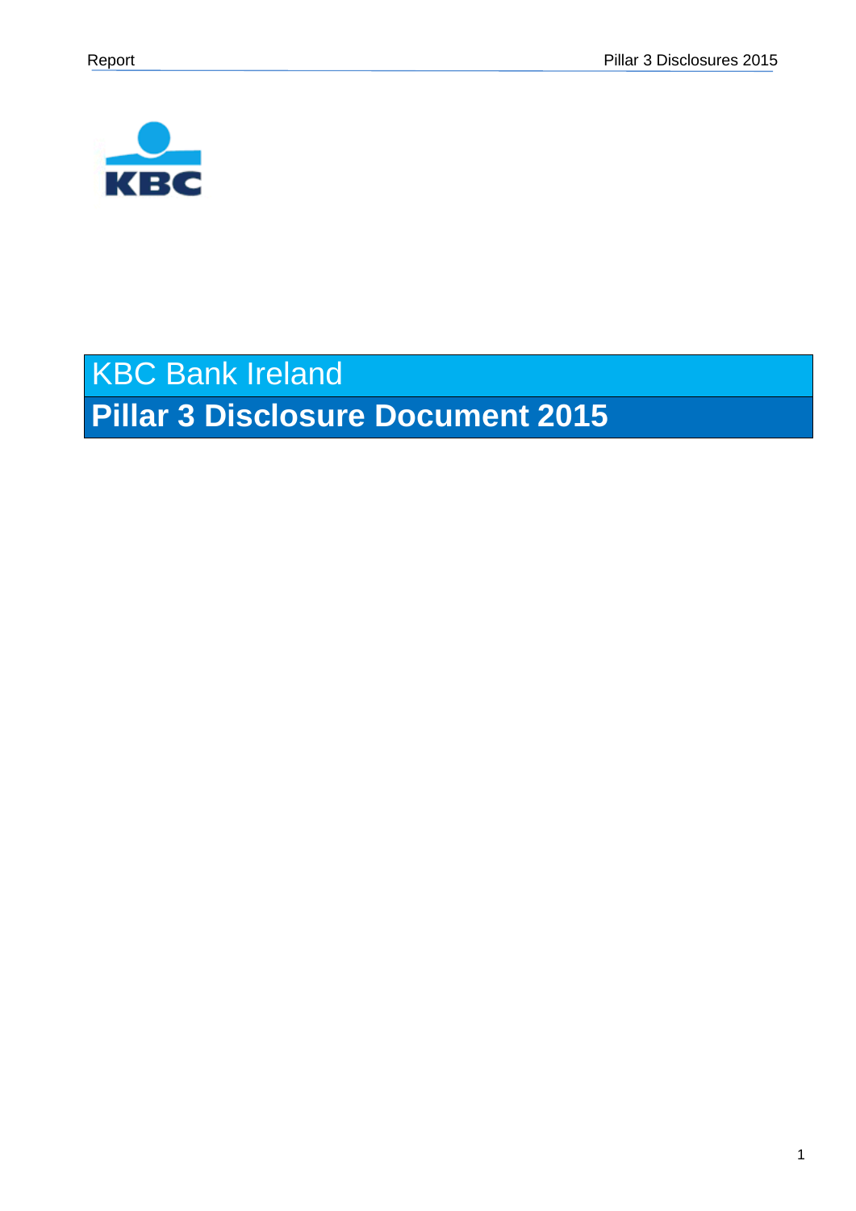# KBC Bank Ireland

## Pillar 3 Disclosure Document 2015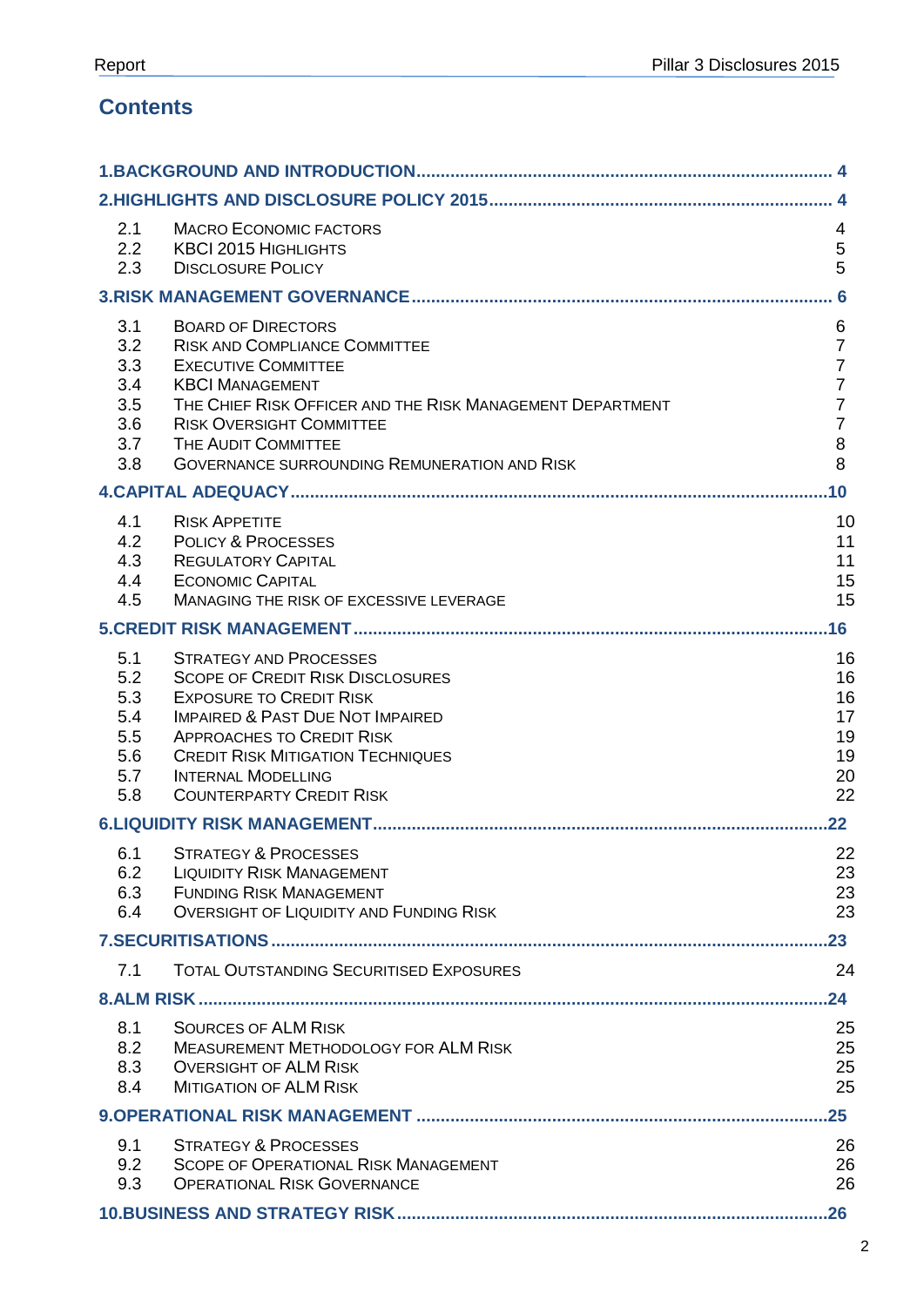## Contents

| | | |
|---|---|---|
| **1.BACKGROUND AND INTRODUCTION** | | **4** |
| **2.HIGHLIGHTS AND DISCLOSURE POLICY 2015** | | **4** |
| 2.1 | Macro Economic Factors | 4 |
| 2.2 | KBCI 2015 Highlights | 5 |
| 2.3 | Disclosure Policy | 5 |
| **3.RISK MANAGEMENT GOVERNANCE** | | **6** |
| 3.1 | Board of Directors | 6 |
| 3.2 | Risk and Compliance Committee | 7 |
| 3.3 | Executive Committee | 7 |
| 3.4 | KBCI Management | 7 |
| 3.5 | The Chief Risk Officer and the Risk Management Department | 7 |
| 3.6 | Risk Oversight Committee | 7 |
| 3.7 | The Audit Committee | 8 |
| 3.8 | Governance surrounding Remuneration and Risk | 8 |
| **4.CAPITAL ADEQUACY** | | **10** |
| 4.1 | Risk Appetite | 10 |
| 4.2 | Policy & Processes | 11 |
| 4.3 | Regulatory Capital | 11 |
| 4.4 | Economic Capital | 15 |
| 4.5 | Managing the risk of excessive leverage | 15 |
| **5.CREDIT RISK MANAGEMENT** | | **16** |
| 5.1 | Strategy and Processes | 16 |
| 5.2 | Scope of Credit Risk Disclosures | 16 |
| 5.3 | Exposure to Credit Risk | 16 |
| 5.4 | Impaired & Past Due Not Impaired | 17 |
| 5.5 | Approaches to Credit Risk | 19 |
| 5.6 | Credit Risk Mitigation Techniques | 19 |
| 5.7 | Internal Modelling | 20 |
| 5.8 | Counterparty Credit Risk | 22 |
| **6.LIQUIDITY RISK MANAGEMENT** | | **22** |
| 6.1 | Strategy & Processes | 22 |
| 6.2 | Liquidity Risk Management | 23 |
| 6.3 | Funding Risk Management | 23 |
| 6.4 | Oversight of Liquidity and Funding Risk | 23 |
| **7.SECURITISATIONS** | | **23** |
| 7.1 | Total Outstanding Securitised Exposures | 24 |
| **8.ALM RISK** | | **24** |
| 8.1 | Sources of ALM Risk | 25 |
| 8.2 | Measurement Methodology for ALM Risk | 25 |
| 8.3 | Oversight of ALM Risk | 25 |
| 8.4 | Mitigation of ALM Risk | 25 |
| **9.OPERATIONAL RISK MANAGEMENT** | | **25** |
| 9.1 | Strategy & Processes | 26 |
| 9.2 | Scope of Operational Risk Management | 26 |
| 9.3 | Operational Risk Governance | 26 |
| **10.BUSINESS AND STRATEGY RISK** | | **26** |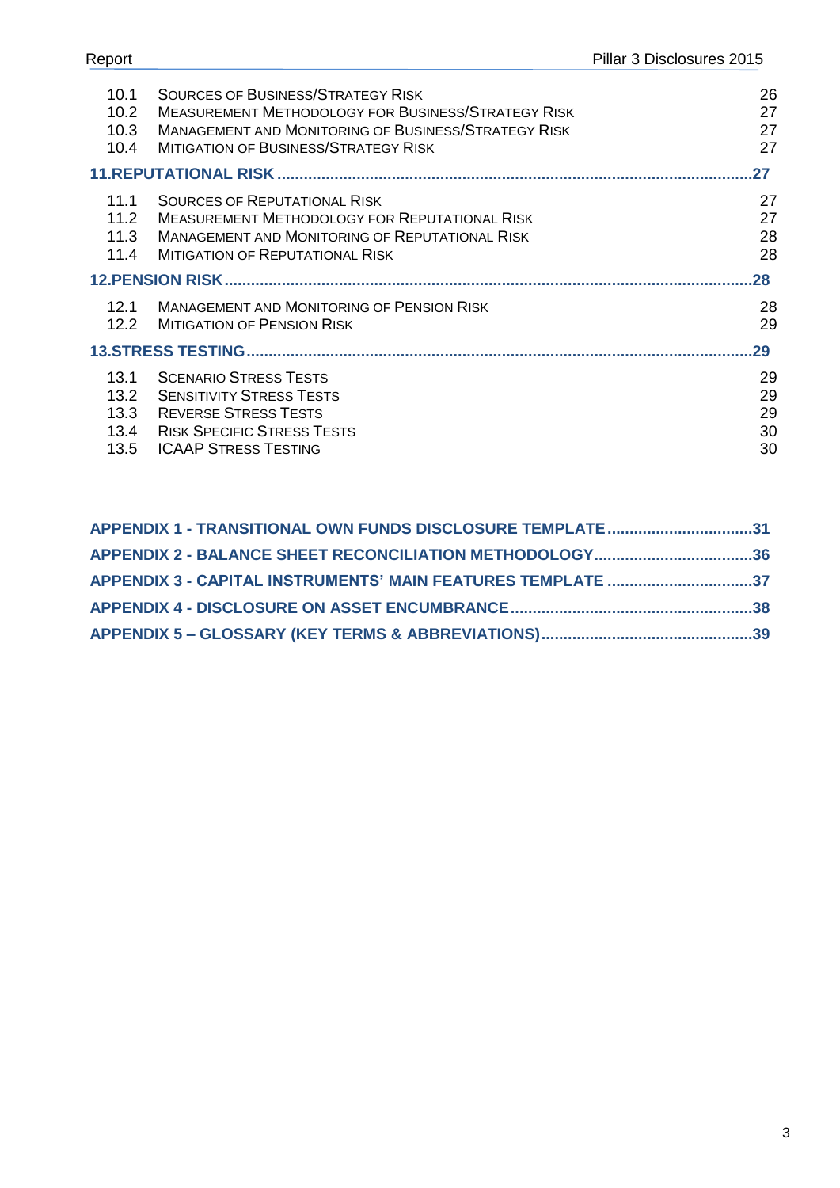| | | |
|---|---|---|
| 10.1 | SOURCES OF BUSINESS/STRATEGY RISK | 26 |
| 10.2 | MEASUREMENT METHODOLOGY FOR BUSINESS/STRATEGY RISK | 27 |
| 10.3 | MANAGEMENT AND MONITORING OF BUSINESS/STRATEGY RISK | 27 |
| 10.4 | MITIGATION OF BUSINESS/STRATEGY RISK | 27 |

**11.REPUTATIONAL RISK ....................................................................................................27**

| | | |
|---|---|---|
| 11.1 | SOURCES OF REPUTATIONAL RISK | 27 |
| 11.2 | MEASUREMENT METHODOLOGY FOR REPUTATIONAL RISK | 27 |
| 11.3 | MANAGEMENT AND MONITORING OF REPUTATIONAL RISK | 28 |
| 11.4 | MITIGATION OF REPUTATIONAL RISK | 28 |

**12.PENSION RISK..............................................................................................................28**

| | | |
|---|---|---|
| 12.1 | MANAGEMENT AND MONITORING OF PENSION RISK | 28 |
| 12.2 | MITIGATION OF PENSION RISK | 29 |

**13.STRESS TESTING..........................................................................................................29**

| | | |
|---|---|---|
| 13.1 | SCENARIO STRESS TESTS | 29 |
| 13.2 | SENSITIVITY STRESS TESTS | 29 |
| 13.3 | REVERSE STRESS TESTS | 29 |
| 13.4 | RISK SPECIFIC STRESS TESTS | 30 |
| 13.5 | ICAAP STRESS TESTING | 30 |

**APPENDIX 1 - TRANSITIONAL OWN FUNDS DISCLOSURE TEMPLATE ................................31**

**APPENDIX 2 - BALANCE SHEET RECONCILIATION METHODOLOGY....................................36**

**APPENDIX 3 - CAPITAL INSTRUMENTS' MAIN FEATURES TEMPLATE .................................37**

**APPENDIX 4 - DISCLOSURE ON ASSET ENCUMBRANCE......................................................38**

**APPENDIX 5 – GLOSSARY (KEY TERMS & ABBREVIATIONS)...............................................39**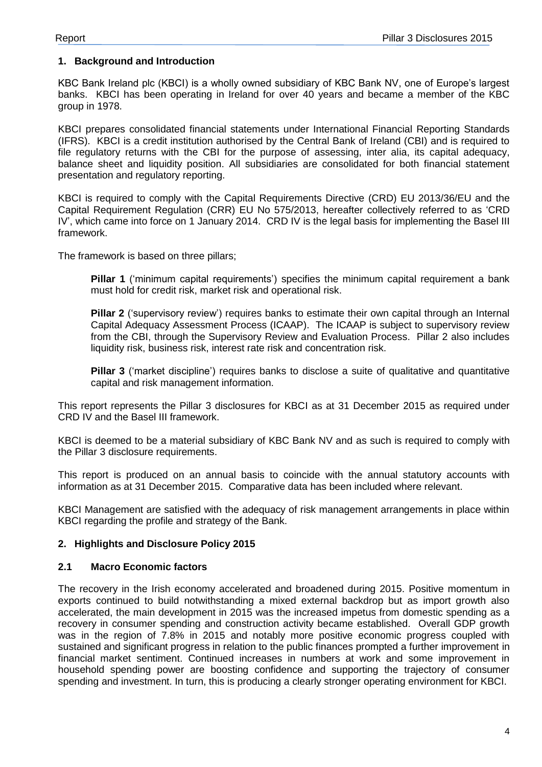## 1. Background and Introduction

KBC Bank Ireland plc (KBCI) is a wholly owned subsidiary of KBC Bank NV, one of Europe's largest banks. KBCI has been operating in Ireland for over 40 years and became a member of the KBC group in 1978.

KBCI prepares consolidated financial statements under International Financial Reporting Standards (IFRS). KBCI is a credit institution authorised by the Central Bank of Ireland (CBI) and is required to file regulatory returns with the CBI for the purpose of assessing, inter alia, its capital adequacy, balance sheet and liquidity position. All subsidiaries are consolidated for both financial statement presentation and regulatory reporting.

KBCI is required to comply with the Capital Requirements Directive (CRD) EU 2013/36/EU and the Capital Requirement Regulation (CRR) EU No 575/2013, hereafter collectively referred to as 'CRD IV', which came into force on 1 January 2014. CRD IV is the legal basis for implementing the Basel III framework.

The framework is based on three pillars;

**Pillar 1** ('minimum capital requirements') specifies the minimum capital requirement a bank must hold for credit risk, market risk and operational risk.

**Pillar 2** ('supervisory review') requires banks to estimate their own capital through an Internal Capital Adequacy Assessment Process (ICAAP). The ICAAP is subject to supervisory review from the CBI, through the Supervisory Review and Evaluation Process. Pillar 2 also includes liquidity risk, business risk, interest rate risk and concentration risk.

**Pillar 3** ('market discipline') requires banks to disclose a suite of qualitative and quantitative capital and risk management information.

This report represents the Pillar 3 disclosures for KBCI as at 31 December 2015 as required under CRD IV and the Basel III framework.

KBCI is deemed to be a material subsidiary of KBC Bank NV and as such is required to comply with the Pillar 3 disclosure requirements.

This report is produced on an annual basis to coincide with the annual statutory accounts with information as at 31 December 2015. Comparative data has been included where relevant.

KBCI Management are satisfied with the adequacy of risk management arrangements in place within KBCI regarding the profile and strategy of the Bank.

## 2. Highlights and Disclosure Policy 2015

### 2.1 Macro Economic factors

The recovery in the Irish economy accelerated and broadened during 2015. Positive momentum in exports continued to build notwithstanding a mixed external backdrop but as import growth also accelerated, the main development in 2015 was the increased impetus from domestic spending as a recovery in consumer spending and construction activity became established. Overall GDP growth was in the region of 7.8% in 2015 and notably more positive economic progress coupled with sustained and significant progress in relation to the public finances prompted a further improvement in financial market sentiment. Continued increases in numbers at work and some improvement in household spending power are boosting confidence and supporting the trajectory of consumer spending and investment. In turn, this is producing a clearly stronger operating environment for KBCI.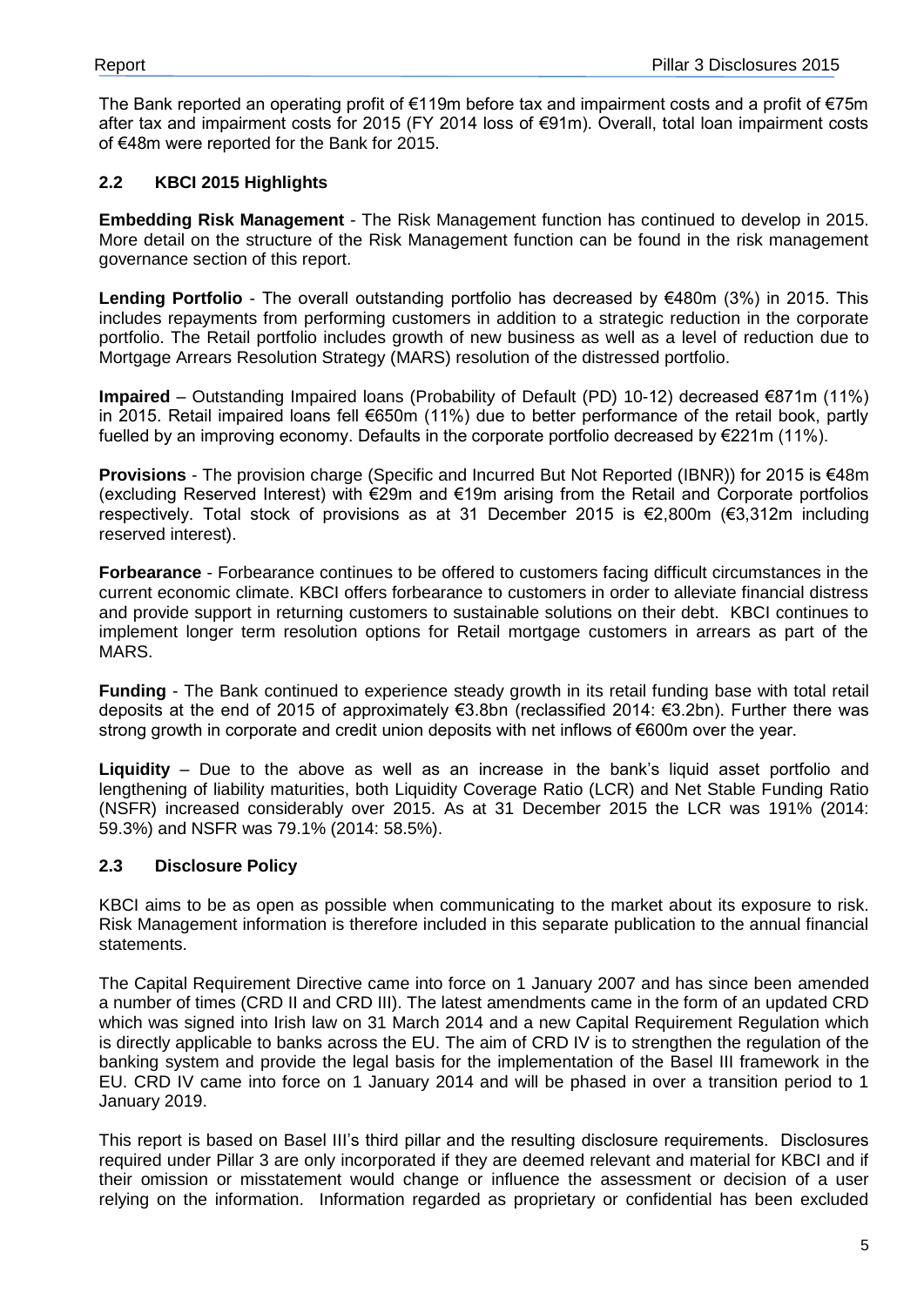The Bank reported an operating profit of €119m before tax and impairment costs and a profit of €75m after tax and impairment costs for 2015 (FY 2014 loss of €91m). Overall, total loan impairment costs of €48m were reported for the Bank for 2015.

## 2.2 KBCI 2015 Highlights

**Embedding Risk Management** - The Risk Management function has continued to develop in 2015. More detail on the structure of the Risk Management function can be found in the risk management governance section of this report.

**Lending Portfolio** - The overall outstanding portfolio has decreased by €480m (3%) in 2015. This includes repayments from performing customers in addition to a strategic reduction in the corporate portfolio. The Retail portfolio includes growth of new business as well as a level of reduction due to Mortgage Arrears Resolution Strategy (MARS) resolution of the distressed portfolio.

**Impaired** – Outstanding Impaired loans (Probability of Default (PD) 10-12) decreased €871m (11%) in 2015. Retail impaired loans fell €650m (11%) due to better performance of the retail book, partly fuelled by an improving economy. Defaults in the corporate portfolio decreased by €221m (11%).

**Provisions** - The provision charge (Specific and Incurred But Not Reported (IBNR)) for 2015 is €48m (excluding Reserved Interest) with €29m and €19m arising from the Retail and Corporate portfolios respectively. Total stock of provisions as at 31 December 2015 is €2,800m (€3,312m including reserved interest).

**Forbearance** - Forbearance continues to be offered to customers facing difficult circumstances in the current economic climate. KBCI offers forbearance to customers in order to alleviate financial distress and provide support in returning customers to sustainable solutions on their debt. KBCI continues to implement longer term resolution options for Retail mortgage customers in arrears as part of the MARS.

**Funding** - The Bank continued to experience steady growth in its retail funding base with total retail deposits at the end of 2015 of approximately €3.8bn (reclassified 2014: €3.2bn). Further there was strong growth in corporate and credit union deposits with net inflows of €600m over the year.

**Liquidity** – Due to the above as well as an increase in the bank's liquid asset portfolio and lengthening of liability maturities, both Liquidity Coverage Ratio (LCR) and Net Stable Funding Ratio (NSFR) increased considerably over 2015. As at 31 December 2015 the LCR was 191% (2014: 59.3%) and NSFR was 79.1% (2014: 58.5%).

## 2.3 Disclosure Policy

KBCI aims to be as open as possible when communicating to the market about its exposure to risk. Risk Management information is therefore included in this separate publication to the annual financial statements.

The Capital Requirement Directive came into force on 1 January 2007 and has since been amended a number of times (CRD II and CRD III). The latest amendments came in the form of an updated CRD which was signed into Irish law on 31 March 2014 and a new Capital Requirement Regulation which is directly applicable to banks across the EU. The aim of CRD IV is to strengthen the regulation of the banking system and provide the legal basis for the implementation of the Basel III framework in the EU. CRD IV came into force on 1 January 2014 and will be phased in over a transition period to 1 January 2019.

This report is based on Basel III's third pillar and the resulting disclosure requirements. Disclosures required under Pillar 3 are only incorporated if they are deemed relevant and material for KBCI and if their omission or misstatement would change or influence the assessment or decision of a user relying on the information. Information regarded as proprietary or confidential has been excluded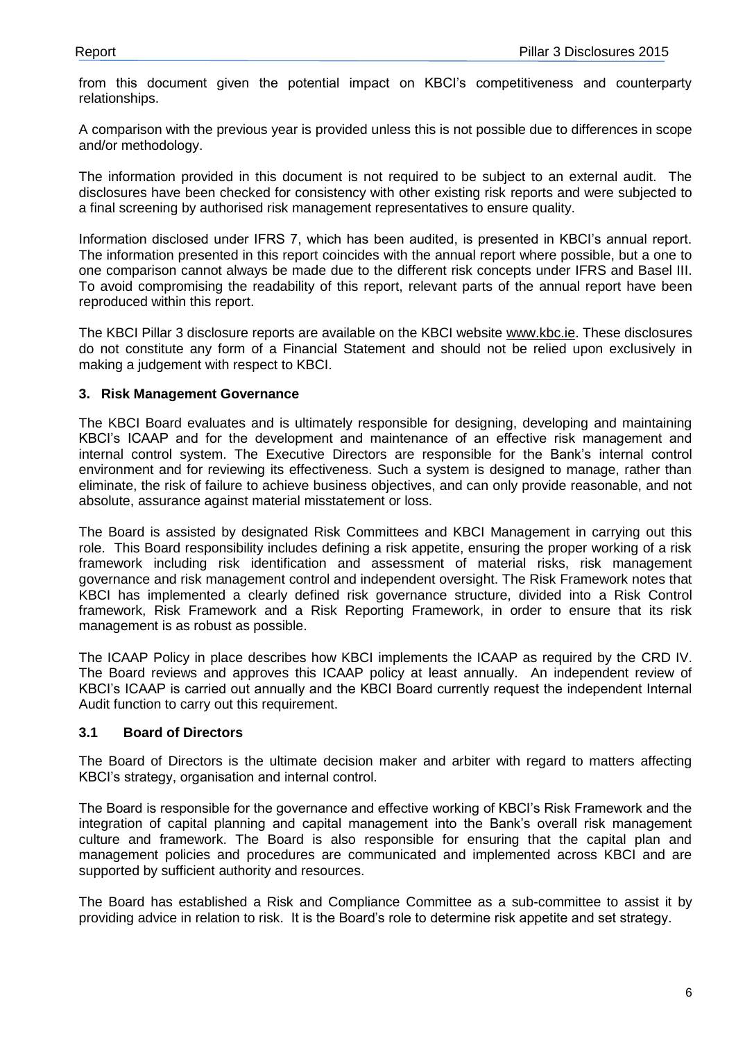from this document given the potential impact on KBCI's competitiveness and counterparty relationships.

A comparison with the previous year is provided unless this is not possible due to differences in scope and/or methodology.

The information provided in this document is not required to be subject to an external audit. The disclosures have been checked for consistency with other existing risk reports and were subjected to a final screening by authorised risk management representatives to ensure quality.

Information disclosed under IFRS 7, which has been audited, is presented in KBCI's annual report. The information presented in this report coincides with the annual report where possible, but a one to one comparison cannot always be made due to the different risk concepts under IFRS and Basel III. To avoid compromising the readability of this report, relevant parts of the annual report have been reproduced within this report.

The KBCI Pillar 3 disclosure reports are available on the KBCI website www.kbc.ie. These disclosures do not constitute any form of a Financial Statement and should not be relied upon exclusively in making a judgement with respect to KBCI.

## 3. Risk Management Governance

The KBCI Board evaluates and is ultimately responsible for designing, developing and maintaining KBCI's ICAAP and for the development and maintenance of an effective risk management and internal control system. The Executive Directors are responsible for the Bank's internal control environment and for reviewing its effectiveness. Such a system is designed to manage, rather than eliminate, the risk of failure to achieve business objectives, and can only provide reasonable, and not absolute, assurance against material misstatement or loss.

The Board is assisted by designated Risk Committees and KBCI Management in carrying out this role. This Board responsibility includes defining a risk appetite, ensuring the proper working of a risk framework including risk identification and assessment of material risks, risk management governance and risk management control and independent oversight. The Risk Framework notes that KBCI has implemented a clearly defined risk governance structure, divided into a Risk Control framework, Risk Framework and a Risk Reporting Framework, in order to ensure that its risk management is as robust as possible.

The ICAAP Policy in place describes how KBCI implements the ICAAP as required by the CRD IV. The Board reviews and approves this ICAAP policy at least annually. An independent review of KBCI's ICAAP is carried out annually and the KBCI Board currently request the independent Internal Audit function to carry out this requirement.

### 3.1 Board of Directors

The Board of Directors is the ultimate decision maker and arbiter with regard to matters affecting KBCI's strategy, organisation and internal control.

The Board is responsible for the governance and effective working of KBCI's Risk Framework and the integration of capital planning and capital management into the Bank's overall risk management culture and framework. The Board is also responsible for ensuring that the capital plan and management policies and procedures are communicated and implemented across KBCI and are supported by sufficient authority and resources.

The Board has established a Risk and Compliance Committee as a sub-committee to assist it by providing advice in relation to risk. It is the Board's role to determine risk appetite and set strategy.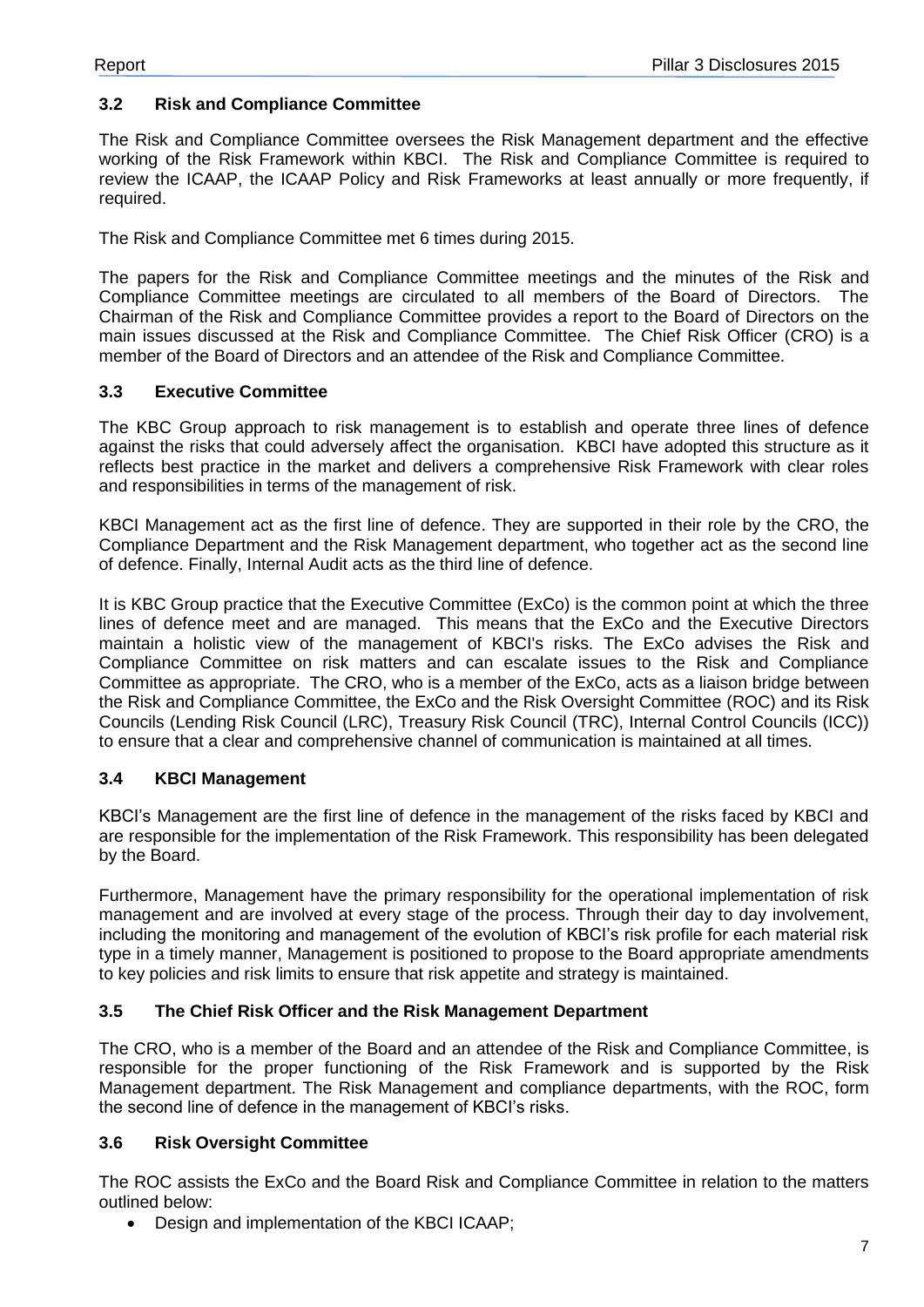### 3.2 Risk and Compliance Committee

The Risk and Compliance Committee oversees the Risk Management department and the effective working of the Risk Framework within KBCI. The Risk and Compliance Committee is required to review the ICAAP, the ICAAP Policy and Risk Frameworks at least annually or more frequently, if required.

The Risk and Compliance Committee met 6 times during 2015.

The papers for the Risk and Compliance Committee meetings and the minutes of the Risk and Compliance Committee meetings are circulated to all members of the Board of Directors. The Chairman of the Risk and Compliance Committee provides a report to the Board of Directors on the main issues discussed at the Risk and Compliance Committee. The Chief Risk Officer (CRO) is a member of the Board of Directors and an attendee of the Risk and Compliance Committee.

### 3.3 Executive Committee

The KBC Group approach to risk management is to establish and operate three lines of defence against the risks that could adversely affect the organisation. KBCI have adopted this structure as it reflects best practice in the market and delivers a comprehensive Risk Framework with clear roles and responsibilities in terms of the management of risk.

KBCI Management act as the first line of defence. They are supported in their role by the CRO, the Compliance Department and the Risk Management department, who together act as the second line of defence. Finally, Internal Audit acts as the third line of defence.

It is KBC Group practice that the Executive Committee (ExCo) is the common point at which the three lines of defence meet and are managed. This means that the ExCo and the Executive Directors maintain a holistic view of the management of KBCI's risks. The ExCo advises the Risk and Compliance Committee on risk matters and can escalate issues to the Risk and Compliance Committee as appropriate. The CRO, who is a member of the ExCo, acts as a liaison bridge between the Risk and Compliance Committee, the ExCo and the Risk Oversight Committee (ROC) and its Risk Councils (Lending Risk Council (LRC), Treasury Risk Council (TRC), Internal Control Councils (ICC)) to ensure that a clear and comprehensive channel of communication is maintained at all times.

### 3.4 KBCI Management

KBCI's Management are the first line of defence in the management of the risks faced by KBCI and are responsible for the implementation of the Risk Framework. This responsibility has been delegated by the Board.

Furthermore, Management have the primary responsibility for the operational implementation of risk management and are involved at every stage of the process. Through their day to day involvement, including the monitoring and management of the evolution of KBCI's risk profile for each material risk type in a timely manner, Management is positioned to propose to the Board appropriate amendments to key policies and risk limits to ensure that risk appetite and strategy is maintained.

### 3.5 The Chief Risk Officer and the Risk Management Department

The CRO, who is a member of the Board and an attendee of the Risk and Compliance Committee, is responsible for the proper functioning of the Risk Framework and is supported by the Risk Management department. The Risk Management and compliance departments, with the ROC, form the second line of defence in the management of KBCI's risks.

### 3.6 Risk Oversight Committee

The ROC assists the ExCo and the Board Risk and Compliance Committee in relation to the matters outlined below:

- Design and implementation of the KBCI ICAAP;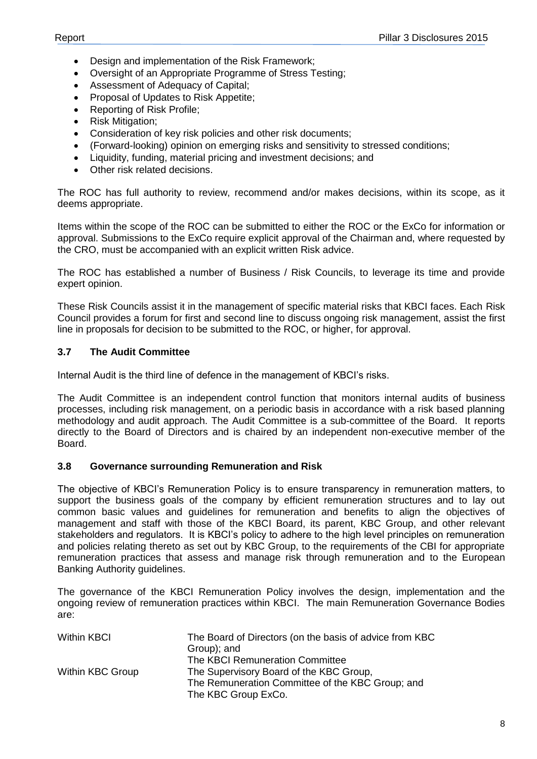- Design and implementation of the Risk Framework;
- Oversight of an Appropriate Programme of Stress Testing;
- Assessment of Adequacy of Capital;
- Proposal of Updates to Risk Appetite;
- Reporting of Risk Profile;
- Risk Mitigation;
- Consideration of key risk policies and other risk documents;
- (Forward-looking) opinion on emerging risks and sensitivity to stressed conditions;
- Liquidity, funding, material pricing and investment decisions; and
- Other risk related decisions.

The ROC has full authority to review, recommend and/or makes decisions, within its scope, as it deems appropriate.

Items within the scope of the ROC can be submitted to either the ROC or the ExCo for information or approval. Submissions to the ExCo require explicit approval of the Chairman and, where requested by the CRO, must be accompanied with an explicit written Risk advice.

The ROC has established a number of Business / Risk Councils, to leverage its time and provide expert opinion.

These Risk Councils assist it in the management of specific material risks that KBCI faces. Each Risk Council provides a forum for first and second line to discuss ongoing risk management, assist the first line in proposals for decision to be submitted to the ROC, or higher, for approval.

### 3.7 The Audit Committee

Internal Audit is the third line of defence in the management of KBCI's risks.

The Audit Committee is an independent control function that monitors internal audits of business processes, including risk management, on a periodic basis in accordance with a risk based planning methodology and audit approach. The Audit Committee is a sub-committee of the Board. It reports directly to the Board of Directors and is chaired by an independent non-executive member of the Board.

### 3.8 Governance surrounding Remuneration and Risk

The objective of KBCI's Remuneration Policy is to ensure transparency in remuneration matters, to support the business goals of the company by efficient remuneration structures and to lay out common basic values and guidelines for remuneration and benefits to align the objectives of management and staff with those of the KBCI Board, its parent, KBC Group, and other relevant stakeholders and regulators. It is KBCI's policy to adhere to the high level principles on remuneration and policies relating thereto as set out by KBC Group, to the requirements of the CBI for appropriate remuneration practices that assess and manage risk through remuneration and to the European Banking Authority guidelines.

The governance of the KBCI Remuneration Policy involves the design, implementation and the ongoing review of remuneration practices within KBCI. The main Remuneration Governance Bodies are:

| | |
|---|---|
| Within KBCI | The Board of Directors (on the basis of advice from KBC Group); and<br>The KBCI Remuneration Committee |
| Within KBC Group | The Supervisory Board of the KBC Group,<br>The Remuneration Committee of the KBC Group; and<br>The KBC Group ExCo. |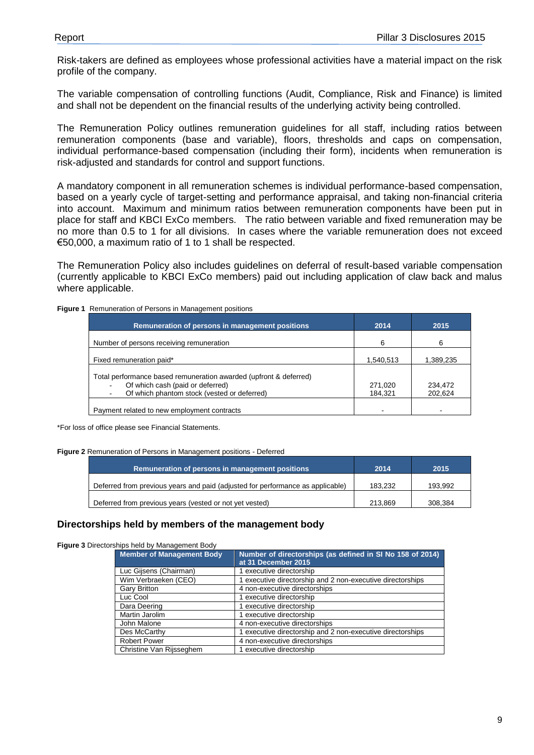Risk-takers are defined as employees whose professional activities have a material impact on the risk profile of the company.

The variable compensation of controlling functions (Audit, Compliance, Risk and Finance) is limited and shall not be dependent on the financial results of the underlying activity being controlled.

The Remuneration Policy outlines remuneration guidelines for all staff, including ratios between remuneration components (base and variable), floors, thresholds and caps on compensation, individual performance-based compensation (including their form), incidents when remuneration is risk-adjusted and standards for control and support functions.

A mandatory component in all remuneration schemes is individual performance-based compensation, based on a yearly cycle of target-setting and performance appraisal, and taking non-financial criteria into account. Maximum and minimum ratios between remuneration components have been put in place for staff and KBCI ExCo members. The ratio between variable and fixed remuneration may be no more than 0.5 to 1 for all divisions. In cases where the variable remuneration does not exceed €50,000, a maximum ratio of 1 to 1 shall be respected.

The Remuneration Policy also includes guidelines on deferral of result-based variable compensation (currently applicable to KBCI ExCo members) paid out including application of claw back and malus where applicable.

**Figure 1** Remuneration of Persons in Management positions

| Remuneration of persons in management positions | 2014 | 2015 |
|---|---|---|
| Number of persons receiving remuneration | 6 | 6 |
| Fixed remuneration paid* | 1,540,513 | 1,389,235 |
| Total performance based remuneration awarded (upfront & deferred) | | |
| - Of which cash (paid or deferred) | 271,020 | 234,472 |
| - Of which phantom stock (vested or deferred) | 184,321 | 202,624 |
| Payment related to new employment contracts | - | - |

*For loss of office please see Financial Statements.

**Figure 2** Remuneration of Persons in Management positions - Deferred

| Remuneration of persons in management positions | 2014 | 2015 |
|---|---|---|
| Deferred from previous years and paid (adjusted for performance as applicable) | 183,232 | 193,992 |
| Deferred from previous years (vested or not yet vested) | 213,869 | 308,384 |

## Directorships held by members of the management body

**Figure 3** Directorships held by Management Body

| Member of Management Body | Number of directorships (as defined in SI No 158 of 2014) at 31 December 2015 |
|---|---|
| Luc Gijsens (Chairman) | 1 executive directorship |
| Wim Verbraeken (CEO) | 1 executive directorship and 2 non-executive directorships |
| Gary Britton | 4 non-executive directorships |
| Luc Cool | 1 executive directorship |
| Dara Deering | 1 executive directorship |
| Martin Jarolim | 1 executive directorship |
| John Malone | 4 non-executive directorships |
| Des McCarthy | 1 executive directorship and 2 non-executive directorships |
| Robert Power | 4 non-executive directorships |
| Christine Van Rijsseghem | 1 executive directorship |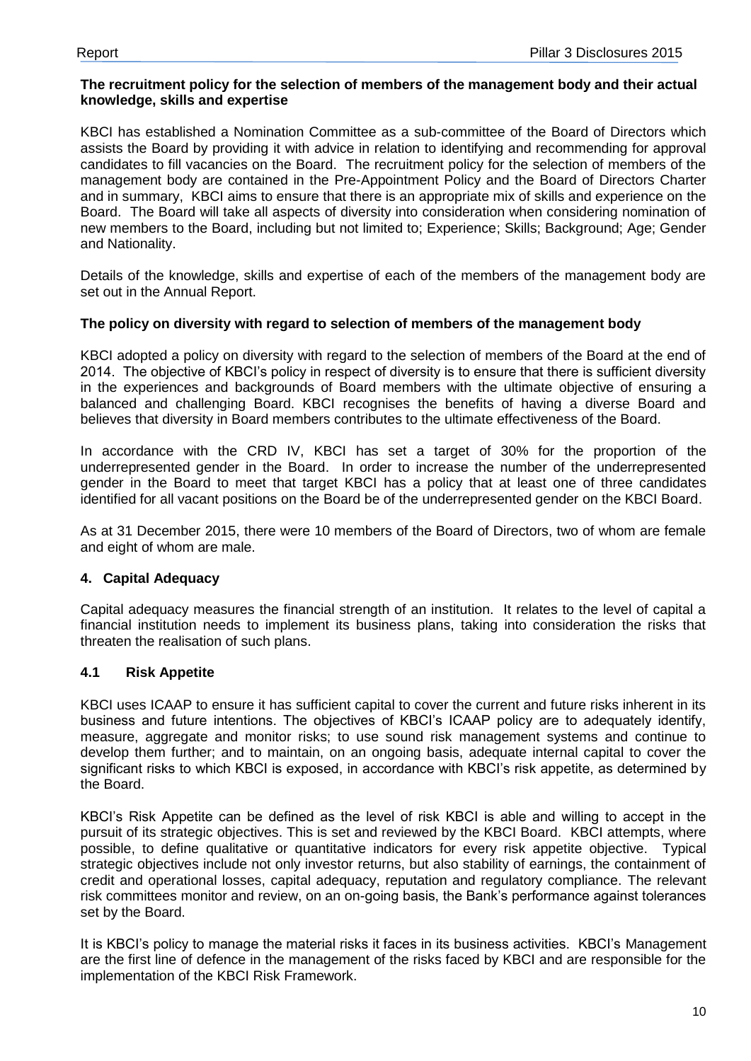**The recruitment policy for the selection of members of the management body and their actual knowledge, skills and expertise**

KBCI has established a Nomination Committee as a sub-committee of the Board of Directors which assists the Board by providing it with advice in relation to identifying and recommending for approval candidates to fill vacancies on the Board. The recruitment policy for the selection of members of the management body are contained in the Pre-Appointment Policy and the Board of Directors Charter and in summary, KBCI aims to ensure that there is an appropriate mix of skills and experience on the Board. The Board will take all aspects of diversity into consideration when considering nomination of new members to the Board, including but not limited to; Experience; Skills; Background; Age; Gender and Nationality.

Details of the knowledge, skills and expertise of each of the members of the management body are set out in the Annual Report.

**The policy on diversity with regard to selection of members of the management body**

KBCI adopted a policy on diversity with regard to the selection of members of the Board at the end of 2014. The objective of KBCI's policy in respect of diversity is to ensure that there is sufficient diversity in the experiences and backgrounds of Board members with the ultimate objective of ensuring a balanced and challenging Board. KBCI recognises the benefits of having a diverse Board and believes that diversity in Board members contributes to the ultimate effectiveness of the Board.

In accordance with the CRD IV, KBCI has set a target of 30% for the proportion of the underrepresented gender in the Board. In order to increase the number of the underrepresented gender in the Board to meet that target KBCI has a policy that at least one of three candidates identified for all vacant positions on the Board be of the underrepresented gender on the KBCI Board.

As at 31 December 2015, there were 10 members of the Board of Directors, two of whom are female and eight of whom are male.

## 4. Capital Adequacy

Capital adequacy measures the financial strength of an institution. It relates to the level of capital a financial institution needs to implement its business plans, taking into consideration the risks that threaten the realisation of such plans.

### 4.1 Risk Appetite

KBCI uses ICAAP to ensure it has sufficient capital to cover the current and future risks inherent in its business and future intentions. The objectives of KBCI's ICAAP policy are to adequately identify, measure, aggregate and monitor risks; to use sound risk management systems and continue to develop them further; and to maintain, on an ongoing basis, adequate internal capital to cover the significant risks to which KBCI is exposed, in accordance with KBCI's risk appetite, as determined by the Board.

KBCI's Risk Appetite can be defined as the level of risk KBCI is able and willing to accept in the pursuit of its strategic objectives. This is set and reviewed by the KBCI Board. KBCI attempts, where possible, to define qualitative or quantitative indicators for every risk appetite objective. Typical strategic objectives include not only investor returns, but also stability of earnings, the containment of credit and operational losses, capital adequacy, reputation and regulatory compliance. The relevant risk committees monitor and review, on an on-going basis, the Bank's performance against tolerances set by the Board.

It is KBCI's policy to manage the material risks it faces in its business activities. KBCI's Management are the first line of defence in the management of the risks faced by KBCI and are responsible for the implementation of the KBCI Risk Framework.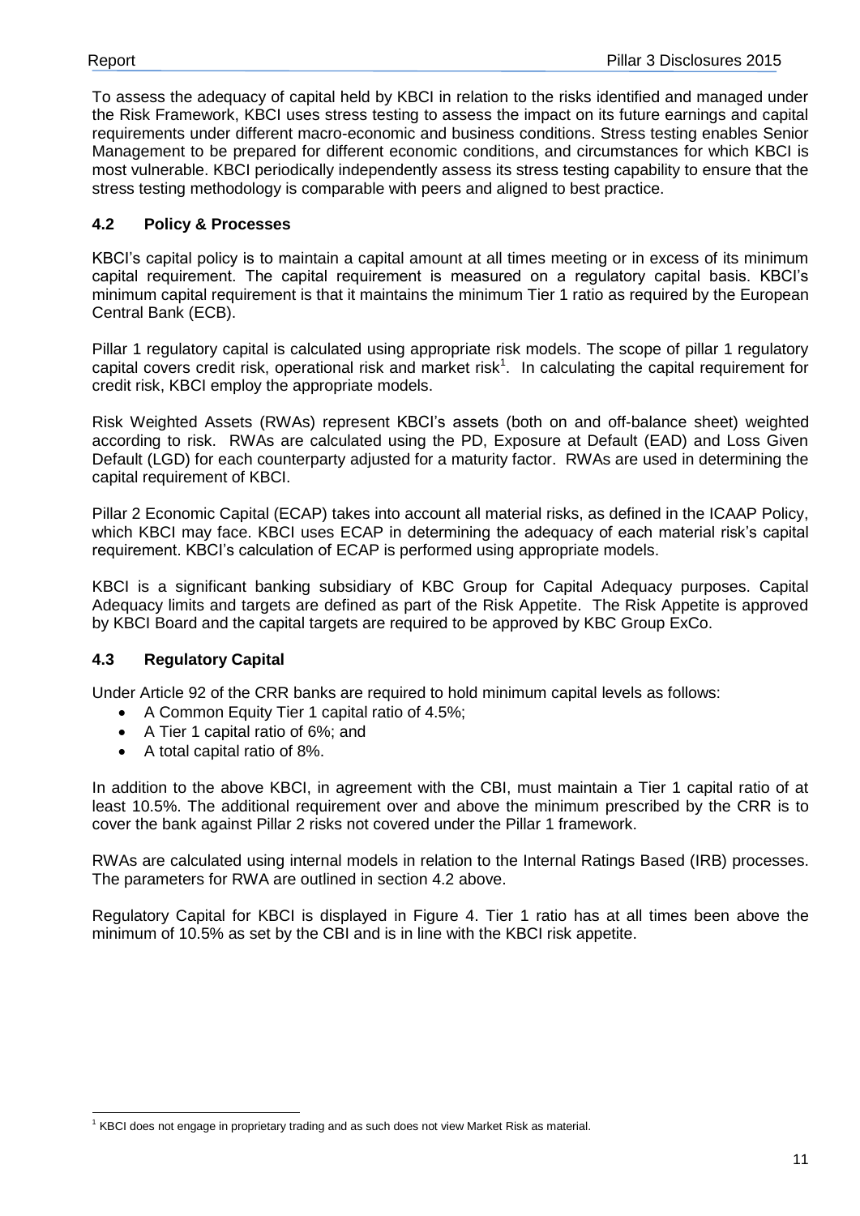To assess the adequacy of capital held by KBCI in relation to the risks identified and managed under the Risk Framework, KBCI uses stress testing to assess the impact on its future earnings and capital requirements under different macro-economic and business conditions. Stress testing enables Senior Management to be prepared for different economic conditions, and circumstances for which KBCI is most vulnerable. KBCI periodically independently assess its stress testing capability to ensure that the stress testing methodology is comparable with peers and aligned to best practice.

### 4.2 Policy & Processes

KBCI's capital policy is to maintain a capital amount at all times meeting or in excess of its minimum capital requirement. The capital requirement is measured on a regulatory capital basis. KBCI's minimum capital requirement is that it maintains the minimum Tier 1 ratio as required by the European Central Bank (ECB).

Pillar 1 regulatory capital is calculated using appropriate risk models. The scope of pillar 1 regulatory capital covers credit risk, operational risk and market risk[1]. In calculating the capital requirement for credit risk, KBCI employ the appropriate models.

Risk Weighted Assets (RWAs) represent KBCI's assets (both on and off-balance sheet) weighted according to risk. RWAs are calculated using the PD, Exposure at Default (EAD) and Loss Given Default (LGD) for each counterparty adjusted for a maturity factor. RWAs are used in determining the capital requirement of KBCI.

Pillar 2 Economic Capital (ECAP) takes into account all material risks, as defined in the ICAAP Policy, which KBCI may face. KBCI uses ECAP in determining the adequacy of each material risk's capital requirement. KBCI's calculation of ECAP is performed using appropriate models.

KBCI is a significant banking subsidiary of KBC Group for Capital Adequacy purposes. Capital Adequacy limits and targets are defined as part of the Risk Appetite. The Risk Appetite is approved by KBCI Board and the capital targets are required to be approved by KBC Group ExCo.

### 4.3 Regulatory Capital

Under Article 92 of the CRR banks are required to hold minimum capital levels as follows:

- A Common Equity Tier 1 capital ratio of 4.5%;
- A Tier 1 capital ratio of 6%; and
- A total capital ratio of 8%.

In addition to the above KBCI, in agreement with the CBI, must maintain a Tier 1 capital ratio of at least 10.5%. The additional requirement over and above the minimum prescribed by the CRR is to cover the bank against Pillar 2 risks not covered under the Pillar 1 framework.

RWAs are calculated using internal models in relation to the Internal Ratings Based (IRB) processes. The parameters for RWA are outlined in section 4.2 above.

Regulatory Capital for KBCI is displayed in Figure 4. Tier 1 ratio has at all times been above the minimum of 10.5% as set by the CBI and is in line with the KBCI risk appetite.

---

[1] KBCI does not engage in proprietary trading and as such does not view Market Risk as material.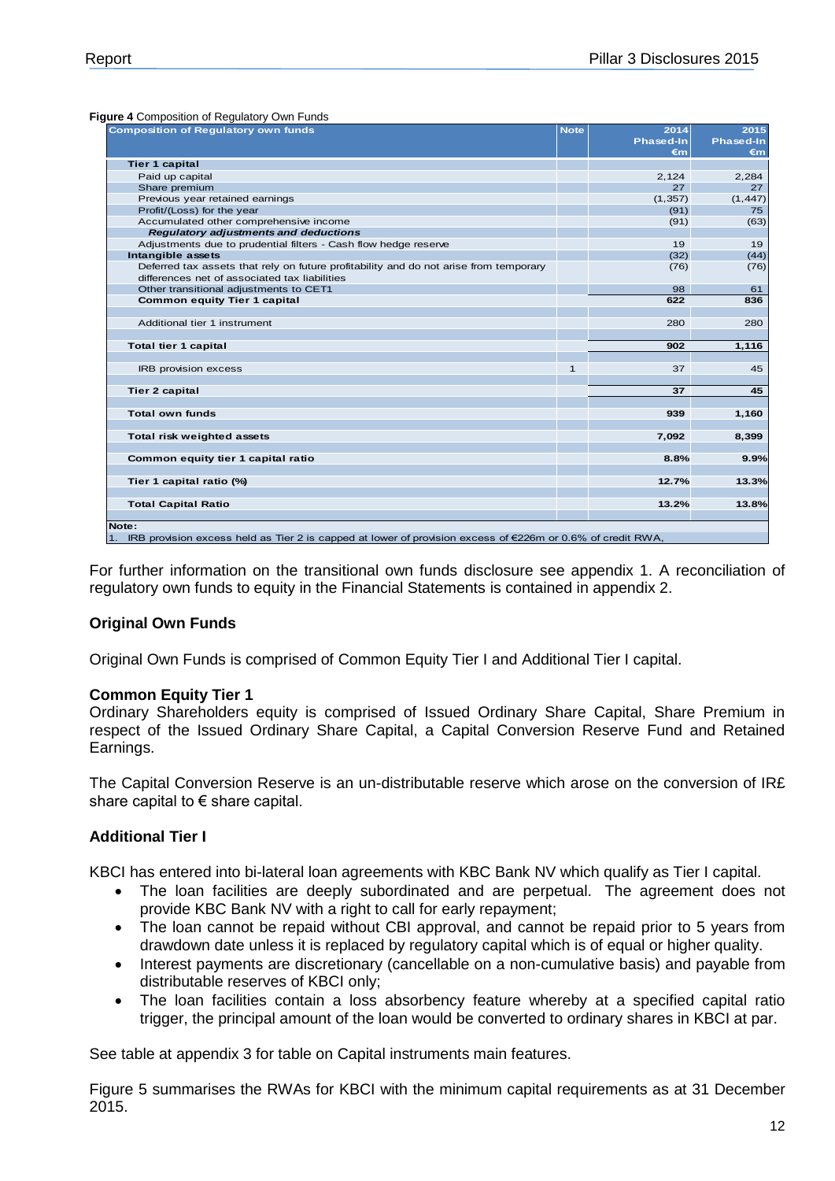**Figure 4** Composition of Regulatory Own Funds

| Composition of Regulatory own funds | Note | 2014 Phased-In €m | 2015 Phased-In €m |
|---|---|---|---|
| **Tier 1 capital** | | | |
| Paid up capital | | 2,124 | 2,284 |
| Share premium | | 27 | 27 |
| Previous year retained earnings | | (1,357) | (1,447) |
| Profit/(Loss) for the year | | (91) | 75 |
| Accumulated other comprehensive income | | (91) | (63) |
| ***Regulatory adjustments and deductions*** | | | |
| Adjustments due to prudential filters - Cash flow hedge reserve | | 19 | 19 |
| **Intangible assets** | | (32) | (44) |
| Deferred tax assets that rely on future profitability and do not arise from temporary differences net of associated tax liabilities | | (76) | (76) |
| Other transitional adjustments to CET1 | | 98 | 61 |
| **Common equity Tier 1 capital** | | **622** | **836** |
| Additional tier 1 instrument | | 280 | 280 |
| **Total tier 1 capital** | | **902** | **1,116** |
| IRB provision excess | 1 | 37 | 45 |
| **Tier 2 capital** | | **37** | **45** |
| **Total own funds** | | **939** | **1,160** |
| **Total risk weighted assets** | | **7,092** | **8,399** |
| **Common equity tier 1 capital ratio** | | **8.8%** | **9.9%** |
| **Tier 1 capital ratio (%)** | | **12.7%** | **13.3%** |
| **Total Capital Ratio** | | **13.2%** | **13.8%** |

**Note:**
1. IRB provision excess held as Tier 2 is capped at lower of provision excess of €226m or 0.6% of credit RWA,

For further information on the transitional own funds disclosure see appendix 1. A reconciliation of regulatory own funds to equity in the Financial Statements is contained in appendix 2.

### Original Own Funds

Original Own Funds is comprised of Common Equity Tier I and Additional Tier I capital.

### Common Equity Tier 1

Ordinary Shareholders equity is comprised of Issued Ordinary Share Capital, Share Premium in respect of the Issued Ordinary Share Capital, a Capital Conversion Reserve Fund and Retained Earnings.

The Capital Conversion Reserve is an un-distributable reserve which arose on the conversion of IR£ share capital to € share capital.

### Additional Tier I

KBCI has entered into bi-lateral loan agreements with KBC Bank NV which qualify as Tier I capital.

- The loan facilities are deeply subordinated and are perpetual. The agreement does not provide KBC Bank NV with a right to call for early repayment;
- The loan cannot be repaid without CBI approval, and cannot be repaid prior to 5 years from drawdown date unless it is replaced by regulatory capital which is of equal or higher quality.
- Interest payments are discretionary (cancellable on a non-cumulative basis) and payable from distributable reserves of KBCI only;
- The loan facilities contain a loss absorbency feature whereby at a specified capital ratio trigger, the principal amount of the loan would be converted to ordinary shares in KBCI at par.

See table at appendix 3 for table on Capital instruments main features.

Figure 5 summarises the RWAs for KBCI with the minimum capital requirements as at 31 December 2015.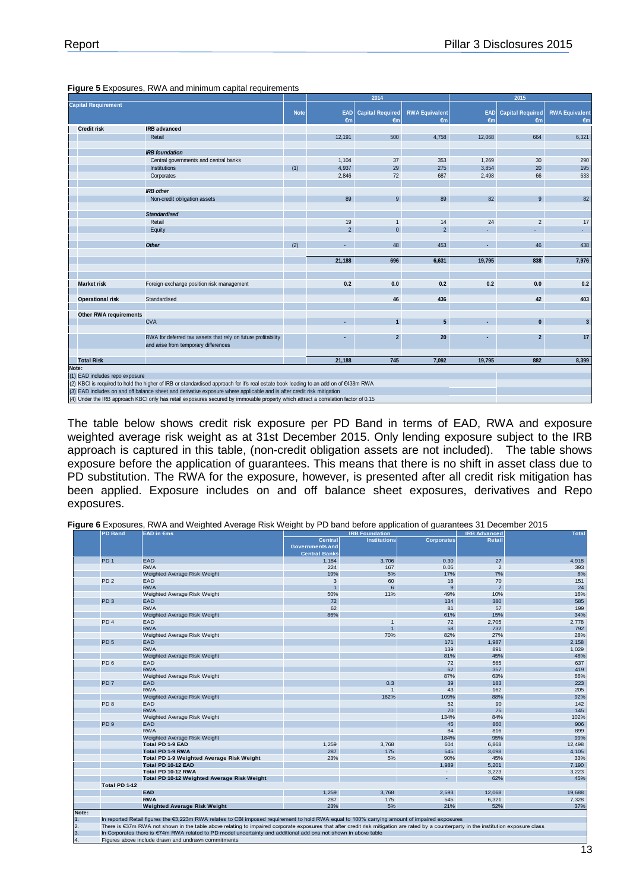**Figure 5** Exposures, RWA and minimum capital requirements

| Capital Requirement | | Note | 2014 EAD €m | 2014 Capital Required €m | 2014 RWA Equivalent €m | 2015 EAD €m | 2015 Capital Required €m | 2015 RWA Equivalent €m |
|---|---|---|---|---|---|---|---|---|
| **Credit risk** | **IRB advanced** | | | | | | | |
| | Retail | | 12,191 | 500 | 4,758 | 12,068 | 664 | 6,321 |
| | ***IRB foundation*** | | | | | | | |
| | Central governments and central banks | | 1,104 | 37 | 353 | 1,269 | 30 | 290 |
| | Institutions | (1) | 4,937 | 29 | 275 | 3,854 | 20 | 195 |
| | Corporates | | 2,846 | 72 | 687 | 2,498 | 66 | 633 |
| | ***IRB other*** | | | | | | | |
| | Non-credit obligation assets | | 89 | 9 | 89 | 82 | 9 | 82 |
| | ***Standardised*** | | | | | | | |
| | Retail | | 19 | 1 | 14 | 24 | 2 | 17 |
| | Equity | | 2 | 0 | 2 | - | - | - |
| | ***Other*** | (2) | - | 48 | 453 | - | 46 | 438 |
| | | | **21,188** | **696** | **6,631** | **19,795** | **838** | **7,976** |
| **Market risk** | Foreign exchange position risk management | | **0.2** | **0.0** | **0.2** | **0.2** | **0.0** | **0.2** |
| **Operational risk** | Standardised | | | **46** | **436** | | **42** | **403** |
| **Other RWA requirements** | | | | | | | | |
| | CVA | | **-** | **1** | **5** | **-** | **0** | **3** |
| | RWA for deferred tax assets that rely on future profitability and arise from temporary differences | | **-** | **2** | **20** | **-** | **2** | **17** |
| **Total Risk** | | | **21,188** | **745** | **7,092** | **19,795** | **882** | **8,399** |

Note:
(1) EAD includes repo exposure
(2) KBCI is required to hold the higher of IRB or standardised approach for it's real estate book leading to an add on of €438m RWA
(3) EAD includes on and off balance sheet and derivative exposure where applicable and is after credit risk mitigation
(4) Under the IRB approach KBCI only has retail exposures secured by immovable property which attract a correlation factor of 0.15

The table below shows credit risk exposure per PD Band in terms of EAD, RWA and exposure weighted average risk weight as at 31st December 2015. Only lending exposure subject to the IRB approach is captured in this table, (non-credit obligation assets are not included). The table shows exposure before the application of guarantees. This means that there is no shift in asset class due to PD substitution. The RWA for the exposure, however, is presented after all credit risk mitigation has been applied. Exposure includes on and off balance sheet exposures, derivatives and Repo exposures.

**Figure 6** Exposures, RWA and Weighted Average Risk Weight by PD band before application of guarantees 31 December 2015

| PD Band | EAD in €ms | IRB Foundation: Central Governments and Central Banks | IRB Foundation: Institutions | IRB Foundation: Corporates | IRB Advanced: Retail | Total |
|---|---|---|---|---|---|---|
| PD 1 | EAD | 1,184 | 3,706 | 0.30 | 27 | 4,918 |
| | RWA | 224 | 167 | 0.05 | 2 | 393 |
| | Weighted Average Risk Weight | 19% | 5% | 17% | 7% | 8% |
| PD 2 | EAD | 3 | 60 | 18 | 70 | 151 |
| | RWA | 1 | 6 | 9 | 7 | 24 |
| | Weighted Average Risk Weight | 50% | 11% | 49% | 10% | 16% |
| PD 3 | EAD | 72 | | 134 | 380 | 585 |
| | RWA | 62 | | 81 | 57 | 199 |
| | Weighted Average Risk Weight | 86% | | 61% | 15% | 34% |
| PD 4 | EAD | | 1 | 72 | 2,705 | 2,778 |
| | RWA | | 1 | 58 | 732 | 792 |
| | Weighted Average Risk Weight | | 70% | 82% | 27% | 28% |
| PD 5 | EAD | | | 171 | 1,987 | 2,158 |
| | RWA | | | 139 | 891 | 1,029 |
| | Weighted Average Risk Weight | | | 81% | 45% | 48% |
| PD 6 | EAD | | | 72 | 565 | 637 |
| | RWA | | | 62 | 357 | 419 |
| | Weighted Average Risk Weight | | | 87% | 63% | 66% |
| PD 7 | EAD | | 0.3 | 39 | 183 | 223 |
| | RWA | | 1 | 43 | 162 | 205 |
| | Weighted Average Risk Weight | | 162% | 109% | 88% | 92% |
| PD 8 | EAD | | | 52 | 90 | 142 |
| | RWA | | | 70 | 75 | 145 |
| | Weighted Average Risk Weight | | | 134% | 84% | 102% |
| PD 9 | EAD | | | 45 | 860 | 906 |
| | RWA | | | 84 | 816 | 899 |
| | Weighted Average Risk Weight | | | 184% | 95% | 99% |
| | **Total PD 1-9 EAD** | 1,259 | 3,768 | 604 | 6,868 | 12,498 |
| | **Total PD 1-9 RWA** | 287 | 175 | 545 | 3,098 | 4,105 |
| | **Total PD 1-9 Weighted Average Risk Weight** | 23% | 5% | 90% | 45% | 33% |
| | **Total PD 10-12 EAD** | | | 1,989 | 5,201 | 7,190 |
| | **Total PD 10-12 RWA** | | | - | 3,223 | 3,223 |
| | **Total PD 10-12 Weighted Average Risk Weight** | | | - | 62% | 45% |
| **Total PD 1-12** | | | | | | |
| | **EAD** | 1,259 | 3,768 | 2,593 | 12,068 | 19,688 |
| | **RWA** | 287 | 175 | 545 | 6,321 | 7,328 |
| | **Weighted Average Risk Weight** | 23% | 5% | 21% | 52% | 37% |

Note:
1. In reported Retail figures the €3,223m RWA relates to CBI imposed requirement to hold RWA equal to 100% carrying amount of impaired exposures
2. There is €37m RWA not shown in the table above relating to impaired corporate exposures that after credit risk mitigation are rated by a counterparty in the institution exposure class
3. In Corporates there is €74m RWA related to PD model uncertainty and additional add ons not shown in above table
4. Figures above include drawn and undrawn commitments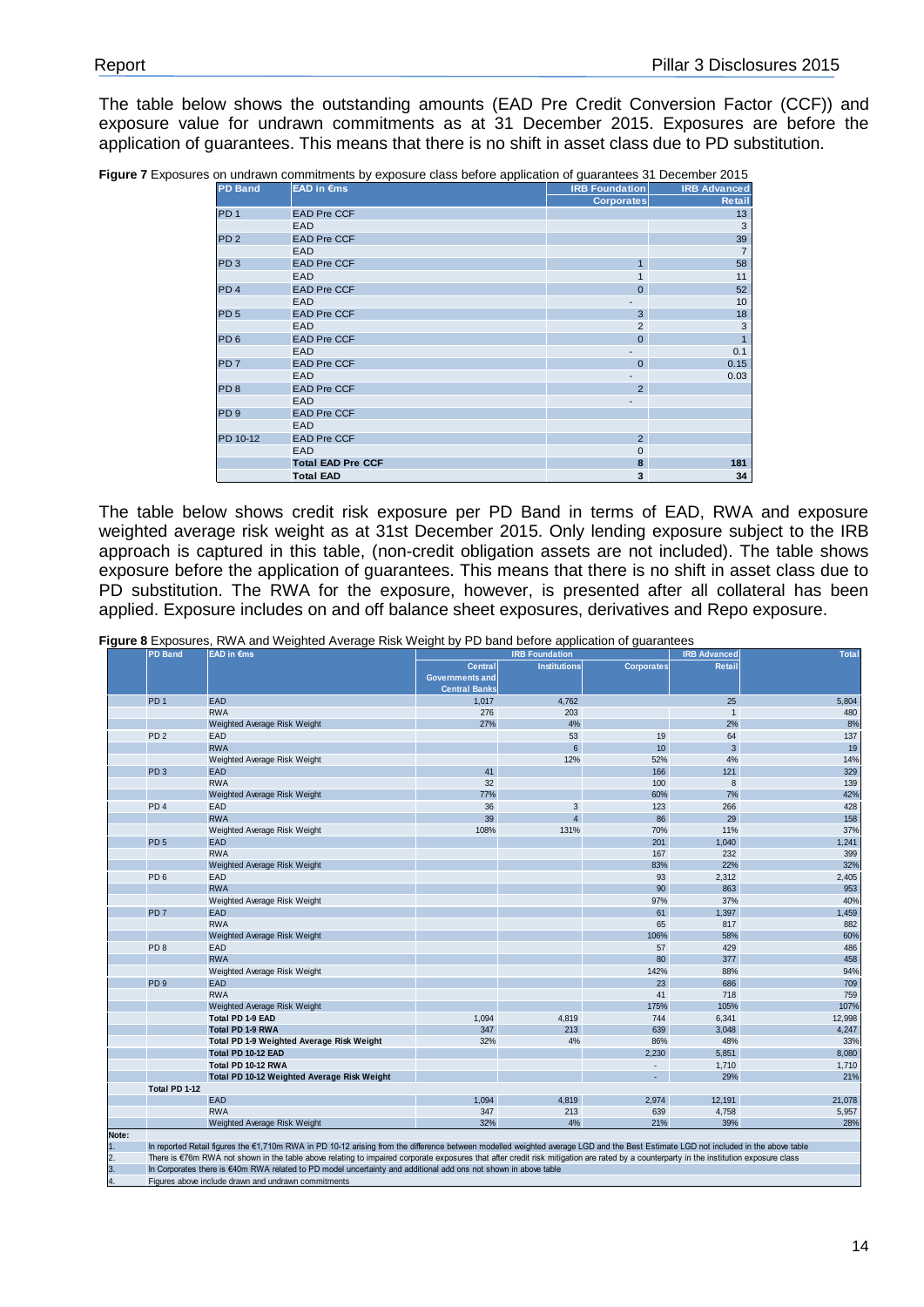The table below shows the outstanding amounts (EAD Pre Credit Conversion Factor (CCF)) and exposure value for undrawn commitments as at 31 December 2015. Exposures are before the application of guarantees. This means that there is no shift in asset class due to PD substitution.

**Figure 7** Exposures on undrawn commitments by exposure class before application of guarantees 31 December 2015

| PD Band | EAD in €ms | IRB Foundation | IRB Advanced |
|---|---|---|---|
| | | Corporates | Retail |
| PD 1 | EAD Pre CCF | | 13 |
| | EAD | | 3 |
| PD 2 | EAD Pre CCF | | 39 |
| | EAD | | 7 |
| PD 3 | EAD Pre CCF | 1 | 58 |
| | EAD | 1 | 11 |
| PD 4 | EAD Pre CCF | 0 | 52 |
| | EAD | - | 10 |
| PD 5 | EAD Pre CCF | 3 | 18 |
| | EAD | 2 | 3 |
| PD 6 | EAD Pre CCF | 0 | 1 |
| | EAD | - | 0.1 |
| PD 7 | EAD Pre CCF | 0 | 0.15 |
| | EAD | - | 0.03 |
| PD 8 | EAD Pre CCF | 2 | |
| | EAD | - | |
| PD 9 | EAD Pre CCF | | |
| | EAD | | |
| PD 10-12 | EAD Pre CCF | 2 | |
| | EAD | 0 | |
| | **Total EAD Pre CCF** | **8** | **181** |
| | **Total EAD** | **3** | **34** |

The table below shows credit risk exposure per PD Band in terms of EAD, RWA and exposure weighted average risk weight as at 31st December 2015. Only lending exposure subject to the IRB approach is captured in this table, (non-credit obligation assets are not included). The table shows exposure before the application of guarantees. This means that there is no shift in asset class due to PD substitution. The RWA for the exposure, however, is presented after all collateral has been applied. Exposure includes on and off balance sheet exposures, derivatives and Repo exposure.

**Figure 8** Exposures, RWA and Weighted Average Risk Weight by PD band before application of guarantees

| PD Band | EAD in €ms | IRB Foundation | | | IRB Advanced | Total |
|---|---|---|---|---|---|---|
| | | Central Governments and Central Banks | Institutions | Corporates | Retail | |
| PD 1 | EAD | 1,017 | 4,762 | | 25 | 5,804 |
| | RWA | 276 | 203 | | 1 | 480 |
| | Weighted Average Risk Weight | 27% | 4% | | 2% | 8% |
| PD 2 | EAD | | 53 | 19 | 64 | 137 |
| | RWA | | 6 | 10 | 3 | 19 |
| | Weighted Average Risk Weight | | 12% | 52% | 4% | 14% |
| PD 3 | EAD | 41 | | 166 | 121 | 329 |
| | RWA | 32 | | 100 | 8 | 139 |
| | Weighted Average Risk Weight | 77% | | 60% | 7% | 42% |
| PD 4 | EAD | 36 | 3 | 123 | 266 | 428 |
| | RWA | 39 | 4 | 86 | 29 | 158 |
| | Weighted Average Risk Weight | 108% | 131% | 70% | 11% | 37% |
| PD 5 | EAD | | | 201 | 1,040 | 1,241 |
| | RWA | | | 167 | 232 | 399 |
| | Weighted Average Risk Weight | | | 83% | 22% | 32% |
| PD 6 | EAD | | | 93 | 2,312 | 2,405 |
| | RWA | | | 90 | 863 | 953 |
| | Weighted Average Risk Weight | | | 97% | 37% | 40% |
| PD 7 | EAD | | | 61 | 1,397 | 1,459 |
| | RWA | | | 65 | 817 | 882 |
| | Weighted Average Risk Weight | | | 106% | 58% | 60% |
| PD 8 | EAD | | | 57 | 429 | 486 |
| | RWA | | | 80 | 377 | 458 |
| | Weighted Average Risk Weight | | | 142% | 88% | 94% |
| PD 9 | EAD | | | 23 | 686 | 709 |
| | RWA | | | 41 | 718 | 759 |
| | Weighted Average Risk Weight | | | 175% | 105% | 107% |
| | **Total PD 1-9 EAD** | 1,094 | 4,819 | 744 | 6,341 | 12,998 |
| | **Total PD 1-9 RWA** | 347 | 213 | 639 | 3,048 | 4,247 |
| | **Total PD 1-9 Weighted Average Risk Weight** | 32% | 4% | 86% | 48% | 33% |
| | **Total PD 10-12 EAD** | | | 2,230 | 5,851 | 8,080 |
| | **Total PD 10-12 RWA** | | | - | 1,710 | 1,710 |
| | **Total PD 10-12 Weighted Average Risk Weight** | | | - | 29% | 21% |
| **Total PD 1-12** | | | | | | |
| | EAD | 1,094 | 4,819 | 2,974 | 12,191 | 21,078 |
| | RWA | 347 | 213 | 639 | 4,758 | 5,957 |
| | Weighted Average Risk Weight | 32% | 4% | 21% | 39% | 28% |

**Note:**

1. In reported Retail figures the €1,710m RWA in PD 10-12 arising from the difference between modelled weighted average LGD and the Best Estimate LGD not included in the above table
2. There is €76m RWA not shown in the table above relating to impaired corporate exposures that after credit risk mitigation are rated by a counterparty in the institution exposure class
3. In Corporates there is €40m RWA related to PD model uncertainty and additional add ons not shown in above table
4. Figures above include drawn and undrawn commitments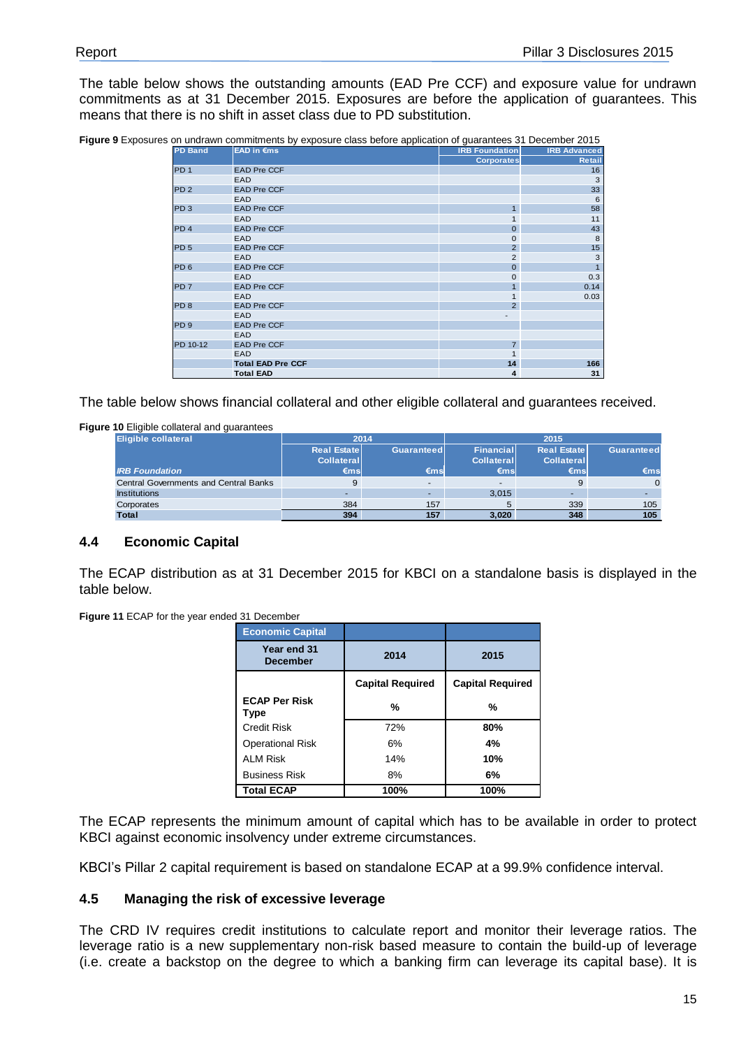The table below shows the outstanding amounts (EAD Pre CCF) and exposure value for undrawn commitments as at 31 December 2015. Exposures are before the application of guarantees. This means that there is no shift in asset class due to PD substitution.

**Figure 9** Exposures on undrawn commitments by exposure class before application of guarantees 31 December 2015

| PD Band | EAD in €ms | IRB Foundation | IRB Advanced |
|---|---|---|---|
| | | Corporates | Retail |
| PD 1 | EAD Pre CCF | | 16 |
| | EAD | | 3 |
| PD 2 | EAD Pre CCF | | 33 |
| | EAD | | 6 |
| PD 3 | EAD Pre CCF | 1 | 58 |
| | EAD | 1 | 11 |
| PD 4 | EAD Pre CCF | 0 | 43 |
| | EAD | 0 | 8 |
| PD 5 | EAD Pre CCF | 2 | 15 |
| | EAD | 2 | 3 |
| PD 6 | EAD Pre CCF | 0 | 1 |
| | EAD | 0 | 0.3 |
| PD 7 | EAD Pre CCF | 1 | 0.14 |
| | EAD | 1 | 0.03 |
| PD 8 | EAD Pre CCF | 2 | |
| | EAD | - | |
| PD 9 | EAD Pre CCF | | |
| | EAD | | |
| PD 10-12 | EAD Pre CCF | 7 | |
| | EAD | 1 | |
| | **Total EAD Pre CCF** | **14** | **166** |
| | **Total EAD** | **4** | **31** |

The table below shows financial collateral and other eligible collateral and guarantees received.

**Figure 10** Eligible collateral and guarantees

| Eligible collateral | 2014 | | 2015 | | |
|---|---|---|---|---|---|
| | Real Estate Collateral | Guaranteed | Financial Collateral | Real Estate Collateral | Guaranteed |
| *IRB Foundation* | €ms | €ms | €ms | €ms | €ms |
| Central Governments and Central Banks | 9 | - | - | 9 | 0 |
| Institutions | - | - | 3,015 | - | - |
| Corporates | 384 | 157 | 5 | 339 | 105 |
| **Total** | **394** | **157** | **3,020** | **348** | **105** |

## 4.4 Economic Capital

The ECAP distribution as at 31 December 2015 for KBCI on a standalone basis is displayed in the table below.

**Figure 11** ECAP for the year ended 31 December

| Economic Capital | | |
|---|---|---|
| **Year end 31 December** | **2014** | **2015** |
| | **Capital Required** | **Capital Required** |
| **ECAP Per Risk Type** | **%** | **%** |
| Credit Risk | 72% | **80%** |
| Operational Risk | 6% | **4%** |
| ALM Risk | 14% | **10%** |
| Business Risk | 8% | **6%** |
| **Total ECAP** | **100%** | **100%** |

The ECAP represents the minimum amount of capital which has to be available in order to protect KBCI against economic insolvency under extreme circumstances.

KBCI's Pillar 2 capital requirement is based on standalone ECAP at a 99.9% confidence interval.

## 4.5 Managing the risk of excessive leverage

The CRD IV requires credit institutions to calculate report and monitor their leverage ratios. The leverage ratio is a new supplementary non-risk based measure to contain the build-up of leverage (i.e. create a backstop on the degree to which a banking firm can leverage its capital base). It is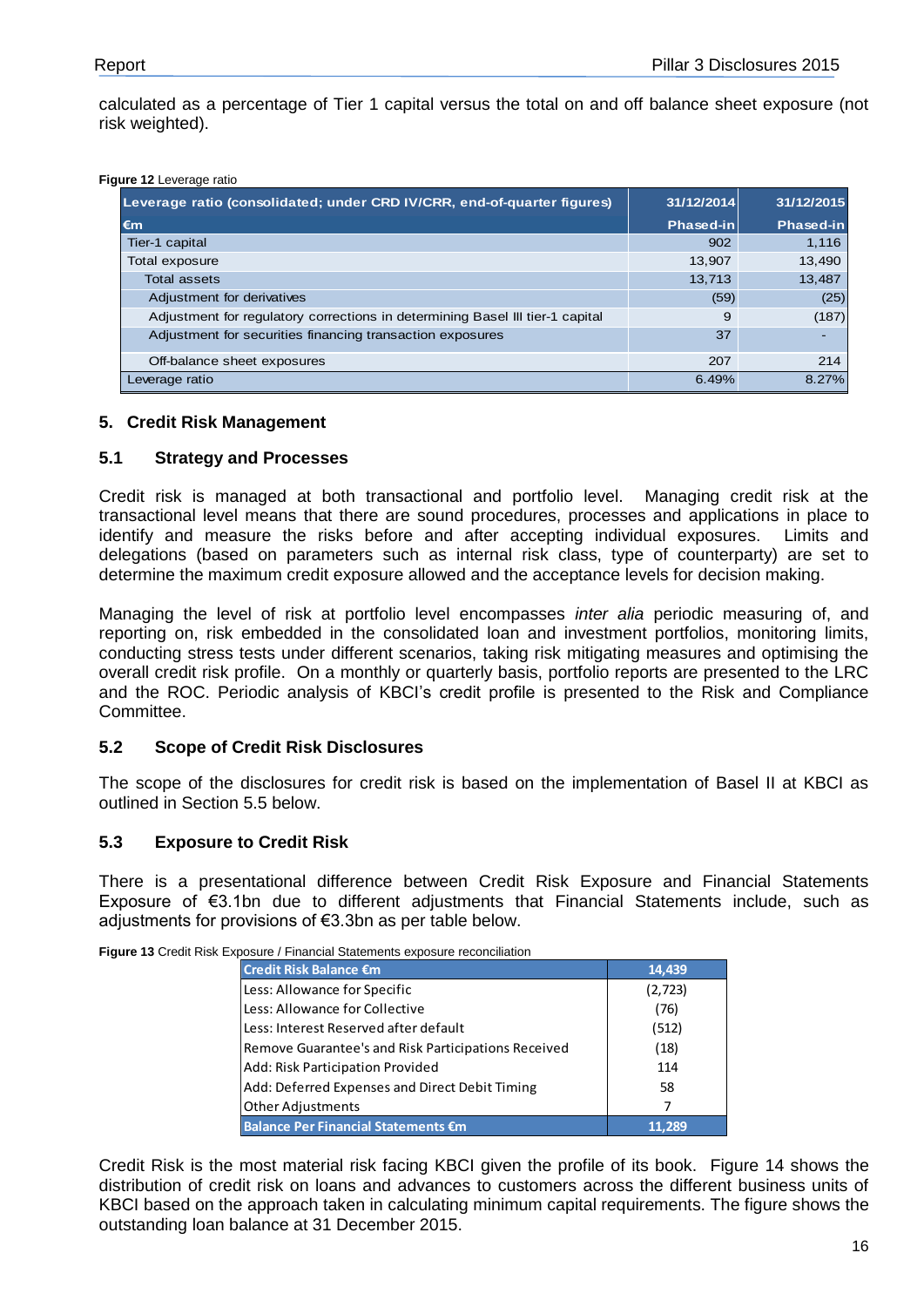calculated as a percentage of Tier 1 capital versus the total on and off balance sheet exposure (not risk weighted).

**Figure 12** Leverage ratio

| Leverage ratio (consolidated; under CRD IV/CRR, end-of-quarter figures) | 31/12/2014 | 31/12/2015 |
|---|---|---|
| €m | Phased-in | Phased-in |
| Tier-1 capital | 902 | 1,116 |
| Total exposure | 13,907 | 13,490 |
| Total assets | 13,713 | 13,487 |
| Adjustment for derivatives | (59) | (25) |
| Adjustment for regulatory corrections in determining Basel III tier-1 capital | 9 | (187) |
| Adjustment for securities financing transaction exposures | 37 | - |
| Off-balance sheet exposures | 207 | 214 |
| Leverage ratio | 6.49% | 8.27% |

## 5. Credit Risk Management

### 5.1 Strategy and Processes

Credit risk is managed at both transactional and portfolio level. Managing credit risk at the transactional level means that there are sound procedures, processes and applications in place to identify and measure the risks before and after accepting individual exposures. Limits and delegations (based on parameters such as internal risk class, type of counterparty) are set to determine the maximum credit exposure allowed and the acceptance levels for decision making.

Managing the level of risk at portfolio level encompasses *inter alia* periodic measuring of, and reporting on, risk embedded in the consolidated loan and investment portfolios, monitoring limits, conducting stress tests under different scenarios, taking risk mitigating measures and optimising the overall credit risk profile. On a monthly or quarterly basis, portfolio reports are presented to the LRC and the ROC. Periodic analysis of KBCI's credit profile is presented to the Risk and Compliance Committee.

### 5.2 Scope of Credit Risk Disclosures

The scope of the disclosures for credit risk is based on the implementation of Basel II at KBCI as outlined in Section 5.5 below.

### 5.3 Exposure to Credit Risk

There is a presentational difference between Credit Risk Exposure and Financial Statements Exposure of €3.1bn due to different adjustments that Financial Statements include, such as adjustments for provisions of €3.3bn as per table below.

**Figure 13** Credit Risk Exposure / Financial Statements exposure reconciliation

| Credit Risk Balance €m | 14,439 |
|---|---|
| Less: Allowance for Specific | (2,723) |
| Less: Allowance for Collective | (76) |
| Less: Interest Reserved after default | (512) |
| Remove Guarantee's and Risk Participations Received | (18) |
| Add: Risk Participation Provided | 114 |
| Add: Deferred Expenses and Direct Debit Timing | 58 |
| Other Adjustments | 7 |
| **Balance Per Financial Statements €m** | **11,289** |

Credit Risk is the most material risk facing KBCI given the profile of its book. Figure 14 shows the distribution of credit risk on loans and advances to customers across the different business units of KBCI based on the approach taken in calculating minimum capital requirements. The figure shows the outstanding loan balance at 31 December 2015.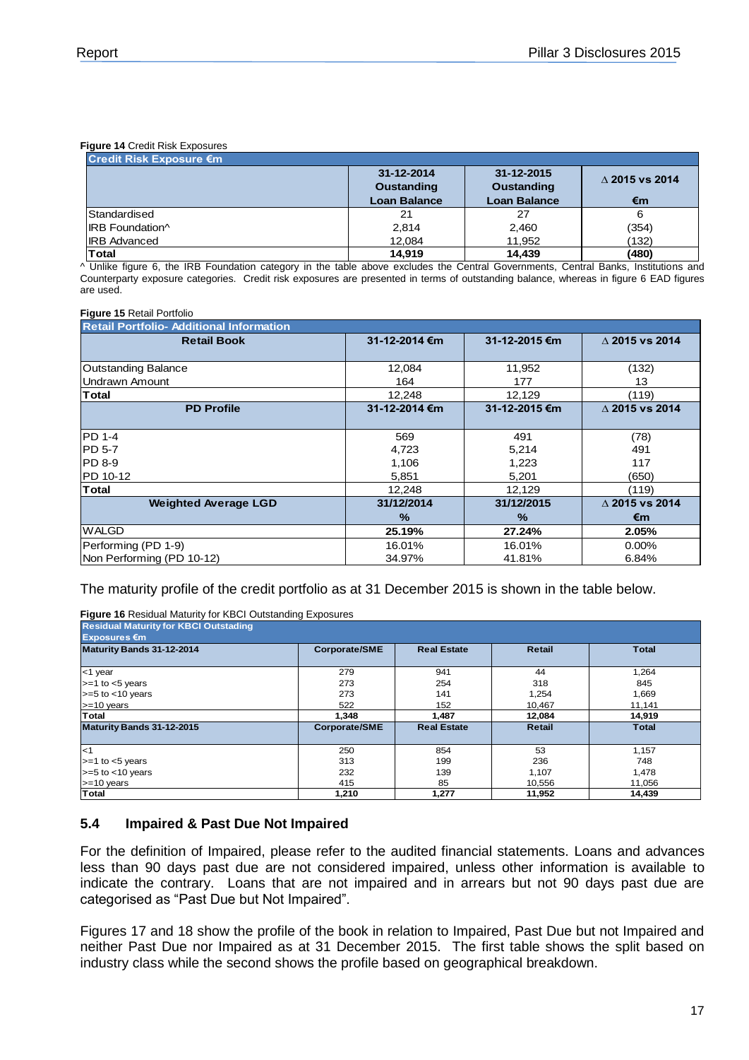**Figure 14** Credit Risk Exposures

| Credit Risk Exposure €m | 31-12-2014 Oustanding Loan Balance | 31-12-2015 Oustanding Loan Balance | ∆ 2015 vs 2014 €m |
|---|---|---|---|
| Standardised | 21 | 27 | 6 |
| IRB Foundation^ | 2,814 | 2,460 | (354) |
| IRB Advanced | 12,084 | 11,952 | (132) |
| **Total** | **14,919** | **14,439** | **(480)** |

^ Unlike figure 6, the IRB Foundation category in the table above excludes the Central Governments, Central Banks, Institutions and Counterparty exposure categories. Credit risk exposures are presented in terms of outstanding balance, whereas in figure 6 EAD figures are used.

**Figure 15** Retail Portfolio

| Retail Portfolio- Additional Information | | | |
|---|---|---|---|
| **Retail Book** | **31-12-2014 €m** | **31-12-2015 €m** | **∆ 2015 vs 2014** |
| Outstanding Balance | 12,084 | 11,952 | (132) |
| Undrawn Amount | 164 | 177 | 13 |
| **Total** | 12,248 | 12,129 | (119) |
| **PD Profile** | **31-12-2014 €m** | **31-12-2015 €m** | **∆ 2015 vs 2014** |
| PD 1-4 | 569 | 491 | (78) |
| PD 5-7 | 4,723 | 5,214 | 491 |
| PD 8-9 | 1,106 | 1,223 | 117 |
| PD 10-12 | 5,851 | 5,201 | (650) |
| **Total** | 12,248 | 12,129 | (119) |
| **Weighted Average LGD** | **31/12/2014 %** | **31/12/2015 %** | **∆ 2015 vs 2014 €m** |
| WALGD | **25.19%** | **27.24%** | **2.05%** |
| Performing (PD 1-9) | 16.01% | 16.01% | 0.00% |
| Non Performing (PD 10-12) | 34.97% | 41.81% | 6.84% |

The maturity profile of the credit portfolio as at 31 December 2015 is shown in the table below.

**Figure 16** Residual Maturity for KBCI Outstanding Exposures

| Residual Maturity for KBCI Outstanding Exposures €m | | | | |
|---|---|---|---|---|
| **Maturity Bands 31-12-2014** | **Corporate/SME** | **Real Estate** | **Retail** | **Total** |
| <1 year | 279 | 941 | 44 | 1,264 |
| >=1 to <5 years | 273 | 254 | 318 | 845 |
| >=5 to <10 years | 273 | 141 | 1,254 | 1,669 |
| >=10 years | 522 | 152 | 10,467 | 11,141 |
| **Total** | **1,348** | **1,487** | **12,084** | **14,919** |
| **Maturity Bands 31-12-2015** | **Corporate/SME** | **Real Estate** | **Retail** | **Total** |
| <1 | 250 | 854 | 53 | 1,157 |
| >=1 to <5 years | 313 | 199 | 236 | 748 |
| >=5 to <10 years | 232 | 139 | 1,107 | 1,478 |
| >=10 years | 415 | 85 | 10,556 | 11,056 |
| **Total** | **1,210** | **1,277** | **11,952** | **14,439** |

## 5.4 Impaired & Past Due Not Impaired

For the definition of Impaired, please refer to the audited financial statements. Loans and advances less than 90 days past due are not considered impaired, unless other information is available to indicate the contrary. Loans that are not impaired and in arrears but not 90 days past due are categorised as "Past Due but Not Impaired".

Figures 17 and 18 show the profile of the book in relation to Impaired, Past Due but not Impaired and neither Past Due nor Impaired as at 31 December 2015. The first table shows the split based on industry class while the second shows the profile based on geographical breakdown.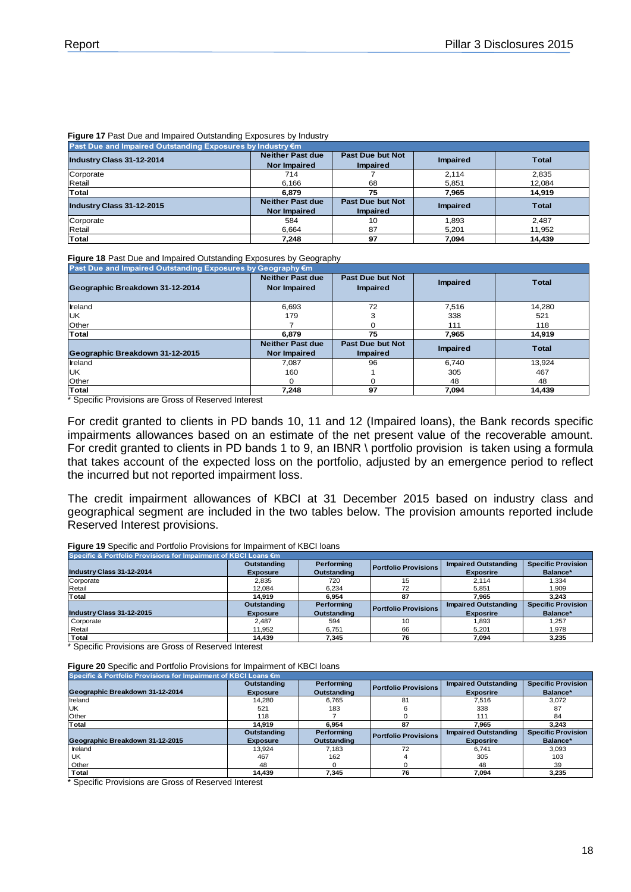**Figure 17** Past Due and Impaired Outstanding Exposures by Industry

| Past Due and Impaired Outstanding Exposures by Industry €m | | | | |
|---|---|---|---|---|
| **Industry Class 31-12-2014** | **Neither Past due Nor Impaired** | **Past Due but Not Impaired** | **Impaired** | **Total** |
| Corporate | 714 | 7 | 2,114 | 2,835 |
| Retail | 6,166 | 68 | 5,851 | 12,084 |
| **Total** | **6,879** | **75** | **7,965** | **14,919** |
| **Industry Class 31-12-2015** | **Neither Past due Nor Impaired** | **Past Due but Not Impaired** | **Impaired** | **Total** |
| Corporate | 584 | 10 | 1,893 | 2,487 |
| Retail | 6,664 | 87 | 5,201 | 11,952 |
| **Total** | **7,248** | **97** | **7,094** | **14,439** |

**Figure 18** Past Due and Impaired Outstanding Exposures by Geography

| Past Due and Impaired Outstanding Exposures by Geography €m | | | | |
|---|---|---|---|---|
| **Geographic Breakdown 31-12-2014** | **Neither Past due Nor Impaired** | **Past Due but Not Impaired** | **Impaired** | **Total** |
| Ireland | 6,693 | 72 | 7,516 | 14,280 |
| UK | 179 | 3 | 338 | 521 |
| Other | 7 | 0 | 111 | 118 |
| **Total** | **6,879** | **75** | **7,965** | **14,919** |
| **Geographic Breakdown 31-12-2015** | **Neither Past due Nor Impaired** | **Past Due but Not Impaired** | **Impaired** | **Total** |
| Ireland | 7,087 | 96 | 6,740 | 13,924 |
| UK | 160 | 1 | 305 | 467 |
| Other | 0 | 0 | 48 | 48 |
| **Total** | **7,248** | **97** | **7,094** | **14,439** |

\* Specific Provisions are Gross of Reserved Interest

For credit granted to clients in PD bands 10, 11 and 12 (Impaired loans), the Bank records specific impairments allowances based on an estimate of the net present value of the recoverable amount. For credit granted to clients in PD bands 1 to 9, an IBNR \ portfolio provision is taken using a formula that takes account of the expected loss on the portfolio, adjusted by an emergence period to reflect the incurred but not reported impairment loss.

The credit impairment allowances of KBCI at 31 December 2015 based on industry class and geographical segment are included in the two tables below. The provision amounts reported include Reserved Interest provisions.

**Figure 19** Specific and Portfolio Provisions for Impairment of KBCI loans

| Specific & Portfolio Provisions for Impairment of KBCI Loans €m | | | | | |
|---|---|---|---|---|---|
| **Industry Class 31-12-2014** | **Outstanding Exposure** | **Performing Outstanding** | **Portfolio Provisions** | **Impaired Outstanding Exposrire** | **Specific Provision Balance*** |
| Corporate | 2,835 | 720 | 15 | 2,114 | 1,334 |
| Retail | 12,084 | 6,234 | 72 | 5,851 | 1,909 |
| **Total** | **14,919** | **6,954** | **87** | **7,965** | **3,243** |
| **Industry Class 31-12-2015** | **Outstanding Exposure** | **Performing Outstanding** | **Portfolio Provisions** | **Impaired Outstanding Exposrire** | **Specific Provision Balance*** |
| Corporate | 2,487 | 594 | 10 | 1,893 | 1,257 |
| Retail | 11,952 | 6,751 | 66 | 5,201 | 1,978 |
| **Total** | **14,439** | **7,345** | **76** | **7,094** | **3,235** |

\* Specific Provisions are Gross of Reserved Interest

**Figure 20** Specific and Portfolio Provisions for Impairment of KBCI loans

| Specific & Portfolio Provisions for Impairment of KBCI Loans €m | | | | | |
|---|---|---|---|---|---|
| **Geographic Breakdown 31-12-2014** | **Outstanding Exposure** | **Performing Outstanding** | **Portfolio Provisions** | **Impaired Outstanding Exposrire** | **Specific Provision Balance*** |
| Ireland | 14,280 | 6,765 | 81 | 7,516 | 3,072 |
| UK | 521 | 183 | 6 | 338 | 87 |
| Other | 118 | 7 | 0 | 111 | 84 |
| **Total** | **14,919** | **6,954** | **87** | **7,965** | **3,243** |
| **Geographic Breakdown 31-12-2015** | **Outstanding Exposure** | **Performing Outstanding** | **Portfolio Provisions** | **Impaired Outstanding Exposrire** | **Specific Provision Balance*** |
| Ireland | 13,924 | 7,183 | 72 | 6,741 | 3,093 |
| UK | 467 | 162 | 4 | 305 | 103 |
| Other | 48 | 0 | 0 | 48 | 39 |
| **Total** | **14,439** | **7,345** | **76** | **7,094** | **3,235** |

\* Specific Provisions are Gross of Reserved Interest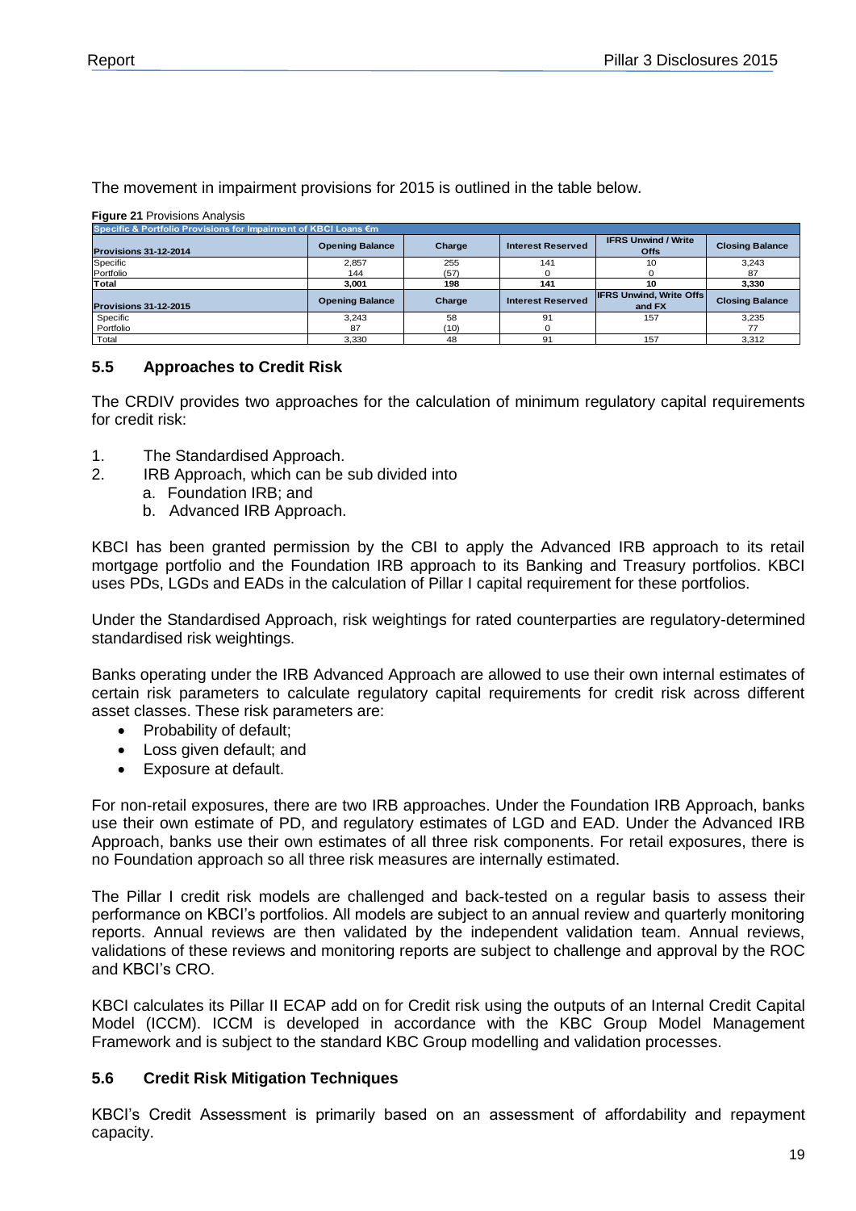The movement in impairment provisions for 2015 is outlined in the table below.

**Figure 21** Provisions Analysis

| Specific & Portfolio Provisions for Impairment of KBCI Loans €m | | | | | |
|---|---|---|---|---|---|
| **Provisions 31-12-2014** | **Opening Balance** | **Charge** | **Interest Reserved** | **IFRS Unwind / Write Offs** | **Closing Balance** |
| Specific | 2,857 | 255 | 141 | 10 | 3,243 |
| Portfolio | 144 | (57) | 0 | 0 | 87 |
| **Total** | **3,001** | **198** | **141** | **10** | **3,330** |
| **Provisions 31-12-2015** | **Opening Balance** | **Charge** | **Interest Reserved** | **IFRS Unwind, Write Offs and FX** | **Closing Balance** |
| Specific | 3,243 | 58 | 91 | 157 | 3,235 |
| Portfolio | 87 | (10) | 0 | | 77 |
| Total | 3,330 | 48 | 91 | 157 | 3,312 |

### 5.5 Approaches to Credit Risk

The CRDIV provides two approaches for the calculation of minimum regulatory capital requirements for credit risk:

1. The Standardised Approach.
2. IRB Approach, which can be sub divided into
   a. Foundation IRB; and
   b. Advanced IRB Approach.

KBCI has been granted permission by the CBI to apply the Advanced IRB approach to its retail mortgage portfolio and the Foundation IRB approach to its Banking and Treasury portfolios. KBCI uses PDs, LGDs and EADs in the calculation of Pillar I capital requirement for these portfolios.

Under the Standardised Approach, risk weightings for rated counterparties are regulatory-determined standardised risk weightings.

Banks operating under the IRB Advanced Approach are allowed to use their own internal estimates of certain risk parameters to calculate regulatory capital requirements for credit risk across different asset classes. These risk parameters are:

- Probability of default;
- Loss given default; and
- Exposure at default.

For non-retail exposures, there are two IRB approaches. Under the Foundation IRB Approach, banks use their own estimate of PD, and regulatory estimates of LGD and EAD. Under the Advanced IRB Approach, banks use their own estimates of all three risk components. For retail exposures, there is no Foundation approach so all three risk measures are internally estimated.

The Pillar I credit risk models are challenged and back-tested on a regular basis to assess their performance on KBCI's portfolios. All models are subject to an annual review and quarterly monitoring reports. Annual reviews are then validated by the independent validation team. Annual reviews, validations of these reviews and monitoring reports are subject to challenge and approval by the ROC and KBCI's CRO.

KBCI calculates its Pillar II ECAP add on for Credit risk using the outputs of an Internal Credit Capital Model (ICCM). ICCM is developed in accordance with the KBC Group Model Management Framework and is subject to the standard KBC Group modelling and validation processes.

### 5.6 Credit Risk Mitigation Techniques

KBCI's Credit Assessment is primarily based on an assessment of affordability and repayment capacity.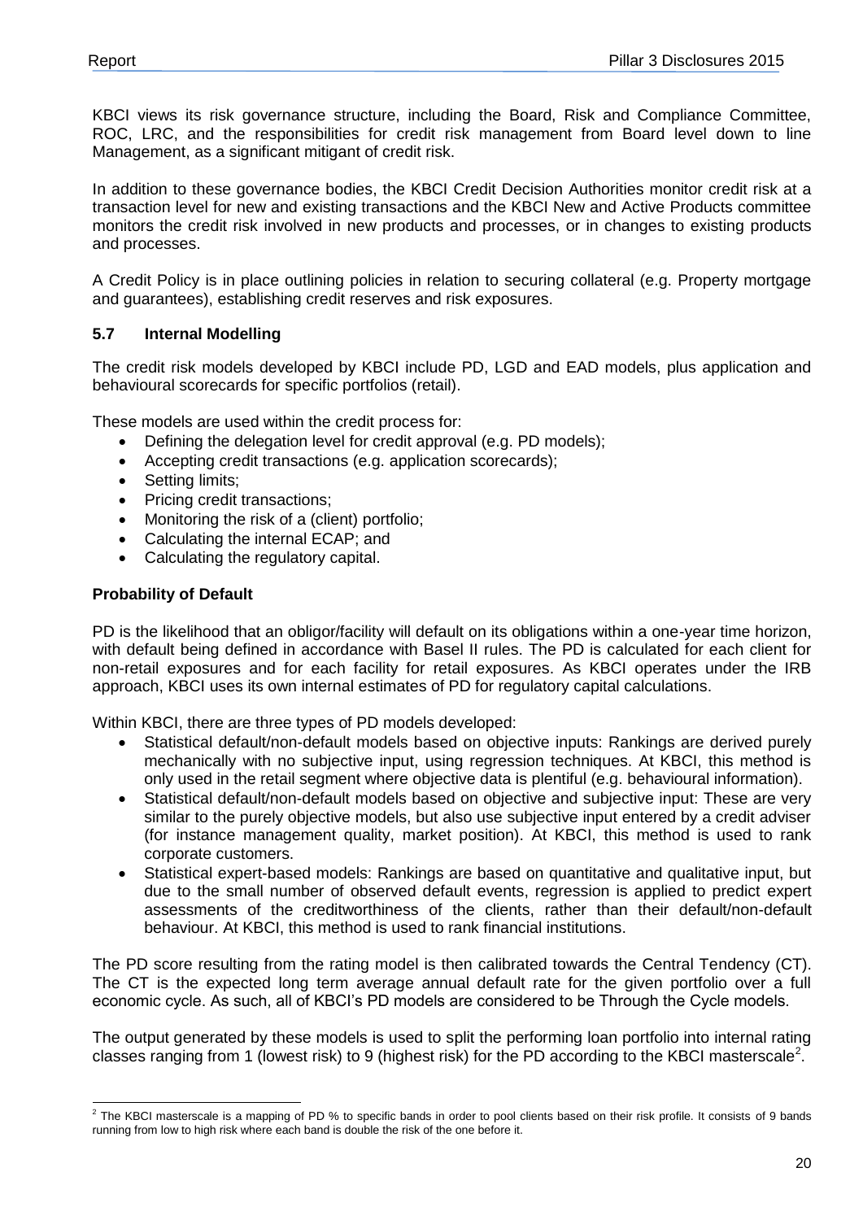KBCI views its risk governance structure, including the Board, Risk and Compliance Committee, ROC, LRC, and the responsibilities for credit risk management from Board level down to line Management, as a significant mitigant of credit risk.

In addition to these governance bodies, the KBCI Credit Decision Authorities monitor credit risk at a transaction level for new and existing transactions and the KBCI New and Active Products committee monitors the credit risk involved in new products and processes, or in changes to existing products and processes.

A Credit Policy is in place outlining policies in relation to securing collateral (e.g. Property mortgage and guarantees), establishing credit reserves and risk exposures.

### 5.7 Internal Modelling

The credit risk models developed by KBCI include PD, LGD and EAD models, plus application and behavioural scorecards for specific portfolios (retail).

These models are used within the credit process for:

- Defining the delegation level for credit approval (e.g. PD models);
- Accepting credit transactions (e.g. application scorecards);
- Setting limits;
- Pricing credit transactions;
- Monitoring the risk of a (client) portfolio;
- Calculating the internal ECAP; and
- Calculating the regulatory capital.

**Probability of Default**

PD is the likelihood that an obligor/facility will default on its obligations within a one-year time horizon, with default being defined in accordance with Basel II rules. The PD is calculated for each client for non-retail exposures and for each facility for retail exposures. As KBCI operates under the IRB approach, KBCI uses its own internal estimates of PD for regulatory capital calculations.

Within KBCI, there are three types of PD models developed:

- Statistical default/non-default models based on objective inputs: Rankings are derived purely mechanically with no subjective input, using regression techniques. At KBCI, this method is only used in the retail segment where objective data is plentiful (e.g. behavioural information).
- Statistical default/non-default models based on objective and subjective input: These are very similar to the purely objective models, but also use subjective input entered by a credit adviser (for instance management quality, market position). At KBCI, this method is used to rank corporate customers.
- Statistical expert-based models: Rankings are based on quantitative and qualitative input, but due to the small number of observed default events, regression is applied to predict expert assessments of the creditworthiness of the clients, rather than their default/non-default behaviour. At KBCI, this method is used to rank financial institutions.

The PD score resulting from the rating model is then calibrated towards the Central Tendency (CT). The CT is the expected long term average annual default rate for the given portfolio over a full economic cycle. As such, all of KBCI's PD models are considered to be Through the Cycle models.

The output generated by these models is used to split the performing loan portfolio into internal rating classes ranging from 1 (lowest risk) to 9 (highest risk) for the PD according to the KBCI masterscale[2].

---

[2] The KBCI masterscale is a mapping of PD % to specific bands in order to pool clients based on their risk profile. It consists of 9 bands running from low to high risk where each band is double the risk of the one before it.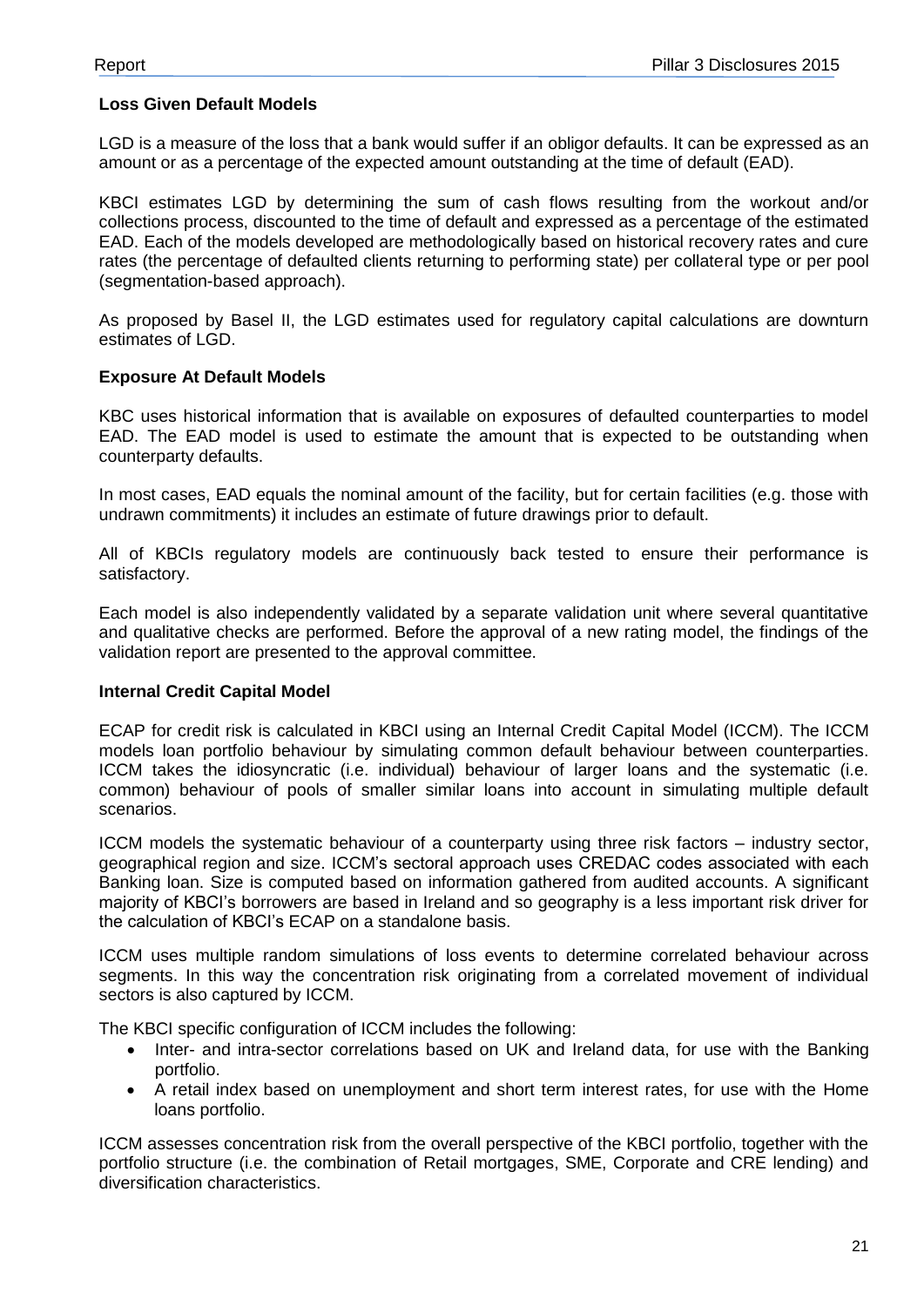**Loss Given Default Models**

LGD is a measure of the loss that a bank would suffer if an obligor defaults. It can be expressed as an amount or as a percentage of the expected amount outstanding at the time of default (EAD).

KBCI estimates LGD by determining the sum of cash flows resulting from the workout and/or collections process, discounted to the time of default and expressed as a percentage of the estimated EAD. Each of the models developed are methodologically based on historical recovery rates and cure rates (the percentage of defaulted clients returning to performing state) per collateral type or per pool (segmentation-based approach).

As proposed by Basel II, the LGD estimates used for regulatory capital calculations are downturn estimates of LGD.

**Exposure At Default Models**

KBC uses historical information that is available on exposures of defaulted counterparties to model EAD. The EAD model is used to estimate the amount that is expected to be outstanding when counterparty defaults.

In most cases, EAD equals the nominal amount of the facility, but for certain facilities (e.g. those with undrawn commitments) it includes an estimate of future drawings prior to default.

All of KBCIs regulatory models are continuously back tested to ensure their performance is satisfactory.

Each model is also independently validated by a separate validation unit where several quantitative and qualitative checks are performed. Before the approval of a new rating model, the findings of the validation report are presented to the approval committee.

**Internal Credit Capital Model**

ECAP for credit risk is calculated in KBCI using an Internal Credit Capital Model (ICCM). The ICCM models loan portfolio behaviour by simulating common default behaviour between counterparties. ICCM takes the idiosyncratic (i.e. individual) behaviour of larger loans and the systematic (i.e. common) behaviour of pools of smaller similar loans into account in simulating multiple default scenarios.

ICCM models the systematic behaviour of a counterparty using three risk factors – industry sector, geographical region and size. ICCM's sectoral approach uses CREDAC codes associated with each Banking loan. Size is computed based on information gathered from audited accounts. A significant majority of KBCI's borrowers are based in Ireland and so geography is a less important risk driver for the calculation of KBCI's ECAP on a standalone basis.

ICCM uses multiple random simulations of loss events to determine correlated behaviour across segments. In this way the concentration risk originating from a correlated movement of individual sectors is also captured by ICCM.

The KBCI specific configuration of ICCM includes the following:

- Inter- and intra-sector correlations based on UK and Ireland data, for use with the Banking portfolio.
- A retail index based on unemployment and short term interest rates, for use with the Home loans portfolio.

ICCM assesses concentration risk from the overall perspective of the KBCI portfolio, together with the portfolio structure (i.e. the combination of Retail mortgages, SME, Corporate and CRE lending) and diversification characteristics.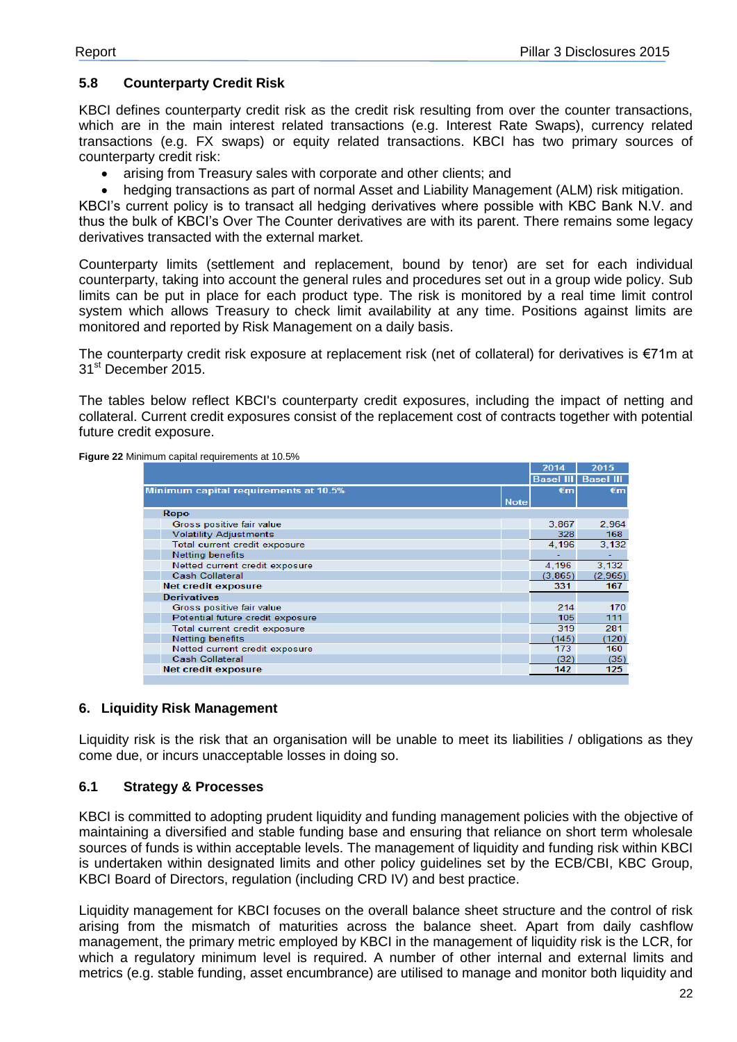### 5.8 Counterparty Credit Risk

KBCI defines counterparty credit risk as the credit risk resulting from over the counter transactions, which are in the main interest related transactions (e.g. Interest Rate Swaps), currency related transactions (e.g. FX swaps) or equity related transactions. KBCI has two primary sources of counterparty credit risk:

- arising from Treasury sales with corporate and other clients; and
- hedging transactions as part of normal Asset and Liability Management (ALM) risk mitigation.

KBCI's current policy is to transact all hedging derivatives where possible with KBC Bank N.V. and thus the bulk of KBCI's Over The Counter derivatives are with its parent. There remains some legacy derivatives transacted with the external market.

Counterparty limits (settlement and replacement, bound by tenor) are set for each individual counterparty, taking into account the general rules and procedures set out in a group wide policy. Sub limits can be put in place for each product type. The risk is monitored by a real time limit control system which allows Treasury to check limit availability at any time. Positions against limits are monitored and reported by Risk Management on a daily basis.

The counterparty credit risk exposure at replacement risk (net of collateral) for derivatives is €71m at 31st December 2015.

The tables below reflect KBCI's counterparty credit exposures, including the impact of netting and collateral. Current credit exposures consist of the replacement cost of contracts together with potential future credit exposure.

**Figure 22** Minimum capital requirements at 10.5%

| | | 2014 | 2015 |
|---|---|---|---|
| | | Basel III | Basel III |
| **Minimum capital requirements at 10.5%** | Note | €m | €m |
| **Repo** | | | |
| Gross positive fair value | | 3,867 | 2,964 |
| Volatility Adjustments | | 328 | 168 |
| Total current credit exposure | | 4,196 | 3,132 |
| Netting benefits | | - | - |
| Netted current credit exposure | | 4,196 | 3,132 |
| Cash Collateral | | (3,865) | (2,965) |
| **Net credit exposure** | | **331** | **167** |
| **Derivatives** | | | |
| Gross positive fair value | | 214 | 170 |
| Potential future credit exposure | | 105 | 111 |
| Total current credit exposure | | 319 | 281 |
| Netting benefits | | (145) | (120) |
| Netted current credit exposure | | 173 | 160 |
| Cash Collateral | | (32) | (35) |
| **Net credit exposure** | | **142** | **125** |

## 6. Liquidity Risk Management

Liquidity risk is the risk that an organisation will be unable to meet its liabilities / obligations as they come due, or incurs unacceptable losses in doing so.

### 6.1 Strategy & Processes

KBCI is committed to adopting prudent liquidity and funding management policies with the objective of maintaining a diversified and stable funding base and ensuring that reliance on short term wholesale sources of funds is within acceptable levels. The management of liquidity and funding risk within KBCI is undertaken within designated limits and other policy guidelines set by the ECB/CBI, KBC Group, KBCI Board of Directors, regulation (including CRD IV) and best practice.

Liquidity management for KBCI focuses on the overall balance sheet structure and the control of risk arising from the mismatch of maturities across the balance sheet. Apart from daily cashflow management, the primary metric employed by KBCI in the management of liquidity risk is the LCR, for which a regulatory minimum level is required. A number of other internal and external limits and metrics (e.g. stable funding, asset encumbrance) are utilised to manage and monitor both liquidity and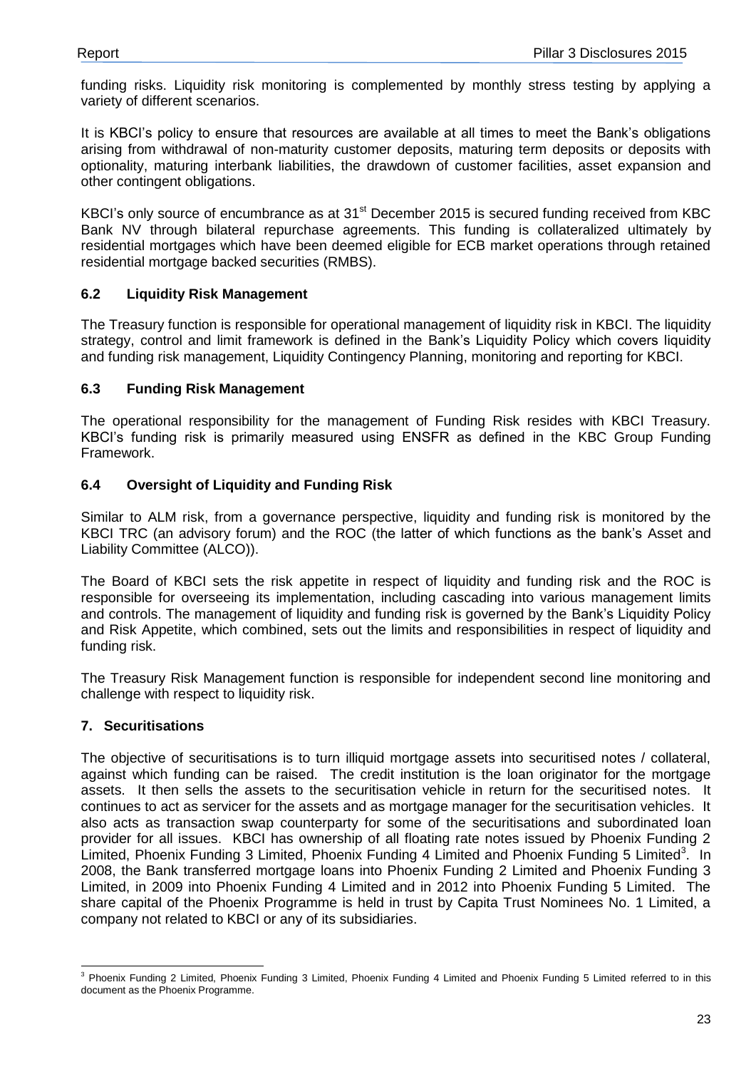funding risks. Liquidity risk monitoring is complemented by monthly stress testing by applying a variety of different scenarios.

It is KBCI's policy to ensure that resources are available at all times to meet the Bank's obligations arising from withdrawal of non-maturity customer deposits, maturing term deposits or deposits with optionality, maturing interbank liabilities, the drawdown of customer facilities, asset expansion and other contingent obligations.

KBCI's only source of encumbrance as at 31st December 2015 is secured funding received from KBC Bank NV through bilateral repurchase agreements. This funding is collateralized ultimately by residential mortgages which have been deemed eligible for ECB market operations through retained residential mortgage backed securities (RMBS).

### 6.2 Liquidity Risk Management

The Treasury function is responsible for operational management of liquidity risk in KBCI. The liquidity strategy, control and limit framework is defined in the Bank's Liquidity Policy which covers liquidity and funding risk management, Liquidity Contingency Planning, monitoring and reporting for KBCI.

### 6.3 Funding Risk Management

The operational responsibility for the management of Funding Risk resides with KBCI Treasury. KBCI's funding risk is primarily measured using ENSFR as defined in the KBC Group Funding Framework.

### 6.4 Oversight of Liquidity and Funding Risk

Similar to ALM risk, from a governance perspective, liquidity and funding risk is monitored by the KBCI TRC (an advisory forum) and the ROC (the latter of which functions as the bank's Asset and Liability Committee (ALCO)).

The Board of KBCI sets the risk appetite in respect of liquidity and funding risk and the ROC is responsible for overseeing its implementation, including cascading into various management limits and controls. The management of liquidity and funding risk is governed by the Bank's Liquidity Policy and Risk Appetite, which combined, sets out the limits and responsibilities in respect of liquidity and funding risk.

The Treasury Risk Management function is responsible for independent second line monitoring and challenge with respect to liquidity risk.

## 7. Securitisations

The objective of securitisations is to turn illiquid mortgage assets into securitised notes / collateral, against which funding can be raised. The credit institution is the loan originator for the mortgage assets. It then sells the assets to the securitisation vehicle in return for the securitised notes. It continues to act as servicer for the assets and as mortgage manager for the securitisation vehicles. It also acts as transaction swap counterparty for some of the securitisations and subordinated loan provider for all issues. KBCI has ownership of all floating rate notes issued by Phoenix Funding 2 Limited, Phoenix Funding 3 Limited, Phoenix Funding 4 Limited and Phoenix Funding 5 Limited[3]. In 2008, the Bank transferred mortgage loans into Phoenix Funding 2 Limited and Phoenix Funding 3 Limited, in 2009 into Phoenix Funding 4 Limited and in 2012 into Phoenix Funding 5 Limited. The share capital of the Phoenix Programme is held in trust by Capita Trust Nominees No. 1 Limited, a company not related to KBCI or any of its subsidiaries.

[3] Phoenix Funding 2 Limited, Phoenix Funding 3 Limited, Phoenix Funding 4 Limited and Phoenix Funding 5 Limited referred to in this document as the Phoenix Programme.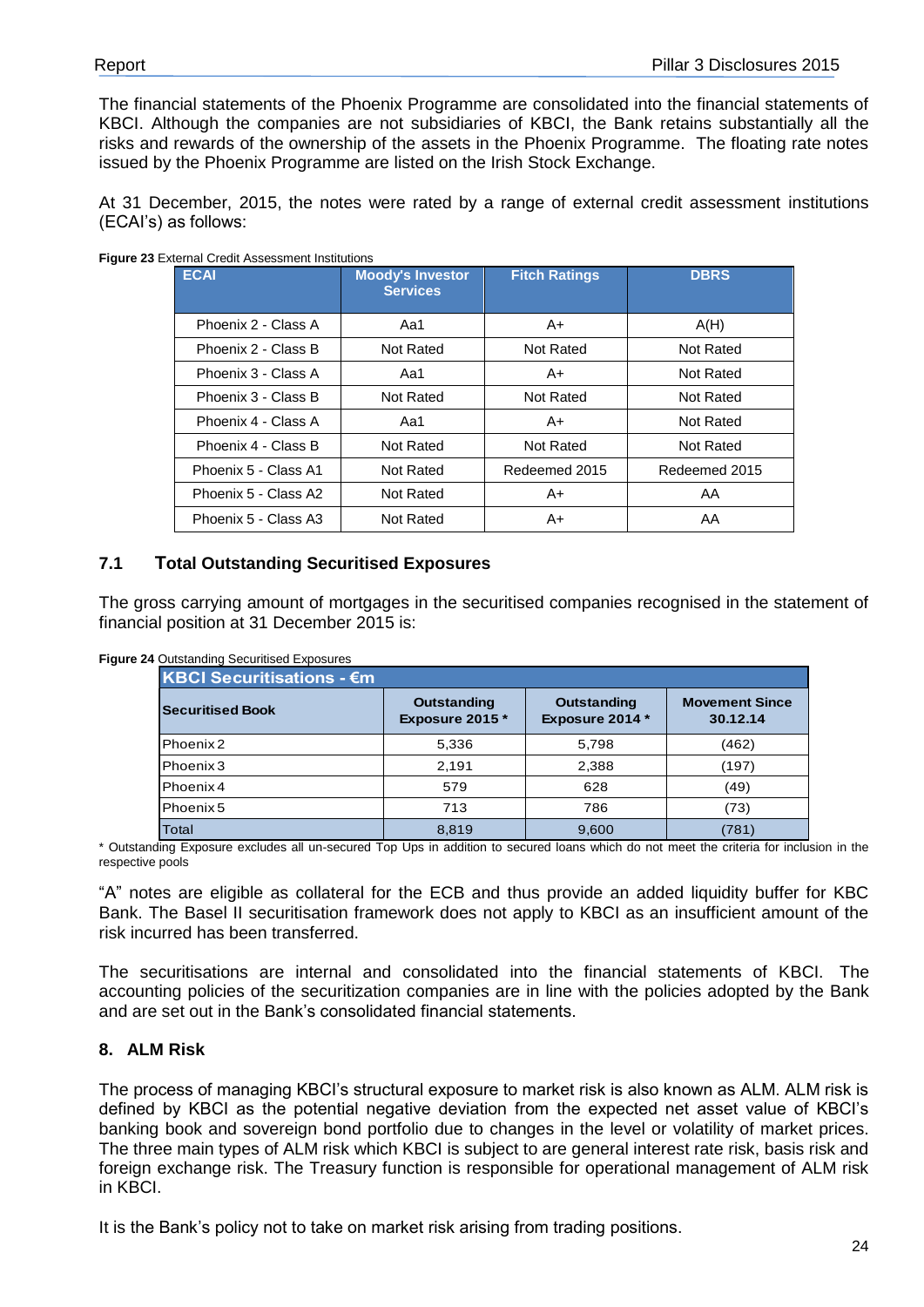The financial statements of the Phoenix Programme are consolidated into the financial statements of KBCI. Although the companies are not subsidiaries of KBCI, the Bank retains substantially all the risks and rewards of the ownership of the assets in the Phoenix Programme. The floating rate notes issued by the Phoenix Programme are listed on the Irish Stock Exchange.

At 31 December, 2015, the notes were rated by a range of external credit assessment institutions (ECAI's) as follows:

**Figure 23** External Credit Assessment Institutions

| ECAI | Moody's Investor Services | Fitch Ratings | DBRS |
|---|---|---|---|
| Phoenix 2 - Class A | Aa1 | A+ | A(H) |
| Phoenix 2 - Class B | Not Rated | Not Rated | Not Rated |
| Phoenix 3 - Class A | Aa1 | A+ | Not Rated |
| Phoenix 3 - Class B | Not Rated | Not Rated | Not Rated |
| Phoenix 4 - Class A | Aa1 | A+ | Not Rated |
| Phoenix 4 - Class B | Not Rated | Not Rated | Not Rated |
| Phoenix 5 - Class A1 | Not Rated | Redeemed 2015 | Redeemed 2015 |
| Phoenix 5 - Class A2 | Not Rated | A+ | AA |
| Phoenix 5 - Class A3 | Not Rated | A+ | AA |

## 7.1 Total Outstanding Securitised Exposures

The gross carrying amount of mortgages in the securitised companies recognised in the statement of financial position at 31 December 2015 is:

**Figure 24** Outstanding Securitised Exposures

| KBCI Securitisations - €m | | | |
|---|---|---|---|
| Securitised Book | Outstanding Exposure 2015 * | Outstanding Exposure 2014 * | Movement Since 30.12.14 |
| Phoenix 2 | 5,336 | 5,798 | (462) |
| Phoenix 3 | 2,191 | 2,388 | (197) |
| Phoenix 4 | 579 | 628 | (49) |
| Phoenix 5 | 713 | 786 | (73) |
| Total | 8,819 | 9,600 | (781) |

\* Outstanding Exposure excludes all un-secured Top Ups in addition to secured loans which do not meet the criteria for inclusion in the respective pools

"A" notes are eligible as collateral for the ECB and thus provide an added liquidity buffer for KBC Bank. The Basel II securitisation framework does not apply to KBCI as an insufficient amount of the risk incurred has been transferred.

The securitisations are internal and consolidated into the financial statements of KBCI. The accounting policies of the securitization companies are in line with the policies adopted by the Bank and are set out in the Bank's consolidated financial statements.

## 8. ALM Risk

The process of managing KBCI's structural exposure to market risk is also known as ALM. ALM risk is defined by KBCI as the potential negative deviation from the expected net asset value of KBCI's banking book and sovereign bond portfolio due to changes in the level or volatility of market prices. The three main types of ALM risk which KBCI is subject to are general interest rate risk, basis risk and foreign exchange risk. The Treasury function is responsible for operational management of ALM risk in KBCI.

It is the Bank's policy not to take on market risk arising from trading positions.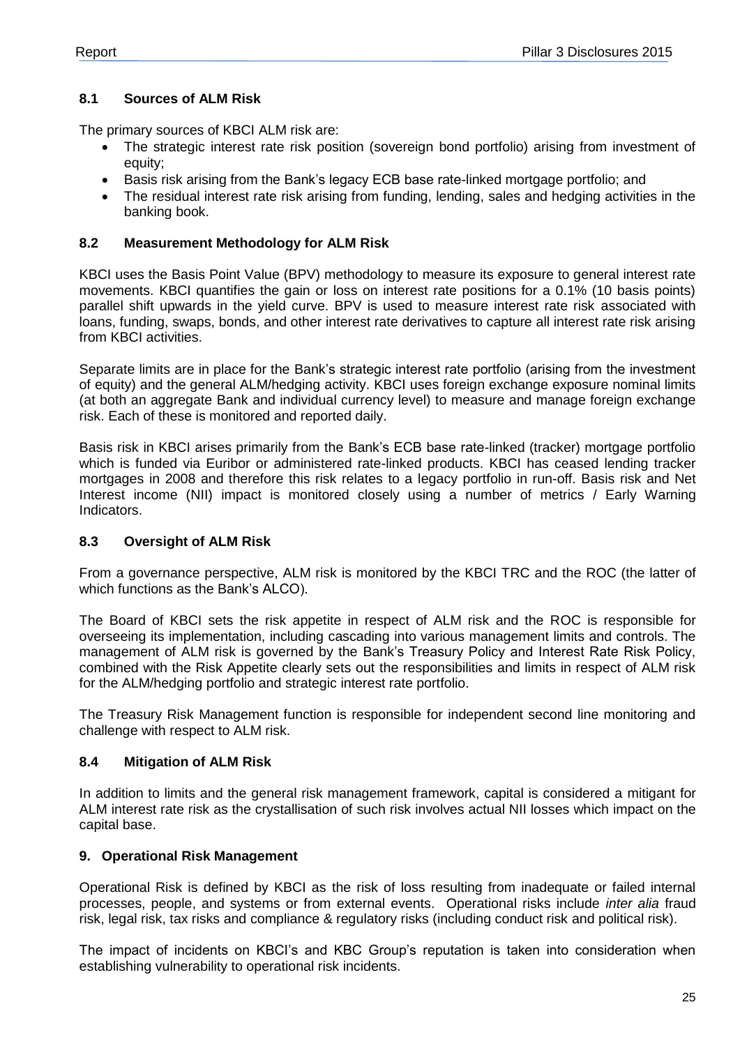### 8.1 Sources of ALM Risk

The primary sources of KBCI ALM risk are:

- The strategic interest rate risk position (sovereign bond portfolio) arising from investment of equity;
- Basis risk arising from the Bank's legacy ECB base rate-linked mortgage portfolio; and
- The residual interest rate risk arising from funding, lending, sales and hedging activities in the banking book.

### 8.2 Measurement Methodology for ALM Risk

KBCI uses the Basis Point Value (BPV) methodology to measure its exposure to general interest rate movements. KBCI quantifies the gain or loss on interest rate positions for a 0.1% (10 basis points) parallel shift upwards in the yield curve. BPV is used to measure interest rate risk associated with loans, funding, swaps, bonds, and other interest rate derivatives to capture all interest rate risk arising from KBCI activities.

Separate limits are in place for the Bank's strategic interest rate portfolio (arising from the investment of equity) and the general ALM/hedging activity. KBCI uses foreign exchange exposure nominal limits (at both an aggregate Bank and individual currency level) to measure and manage foreign exchange risk. Each of these is monitored and reported daily.

Basis risk in KBCI arises primarily from the Bank's ECB base rate-linked (tracker) mortgage portfolio which is funded via Euribor or administered rate-linked products. KBCI has ceased lending tracker mortgages in 2008 and therefore this risk relates to a legacy portfolio in run-off. Basis risk and Net Interest income (NII) impact is monitored closely using a number of metrics / Early Warning Indicators.

### 8.3 Oversight of ALM Risk

From a governance perspective, ALM risk is monitored by the KBCI TRC and the ROC (the latter of which functions as the Bank's ALCO).

The Board of KBCI sets the risk appetite in respect of ALM risk and the ROC is responsible for overseeing its implementation, including cascading into various management limits and controls. The management of ALM risk is governed by the Bank's Treasury Policy and Interest Rate Risk Policy, combined with the Risk Appetite clearly sets out the responsibilities and limits in respect of ALM risk for the ALM/hedging portfolio and strategic interest rate portfolio.

The Treasury Risk Management function is responsible for independent second line monitoring and challenge with respect to ALM risk.

### 8.4 Mitigation of ALM Risk

In addition to limits and the general risk management framework, capital is considered a mitigant for ALM interest rate risk as the crystallisation of such risk involves actual NII losses which impact on the capital base.

## 9. Operational Risk Management

Operational Risk is defined by KBCI as the risk of loss resulting from inadequate or failed internal processes, people, and systems or from external events. Operational risks include *inter alia* fraud risk, legal risk, tax risks and compliance & regulatory risks (including conduct risk and political risk).

The impact of incidents on KBCI's and KBC Group's reputation is taken into consideration when establishing vulnerability to operational risk incidents.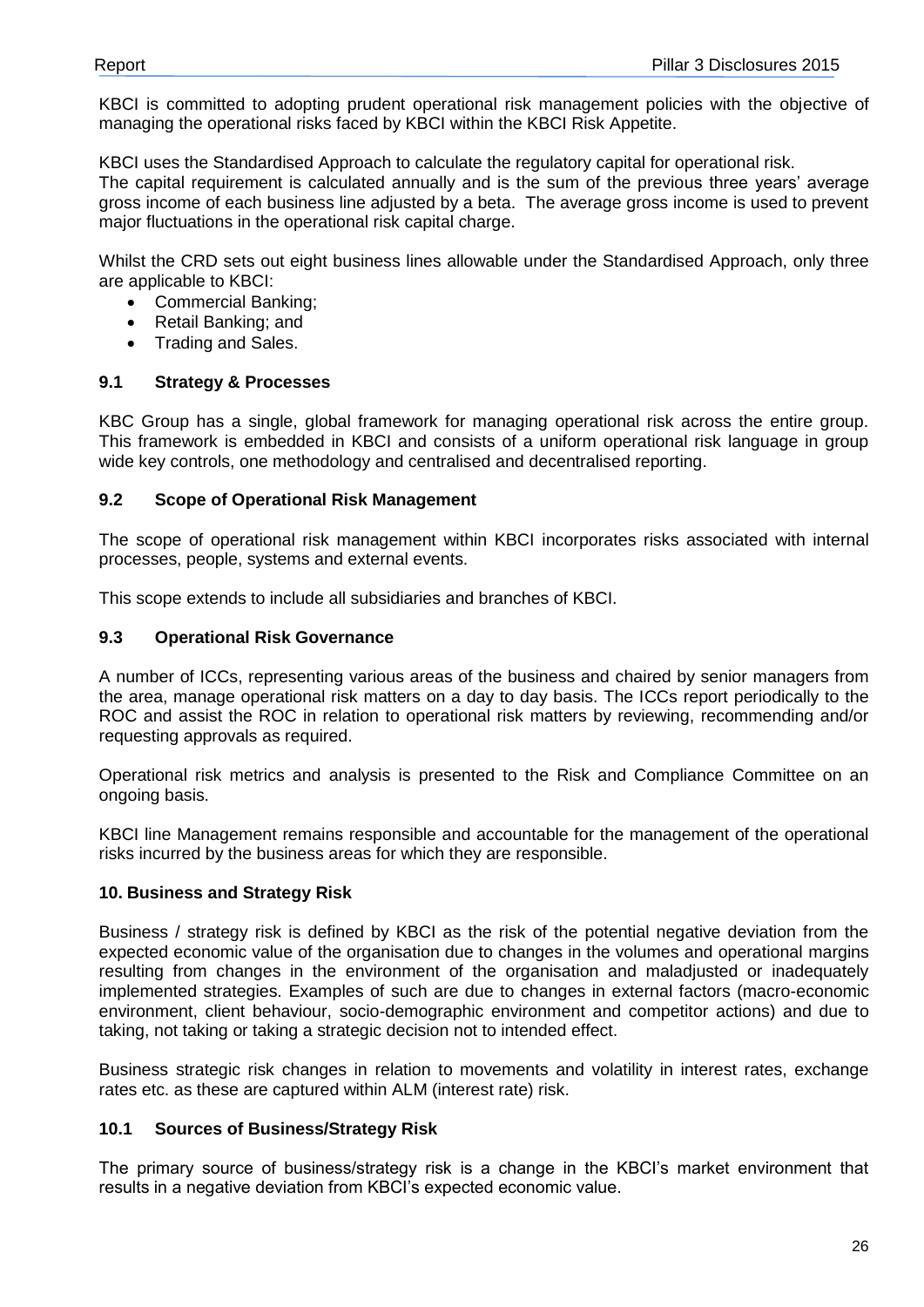KBCI is committed to adopting prudent operational risk management policies with the objective of managing the operational risks faced by KBCI within the KBCI Risk Appetite.

KBCI uses the Standardised Approach to calculate the regulatory capital for operational risk.
The capital requirement is calculated annually and is the sum of the previous three years' average gross income of each business line adjusted by a beta. The average gross income is used to prevent major fluctuations in the operational risk capital charge.

Whilst the CRD sets out eight business lines allowable under the Standardised Approach, only three are applicable to KBCI:

- Commercial Banking;
- Retail Banking; and
- Trading and Sales.

### 9.1 Strategy & Processes

KBC Group has a single, global framework for managing operational risk across the entire group. This framework is embedded in KBCI and consists of a uniform operational risk language in group wide key controls, one methodology and centralised and decentralised reporting.

### 9.2 Scope of Operational Risk Management

The scope of operational risk management within KBCI incorporates risks associated with internal processes, people, systems and external events.

This scope extends to include all subsidiaries and branches of KBCI.

### 9.3 Operational Risk Governance

A number of ICCs, representing various areas of the business and chaired by senior managers from the area, manage operational risk matters on a day to day basis. The ICCs report periodically to the ROC and assist the ROC in relation to operational risk matters by reviewing, recommending and/or requesting approvals as required.

Operational risk metrics and analysis is presented to the Risk and Compliance Committee on an ongoing basis.

KBCI line Management remains responsible and accountable for the management of the operational risks incurred by the business areas for which they are responsible.

## 10. Business and Strategy Risk

Business / strategy risk is defined by KBCI as the risk of the potential negative deviation from the expected economic value of the organisation due to changes in the volumes and operational margins resulting from changes in the environment of the organisation and maladjusted or inadequately implemented strategies. Examples of such are due to changes in external factors (macro-economic environment, client behaviour, socio-demographic environment and competitor actions) and due to taking, not taking or taking a strategic decision not to intended effect.

Business strategic risk changes in relation to movements and volatility in interest rates, exchange rates etc. as these are captured within ALM (interest rate) risk.

### 10.1 Sources of Business/Strategy Risk

The primary source of business/strategy risk is a change in the KBCI's market environment that results in a negative deviation from KBCI's expected economic value.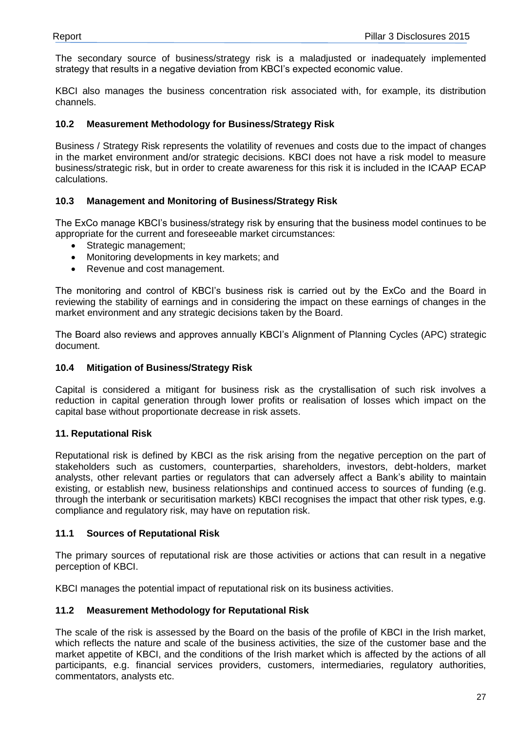The secondary source of business/strategy risk is a maladjusted or inadequately implemented strategy that results in a negative deviation from KBCI's expected economic value.

KBCI also manages the business concentration risk associated with, for example, its distribution channels.

### 10.2 Measurement Methodology for Business/Strategy Risk

Business / Strategy Risk represents the volatility of revenues and costs due to the impact of changes in the market environment and/or strategic decisions. KBCI does not have a risk model to measure business/strategic risk, but in order to create awareness for this risk it is included in the ICAAP ECAP calculations.

### 10.3 Management and Monitoring of Business/Strategy Risk

The ExCo manage KBCI's business/strategy risk by ensuring that the business model continues to be appropriate for the current and foreseeable market circumstances:

- Strategic management;
- Monitoring developments in key markets; and
- Revenue and cost management.

The monitoring and control of KBCI's business risk is carried out by the ExCo and the Board in reviewing the stability of earnings and in considering the impact on these earnings of changes in the market environment and any strategic decisions taken by the Board.

The Board also reviews and approves annually KBCI's Alignment of Planning Cycles (APC) strategic document.

### 10.4 Mitigation of Business/Strategy Risk

Capital is considered a mitigant for business risk as the crystallisation of such risk involves a reduction in capital generation through lower profits or realisation of losses which impact on the capital base without proportionate decrease in risk assets.

## 11. Reputational Risk

Reputational risk is defined by KBCI as the risk arising from the negative perception on the part of stakeholders such as customers, counterparties, shareholders, investors, debt-holders, market analysts, other relevant parties or regulators that can adversely affect a Bank's ability to maintain existing, or establish new, business relationships and continued access to sources of funding (e.g. through the interbank or securitisation markets) KBCI recognises the impact that other risk types, e.g. compliance and regulatory risk, may have on reputation risk.

### 11.1 Sources of Reputational Risk

The primary sources of reputational risk are those activities or actions that can result in a negative perception of KBCI.

KBCI manages the potential impact of reputational risk on its business activities.

### 11.2 Measurement Methodology for Reputational Risk

The scale of the risk is assessed by the Board on the basis of the profile of KBCI in the Irish market, which reflects the nature and scale of the business activities, the size of the customer base and the market appetite of KBCI, and the conditions of the Irish market which is affected by the actions of all participants, e.g. financial services providers, customers, intermediaries, regulatory authorities, commentators, analysts etc.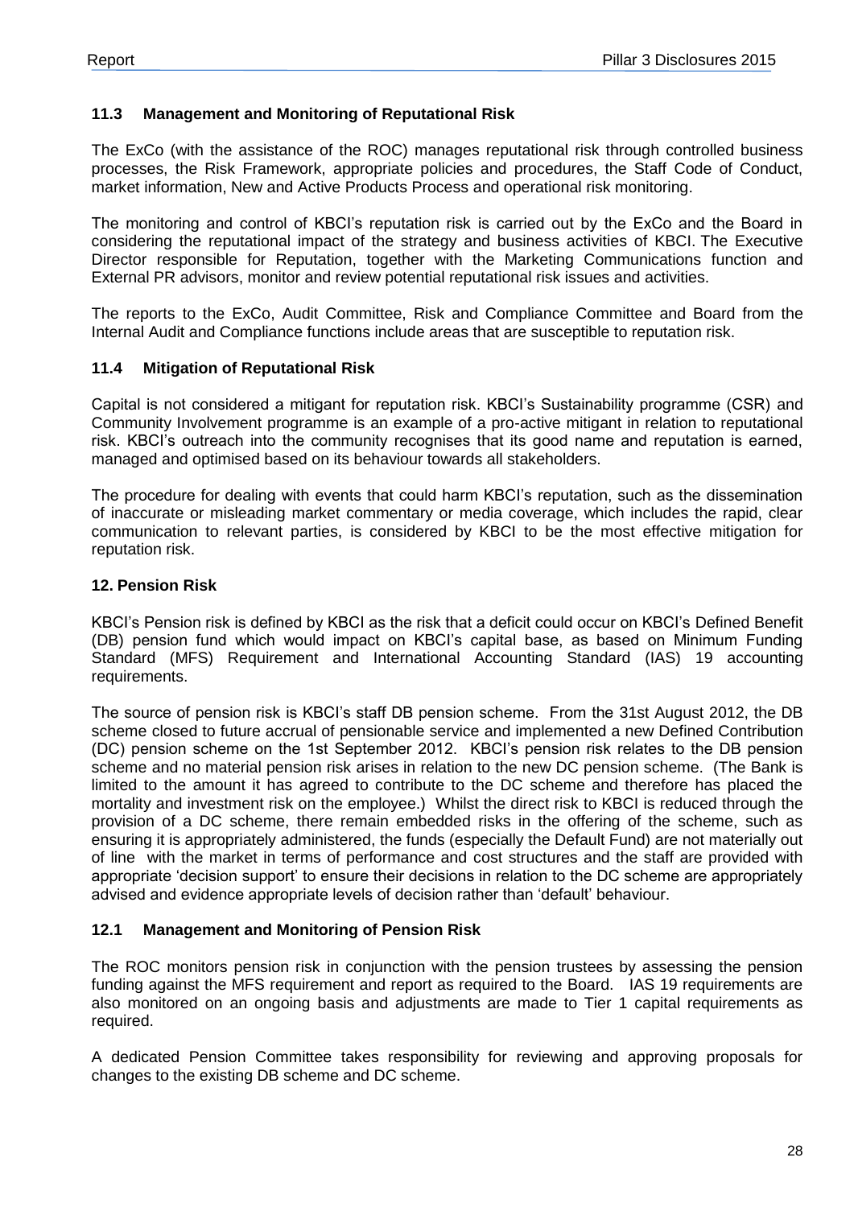### 11.3 Management and Monitoring of Reputational Risk

The ExCo (with the assistance of the ROC) manages reputational risk through controlled business processes, the Risk Framework, appropriate policies and procedures, the Staff Code of Conduct, market information, New and Active Products Process and operational risk monitoring.

The monitoring and control of KBCI's reputation risk is carried out by the ExCo and the Board in considering the reputational impact of the strategy and business activities of KBCI. The Executive Director responsible for Reputation, together with the Marketing Communications function and External PR advisors, monitor and review potential reputational risk issues and activities.

The reports to the ExCo, Audit Committee, Risk and Compliance Committee and Board from the Internal Audit and Compliance functions include areas that are susceptible to reputation risk.

### 11.4 Mitigation of Reputational Risk

Capital is not considered a mitigant for reputation risk. KBCI's Sustainability programme (CSR) and Community Involvement programme is an example of a pro-active mitigant in relation to reputational risk. KBCI's outreach into the community recognises that its good name and reputation is earned, managed and optimised based on its behaviour towards all stakeholders.

The procedure for dealing with events that could harm KBCI's reputation, such as the dissemination of inaccurate or misleading market commentary or media coverage, which includes the rapid, clear communication to relevant parties, is considered by KBCI to be the most effective mitigation for reputation risk.

## 12. Pension Risk

KBCI's Pension risk is defined by KBCI as the risk that a deficit could occur on KBCI's Defined Benefit (DB) pension fund which would impact on KBCI's capital base, as based on Minimum Funding Standard (MFS) Requirement and International Accounting Standard (IAS) 19 accounting requirements.

The source of pension risk is KBCI's staff DB pension scheme. From the 31st August 2012, the DB scheme closed to future accrual of pensionable service and implemented a new Defined Contribution (DC) pension scheme on the 1st September 2012. KBCI's pension risk relates to the DB pension scheme and no material pension risk arises in relation to the new DC pension scheme. (The Bank is limited to the amount it has agreed to contribute to the DC scheme and therefore has placed the mortality and investment risk on the employee.) Whilst the direct risk to KBCI is reduced through the provision of a DC scheme, there remain embedded risks in the offering of the scheme, such as ensuring it is appropriately administered, the funds (especially the Default Fund) are not materially out of line with the market in terms of performance and cost structures and the staff are provided with appropriate 'decision support' to ensure their decisions in relation to the DC scheme are appropriately advised and evidence appropriate levels of decision rather than 'default' behaviour.

### 12.1 Management and Monitoring of Pension Risk

The ROC monitors pension risk in conjunction with the pension trustees by assessing the pension funding against the MFS requirement and report as required to the Board. IAS 19 requirements are also monitored on an ongoing basis and adjustments are made to Tier 1 capital requirements as required.

A dedicated Pension Committee takes responsibility for reviewing and approving proposals for changes to the existing DB scheme and DC scheme.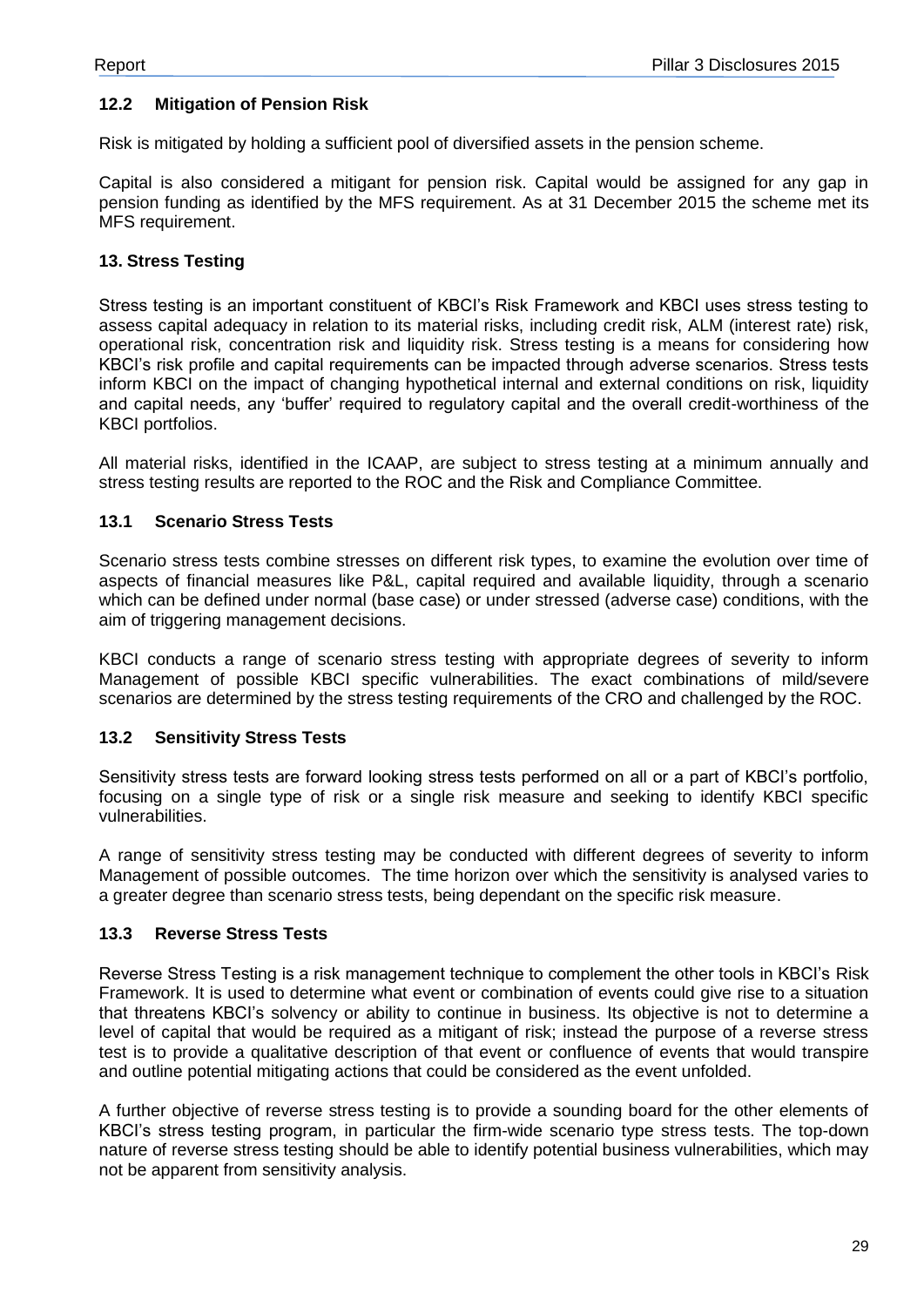### 12.2 Mitigation of Pension Risk

Risk is mitigated by holding a sufficient pool of diversified assets in the pension scheme.

Capital is also considered a mitigant for pension risk. Capital would be assigned for any gap in pension funding as identified by the MFS requirement. As at 31 December 2015 the scheme met its MFS requirement.

## 13. Stress Testing

Stress testing is an important constituent of KBCI's Risk Framework and KBCI uses stress testing to assess capital adequacy in relation to its material risks, including credit risk, ALM (interest rate) risk, operational risk, concentration risk and liquidity risk. Stress testing is a means for considering how KBCI's risk profile and capital requirements can be impacted through adverse scenarios. Stress tests inform KBCI on the impact of changing hypothetical internal and external conditions on risk, liquidity and capital needs, any 'buffer' required to regulatory capital and the overall credit-worthiness of the KBCI portfolios.

All material risks, identified in the ICAAP, are subject to stress testing at a minimum annually and stress testing results are reported to the ROC and the Risk and Compliance Committee.

### 13.1 Scenario Stress Tests

Scenario stress tests combine stresses on different risk types, to examine the evolution over time of aspects of financial measures like P&L, capital required and available liquidity, through a scenario which can be defined under normal (base case) or under stressed (adverse case) conditions, with the aim of triggering management decisions.

KBCI conducts a range of scenario stress testing with appropriate degrees of severity to inform Management of possible KBCI specific vulnerabilities. The exact combinations of mild/severe scenarios are determined by the stress testing requirements of the CRO and challenged by the ROC.

### 13.2 Sensitivity Stress Tests

Sensitivity stress tests are forward looking stress tests performed on all or a part of KBCI's portfolio, focusing on a single type of risk or a single risk measure and seeking to identify KBCI specific vulnerabilities.

A range of sensitivity stress testing may be conducted with different degrees of severity to inform Management of possible outcomes. The time horizon over which the sensitivity is analysed varies to a greater degree than scenario stress tests, being dependant on the specific risk measure.

### 13.3 Reverse Stress Tests

Reverse Stress Testing is a risk management technique to complement the other tools in KBCI's Risk Framework. It is used to determine what event or combination of events could give rise to a situation that threatens KBCI's solvency or ability to continue in business. Its objective is not to determine a level of capital that would be required as a mitigant of risk; instead the purpose of a reverse stress test is to provide a qualitative description of that event or confluence of events that would transpire and outline potential mitigating actions that could be considered as the event unfolded.

A further objective of reverse stress testing is to provide a sounding board for the other elements of KBCI's stress testing program, in particular the firm-wide scenario type stress tests. The top-down nature of reverse stress testing should be able to identify potential business vulnerabilities, which may not be apparent from sensitivity analysis.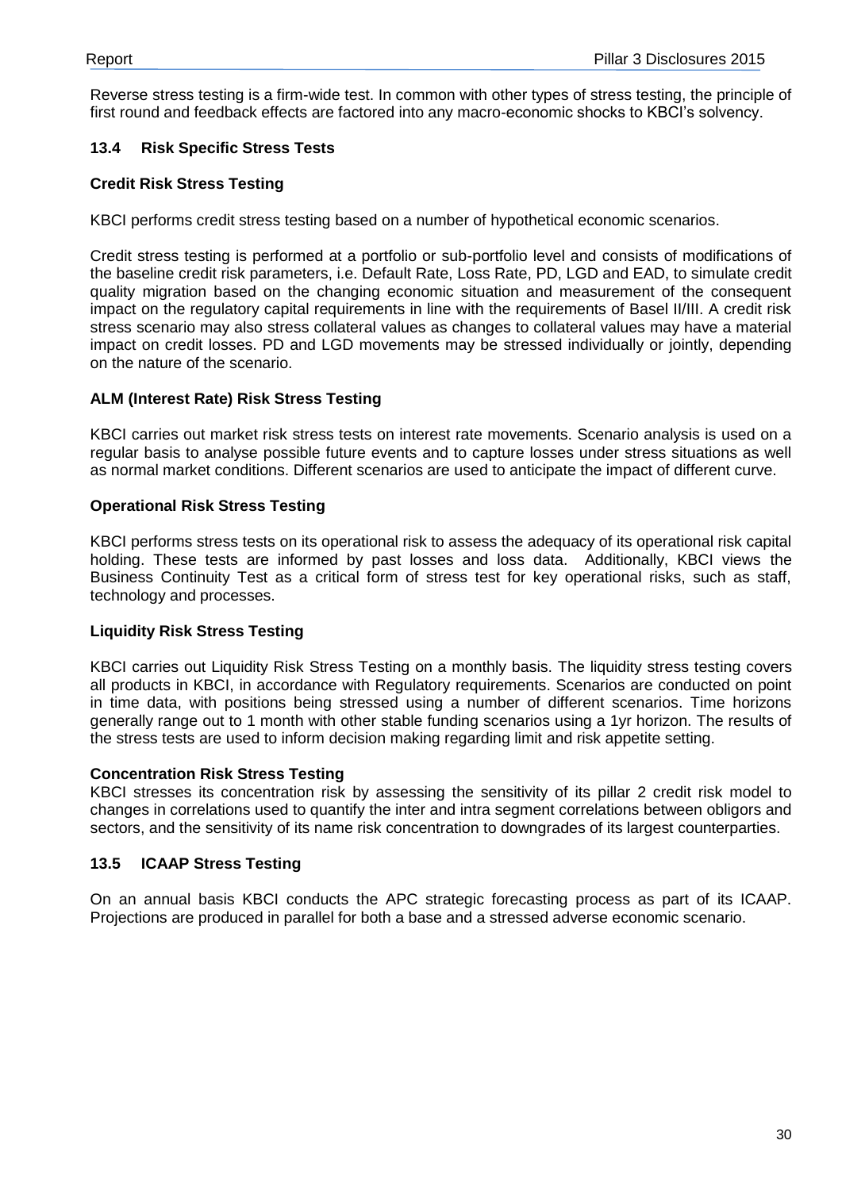Reverse stress testing is a firm-wide test. In common with other types of stress testing, the principle of first round and feedback effects are factored into any macro-economic shocks to KBCI's solvency.

### 13.4 Risk Specific Stress Tests

#### Credit Risk Stress Testing

KBCI performs credit stress testing based on a number of hypothetical economic scenarios.

Credit stress testing is performed at a portfolio or sub-portfolio level and consists of modifications of the baseline credit risk parameters, i.e. Default Rate, Loss Rate, PD, LGD and EAD, to simulate credit quality migration based on the changing economic situation and measurement of the consequent impact on the regulatory capital requirements in line with the requirements of Basel II/III. A credit risk stress scenario may also stress collateral values as changes to collateral values may have a material impact on credit losses. PD and LGD movements may be stressed individually or jointly, depending on the nature of the scenario.

#### ALM (Interest Rate) Risk Stress Testing

KBCI carries out market risk stress tests on interest rate movements. Scenario analysis is used on a regular basis to analyse possible future events and to capture losses under stress situations as well as normal market conditions. Different scenarios are used to anticipate the impact of different curve.

#### Operational Risk Stress Testing

KBCI performs stress tests on its operational risk to assess the adequacy of its operational risk capital holding. These tests are informed by past losses and loss data. Additionally, KBCI views the Business Continuity Test as a critical form of stress test for key operational risks, such as staff, technology and processes.

#### Liquidity Risk Stress Testing

KBCI carries out Liquidity Risk Stress Testing on a monthly basis. The liquidity stress testing covers all products in KBCI, in accordance with Regulatory requirements. Scenarios are conducted on point in time data, with positions being stressed using a number of different scenarios. Time horizons generally range out to 1 month with other stable funding scenarios using a 1yr horizon. The results of the stress tests are used to inform decision making regarding limit and risk appetite setting.

#### Concentration Risk Stress Testing

KBCI stresses its concentration risk by assessing the sensitivity of its pillar 2 credit risk model to changes in correlations used to quantify the inter and intra segment correlations between obligors and sectors, and the sensitivity of its name risk concentration to downgrades of its largest counterparties.

### 13.5 ICAAP Stress Testing

On an annual basis KBCI conducts the APC strategic forecasting process as part of its ICAAP. Projections are produced in parallel for both a base and a stressed adverse economic scenario.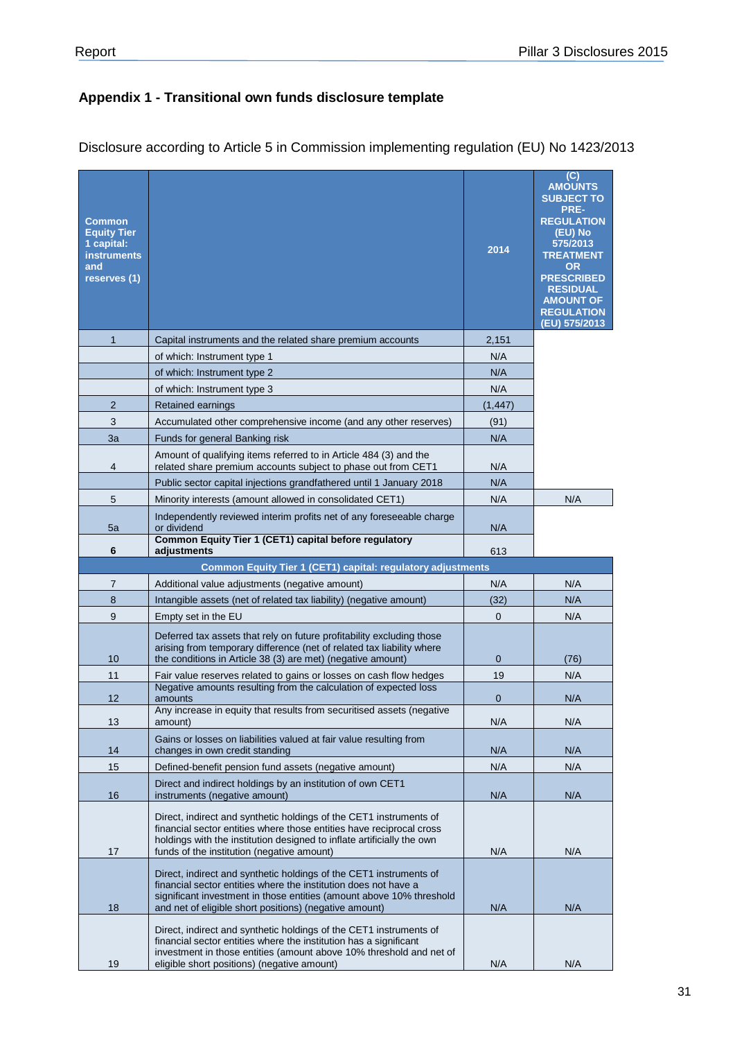## Appendix 1 - Transitional own funds disclosure template

Disclosure according to Article 5 in Commission implementing regulation (EU) No 1423/2013

| Common Equity Tier 1 capital: instruments and reserves (1) | | 2014 | (C) AMOUNTS SUBJECT TO PRE-REGULATION (EU) No 575/2013 TREATMENT OR PRESCRIBED RESIDUAL AMOUNT OF REGULATION (EU) 575/2013 |
|---|---|---|---|
| 1 | Capital instruments and the related share premium accounts | 2,151 | |
| | of which: Instrument type 1 | N/A | |
| | of which: Instrument type 2 | N/A | |
| | of which: Instrument type 3 | N/A | |
| 2 | Retained earnings | (1,447) | |
| 3 | Accumulated other comprehensive income (and any other reserves) | (91) | |
| 3a | Funds for general Banking risk | N/A | |
| 4 | Amount of qualifying items referred to in Article 484 (3) and the related share premium accounts subject to phase out from CET1 | N/A | |
| | Public sector capital injections grandfathered until 1 January 2018 | N/A | |
| 5 | Minority interests (amount allowed in consolidated CET1) | N/A | N/A |
| 5a | Independently reviewed interim profits net of any foreseeable charge or dividend | N/A | |
| **6** | **Common Equity Tier 1 (CET1) capital before regulatory adjustments** | 613 | |
| | **Common Equity Tier 1 (CET1) capital: regulatory adjustments** | | |
| 7 | Additional value adjustments (negative amount) | N/A | N/A |
| 8 | Intangible assets (net of related tax liability) (negative amount) | (32) | N/A |
| 9 | Empty set in the EU | 0 | N/A |
| 10 | Deferred tax assets that rely on future profitability excluding those arising from temporary difference (net of related tax liability where the conditions in Article 38 (3) are met) (negative amount) | 0 | (76) |
| 11 | Fair value reserves related to gains or losses on cash flow hedges | 19 | N/A |
| 12 | Negative amounts resulting from the calculation of expected loss amounts | 0 | N/A |
| 13 | Any increase in equity that results from securitised assets (negative amount) | N/A | N/A |
| 14 | Gains or losses on liabilities valued at fair value resulting from changes in own credit standing | N/A | N/A |
| 15 | Defined-benefit pension fund assets (negative amount) | N/A | N/A |
| 16 | Direct and indirect holdings by an institution of own CET1 instruments (negative amount) | N/A | N/A |
| 17 | Direct, indirect and synthetic holdings of the CET1 instruments of financial sector entities where those entities have reciprocal cross holdings with the institution designed to inflate artificially the own funds of the institution (negative amount) | N/A | N/A |
| 18 | Direct, indirect and synthetic holdings of the CET1 instruments of financial sector entities where the institution does not have a significant investment in those entities (amount above 10% threshold and net of eligible short positions) (negative amount) | N/A | N/A |
| 19 | Direct, indirect and synthetic holdings of the CET1 instruments of financial sector entities where the institution has a significant investment in those entities (amount above 10% threshold and net of eligible short positions) (negative amount) | N/A | N/A |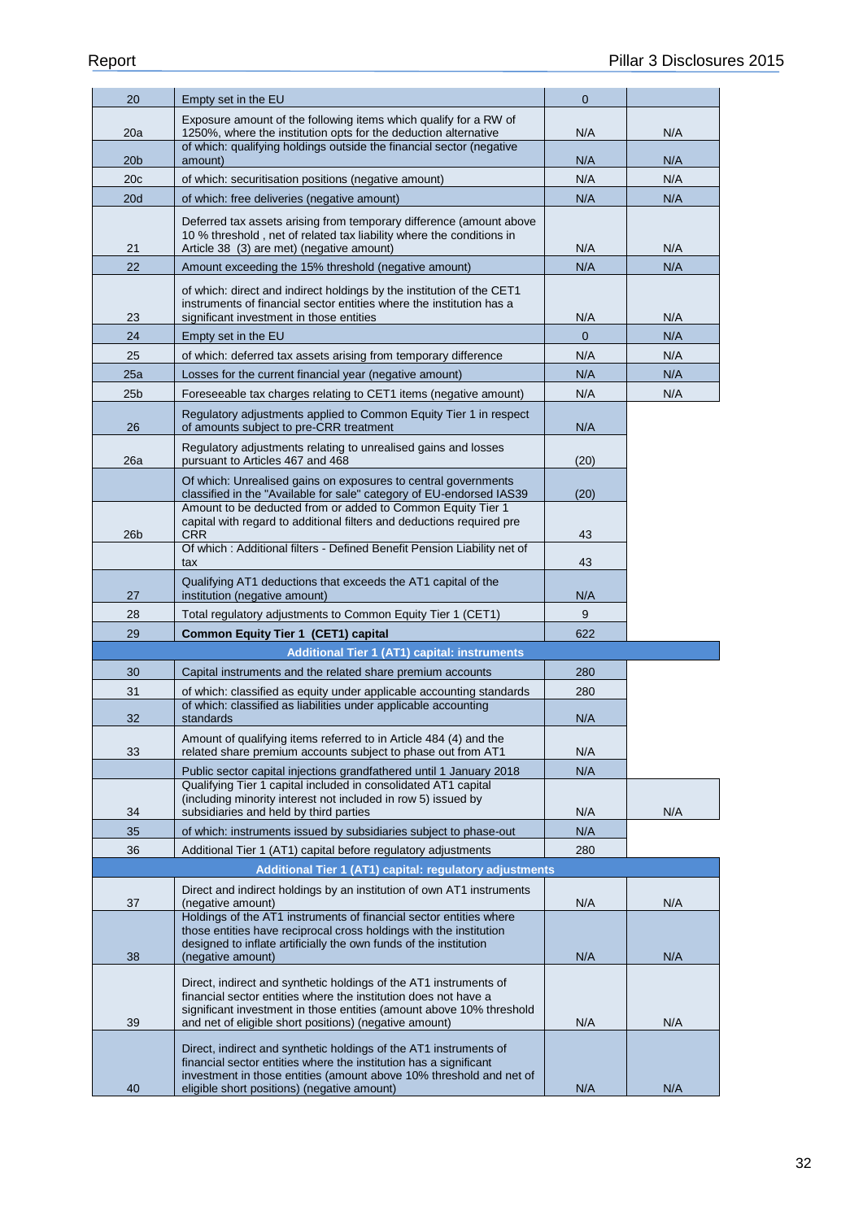| | | | |
|---|---|---|---|
| 20 | Empty set in the EU | 0 | |
| 20a | Exposure amount of the following items which qualify for a RW of 1250%, where the institution opts for the deduction alternative | N/A | N/A |
| 20b | of which: qualifying holdings outside the financial sector (negative amount) | N/A | N/A |
| 20c | of which: securitisation positions (negative amount) | N/A | N/A |
| 20d | of which: free deliveries (negative amount) | N/A | N/A |
| 21 | Deferred tax assets arising from temporary difference (amount above 10 % threshold , net of related tax liability where the conditions in Article 38 (3) are met) (negative amount) | N/A | N/A |
| 22 | Amount exceeding the 15% threshold (negative amount) | N/A | N/A |
| 23 | of which: direct and indirect holdings by the institution of the CET1 instruments of financial sector entities where the institution has a significant investment in those entities | N/A | N/A |
| 24 | Empty set in the EU | 0 | N/A |
| 25 | of which: deferred tax assets arising from temporary difference | N/A | N/A |
| 25a | Losses for the current financial year (negative amount) | N/A | N/A |
| 25b | Foreseeable tax charges relating to CET1 items (negative amount) | N/A | N/A |
| 26 | Regulatory adjustments applied to Common Equity Tier 1 in respect of amounts subject to pre-CRR treatment | N/A | |
| 26a | Regulatory adjustments relating to unrealised gains and losses pursuant to Articles 467 and 468 | (20) | |
| | Of which: Unrealised gains on exposures to central governments classified in the "Available for sale" category of EU-endorsed IAS39 | (20) | |
| 26b | Amount to be deducted from or added to Common Equity Tier 1 capital with regard to additional filters and deductions required pre CRR | 43 | |
| | Of which : Additional filters - Defined Benefit Pension Liability net of tax | 43 | |
| 27 | Qualifying AT1 deductions that exceeds the AT1 capital of the institution (negative amount) | N/A | |
| 28 | Total regulatory adjustments to Common Equity Tier 1 (CET1) | 9 | |
| 29 | **Common Equity Tier 1 (CET1) capital** | 622 | |
| | **Additional Tier 1 (AT1) capital: instruments** | | |
| 30 | Capital instruments and the related share premium accounts | 280 | |
| 31 | of which: classified as equity under applicable accounting standards | 280 | |
| 32 | of which: classified as liabilities under applicable accounting standards | N/A | |
| 33 | Amount of qualifying items referred to in Article 484 (4) and the related share premium accounts subject to phase out from AT1 | N/A | |
| | Public sector capital injections grandfathered until 1 January 2018 | N/A | |
| 34 | Qualifying Tier 1 capital included in consolidated AT1 capital (including minority interest not included in row 5) issued by subsidiaries and held by third parties | N/A | N/A |
| 35 | of which: instruments issued by subsidiaries subject to phase-out | N/A | |
| 36 | Additional Tier 1 (AT1) capital before regulatory adjustments | 280 | |
| | **Additional Tier 1 (AT1) capital: regulatory adjustments** | | |
| 37 | Direct and indirect holdings by an institution of own AT1 instruments (negative amount) | N/A | N/A |
| 38 | Holdings of the AT1 instruments of financial sector entities where those entities have reciprocal cross holdings with the institution designed to inflate artificially the own funds of the institution (negative amount) | N/A | N/A |
| 39 | Direct, indirect and synthetic holdings of the AT1 instruments of financial sector entities where the institution does not have a significant investment in those entities (amount above 10% threshold and net of eligible short positions) (negative amount) | N/A | N/A |
| 40 | Direct, indirect and synthetic holdings of the AT1 instruments of financial sector entities where the institution has a significant investment in those entities (amount above 10% threshold and net of eligible short positions) (negative amount) | N/A | N/A |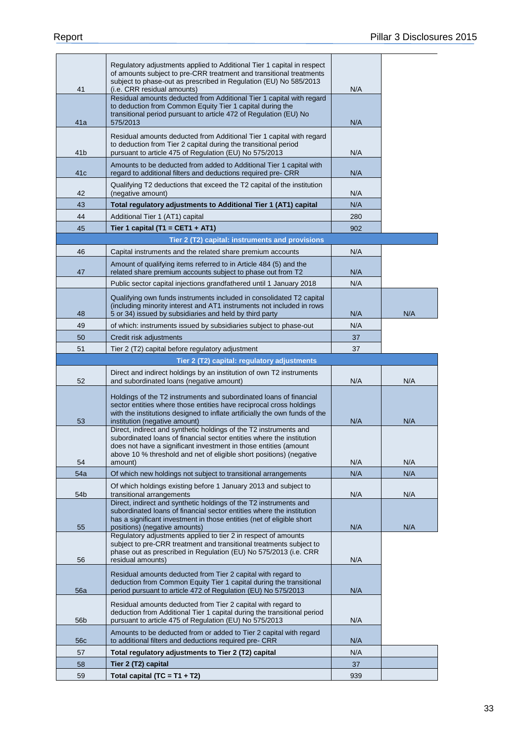| | | | |
|---|---|---|---|
| 41 | Regulatory adjustments applied to Additional Tier 1 capital in respect of amounts subject to pre-CRR treatment and transitional treatments subject to phase-out as prescribed in Regulation (EU) No 585/2013 (i.e. CRR residual amounts) | N/A | |
| 41a | Residual amounts deducted from Additional Tier 1 capital with regard to deduction from Common Equity Tier 1 capital during the transitional period pursuant to article 472 of Regulation (EU) No 575/2013 | N/A | |
| 41b | Residual amounts deducted from Additional Tier 1 capital with regard to deduction from Tier 2 capital during the transitional period pursuant to article 475 of Regulation (EU) No 575/2013 | N/A | |
| 41c | Amounts to be deducted from added to Additional Tier 1 capital with regard to additional filters and deductions required pre- CRR | N/A | |
| 42 | Qualifying T2 deductions that exceed the T2 capital of the institution (negative amount) | N/A | |
| 43 | **Total regulatory adjustments to Additional Tier 1 (AT1) capital** | N/A | |
| 44 | Additional Tier 1 (AT1) capital | 280 | |
| 45 | **Tier 1 capital (T1 = CET1 + AT1)** | 902 | |
| | **Tier 2 (T2) capital: instruments and provisions** | | |
| 46 | Capital instruments and the related share premium accounts | N/A | |
| 47 | Amount of qualifying items referred to in Article 484 (5) and the related share premium accounts subject to phase out from T2 | N/A | |
| | Public sector capital injections grandfathered until 1 January 2018 | N/A | |
| 48 | Qualifying own funds instruments included in consolidated T2 capital (including minority interest and AT1 instruments not included in rows 5 or 34) issued by subsidiaries and held by third party | N/A | N/A |
| 49 | of which: instruments issued by subsidiaries subject to phase-out | N/A | |
| 50 | Credit risk adjustments | 37 | |
| 51 | Tier 2 (T2) capital before regulatory adjustment | 37 | |
| | **Tier 2 (T2) capital: regulatory adjustments** | | |
| 52 | Direct and indirect holdings by an institution of own T2 instruments and subordinated loans (negative amount) | N/A | N/A |
| 53 | Holdings of the T2 instruments and subordinated loans of financial sector entities where those entities have reciprocal cross holdings with the institutions designed to inflate artificially the own funds of the institution (negative amount) | N/A | N/A |
| 54 | Direct, indirect and synthetic holdings of the T2 instruments and subordinated loans of financial sector entities where the institution does not have a significant investment in those entities (amount above 10 % threshold and net of eligible short positions) (negative amount) | N/A | N/A |
| 54a | Of which new holdings not subject to transitional arrangements | N/A | N/A |
| 54b | Of which holdings existing before 1 January 2013 and subject to transitional arrangements | N/A | N/A |
| 55 | Direct, indirect and synthetic holdings of the T2 instruments and subordinated loans of financial sector entities where the institution has a significant investment in those entities (net of eligible short positions) (negative amounts) | N/A | N/A |
| 56 | Regulatory adjustments applied to tier 2 in respect of amounts subject to pre-CRR treatment and transitional treatments subject to phase out as prescribed in Regulation (EU) No 575/2013 (i.e. CRR residual amounts) | N/A | |
| 56a | Residual amounts deducted from Tier 2 capital with regard to deduction from Common Equity Tier 1 capital during the transitional period pursuant to article 472 of Regulation (EU) No 575/2013 | N/A | |
| 56b | Residual amounts deducted from Tier 2 capital with regard to deduction from Additional Tier 1 capital during the transitional period pursuant to article 475 of Regulation (EU) No 575/2013 | N/A | |
| 56c | Amounts to be deducted from or added to Tier 2 capital with regard to additional filters and deductions required pre- CRR | N/A | |
| 57 | **Total regulatory adjustments to Tier 2 (T2) capital** | N/A | |
| 58 | **Tier 2 (T2) capital** | 37 | |
| 59 | **Total capital (TC = T1 + T2)** | 939 | |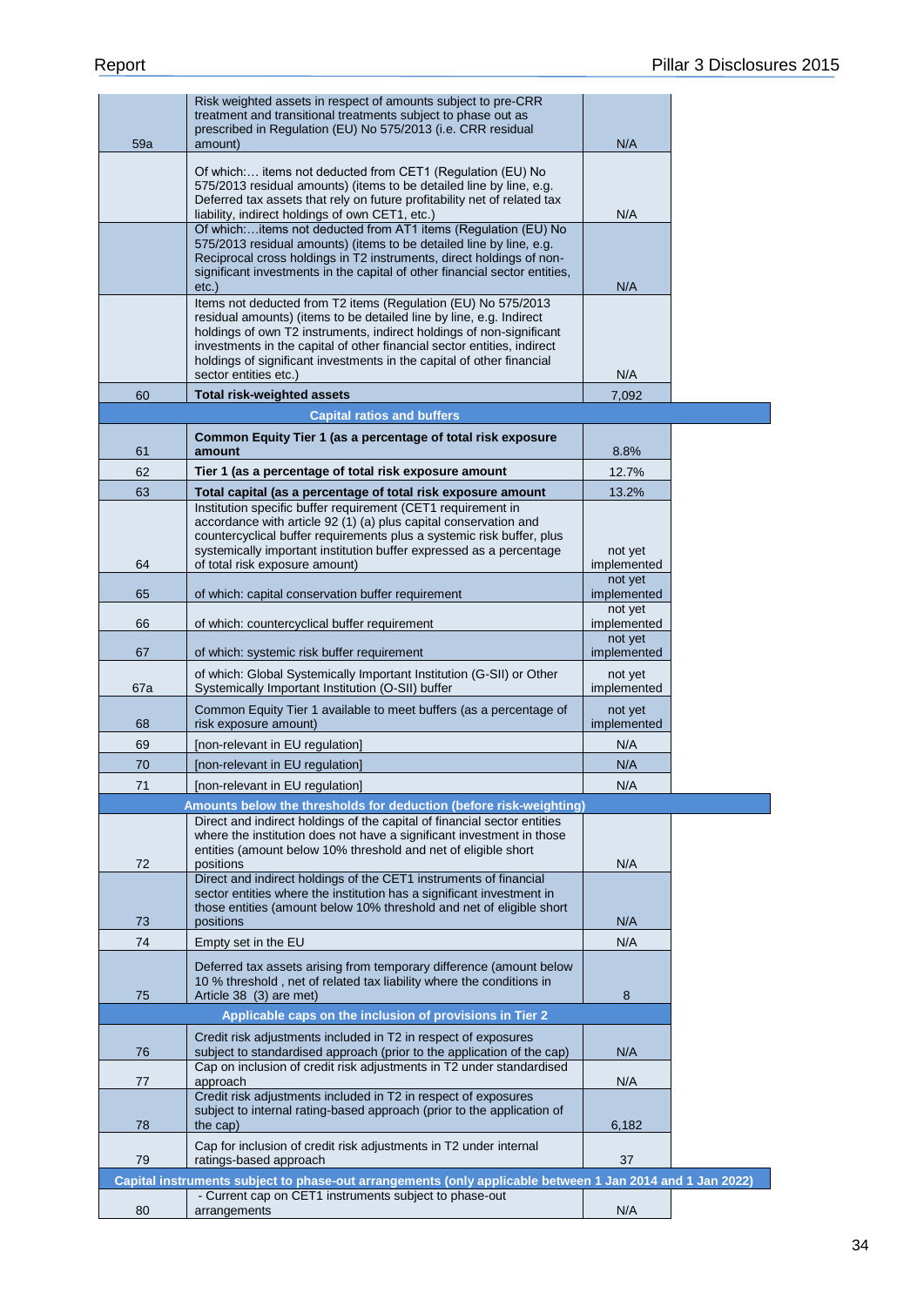| | | |
|---|---|---|
| 59a | Risk weighted assets in respect of amounts subject to pre-CRR treatment and transitional treatments subject to phase out as prescribed in Regulation (EU) No 575/2013 (i.e. CRR residual amount) | N/A |
| | Of which:… items not deducted from CET1 (Regulation (EU) No 575/2013 residual amounts) (items to be detailed line by line, e.g. Deferred tax assets that rely on future profitability net of related tax liability, indirect holdings of own CET1, etc.) | N/A |
| | Of which:…items not deducted from AT1 items (Regulation (EU) No 575/2013 residual amounts) (items to be detailed line by line, e.g. Reciprocal cross holdings in T2 instruments, direct holdings of non-significant investments in the capital of other financial sector entities, etc.) | N/A |
| | Items not deducted from T2 items (Regulation (EU) No 575/2013 residual amounts) (items to be detailed line by line, e.g. Indirect holdings of own T2 instruments, indirect holdings of non-significant investments in the capital of other financial sector entities, indirect holdings of significant investments in the capital of other financial sector entities etc.) | N/A |
| 60 | **Total risk-weighted assets** | 7,092 |
| | **Capital ratios and buffers** | |
| 61 | **Common Equity Tier 1 (as a percentage of total risk exposure amount** | 8.8% |
| 62 | **Tier 1 (as a percentage of total risk exposure amount** | 12.7% |
| 63 | **Total capital (as a percentage of total risk exposure amount** | 13.2% |
| 64 | Institution specific buffer requirement (CET1 requirement in accordance with article 92 (1) (a) plus capital conservation and countercyclical buffer requirements plus a systemic risk buffer, plus systemically important institution buffer expressed as a percentage of total risk exposure amount) | not yet implemented |
| 65 | of which: capital conservation buffer requirement | not yet implemented |
| 66 | of which: countercyclical buffer requirement | not yet implemented |
| 67 | of which: systemic risk buffer requirement | not yet implemented |
| 67a | of which: Global Systemically Important Institution (G-SII) or Other Systemically Important Institution (O-SII) buffer | not yet implemented |
| 68 | Common Equity Tier 1 available to meet buffers (as a percentage of risk exposure amount) | not yet implemented |
| 69 | [non-relevant in EU regulation] | N/A |
| 70 | [non-relevant in EU regulation] | N/A |
| 71 | [non-relevant in EU regulation] | N/A |
| | **Amounts below the thresholds for deduction (before risk-weighting)** | |
| 72 | Direct and indirect holdings of the capital of financial sector entities where the institution does not have a significant investment in those entities (amount below 10% threshold and net of eligible short positions | N/A |
| 73 | Direct and indirect holdings of the CET1 instruments of financial sector entities where the institution has a significant investment in those entities (amount below 10% threshold and net of eligible short positions | N/A |
| 74 | Empty set in the EU | N/A |
| 75 | Deferred tax assets arising from temporary difference (amount below 10 % threshold , net of related tax liability where the conditions in Article 38 (3) are met) | 8 |
| | **Applicable caps on the inclusion of provisions in Tier 2** | |
| 76 | Credit risk adjustments included in T2 in respect of exposures subject to standardised approach (prior to the application of the cap) | N/A |
| 77 | Cap on inclusion of credit risk adjustments in T2 under standardised approach | N/A |
| 78 | Credit risk adjustments included in T2 in respect of exposures subject to internal rating-based approach (prior to the application of the cap) | 6,182 |
| 79 | Cap for inclusion of credit risk adjustments in T2 under internal ratings-based approach | 37 |
| | **Capital instruments subject to phase-out arrangements (only applicable between 1 Jan 2014 and 1 Jan 2022)** | |
| 80 | - Current cap on CET1 instruments subject to phase-out arrangements | N/A |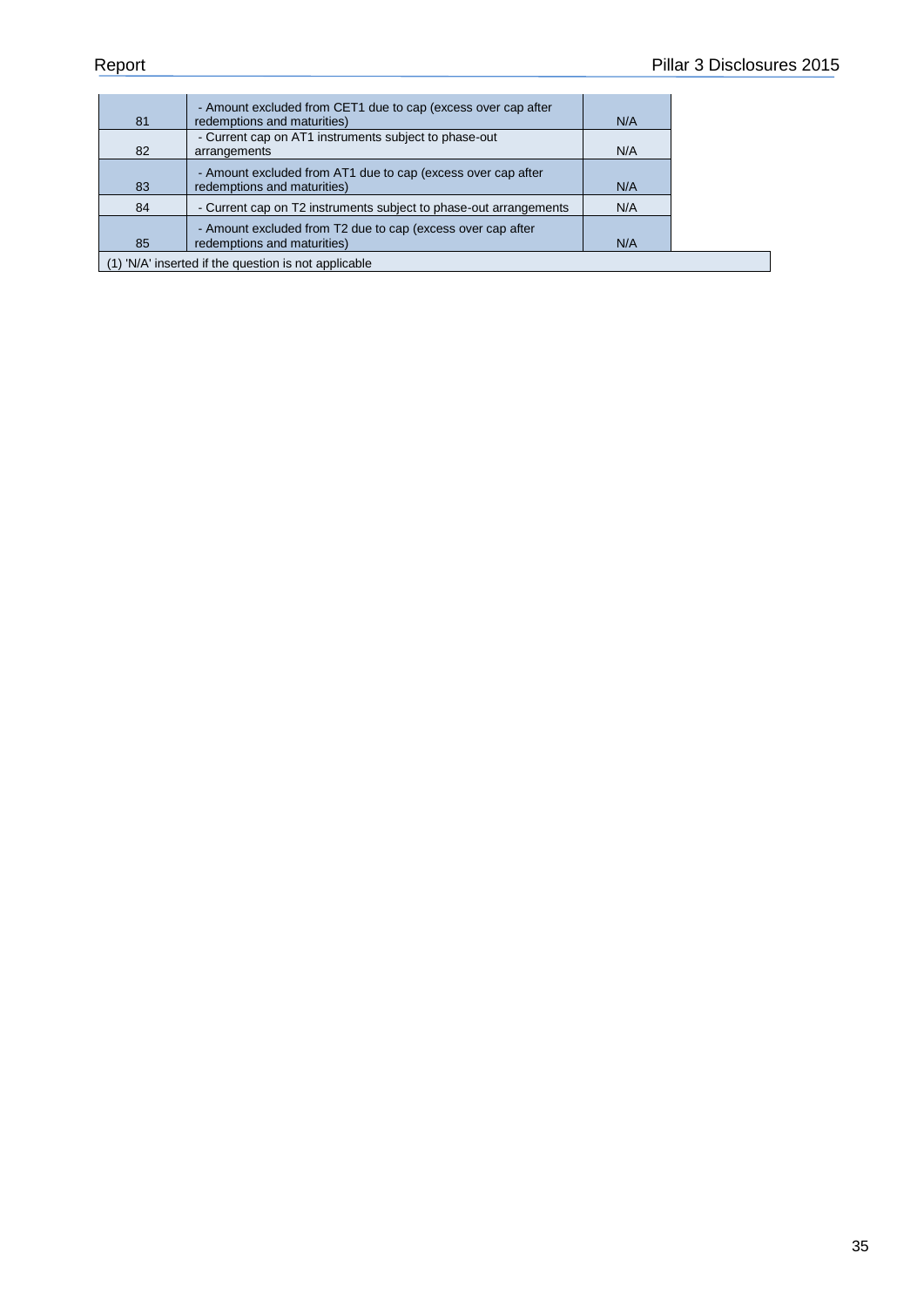| | | |
|---|---|---|
| 81 | - Amount excluded from CET1 due to cap (excess over cap after redemptions and maturities) | N/A |
| 82 | - Current cap on AT1 instruments subject to phase-out arrangements | N/A |
| 83 | - Amount excluded from AT1 due to cap (excess over cap after redemptions and maturities) | N/A |
| 84 | - Current cap on T2 instruments subject to phase-out arrangements | N/A |
| 85 | - Amount excluded from T2 due to cap (excess over cap after redemptions and maturities) | N/A |

(1) 'N/A' inserted if the question is not applicable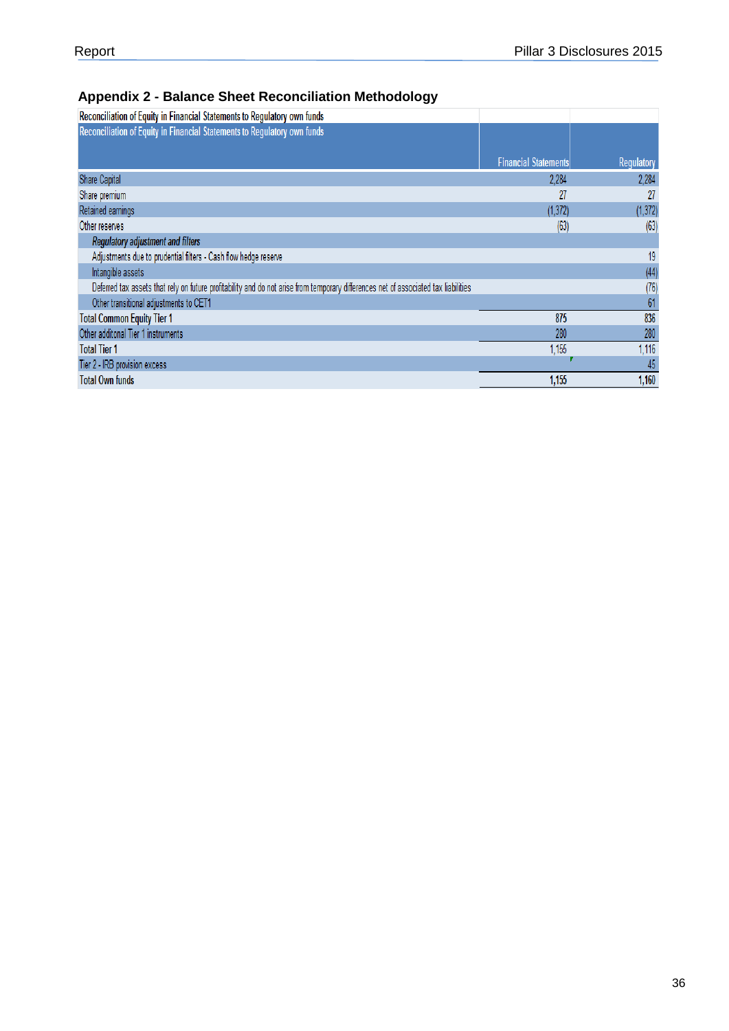## Appendix 2 - Balance Sheet Reconciliation Methodology

| Reconciliation of Equity in Financial Statements to Regulatory own funds | | |
|---|---|---|
| **Reconciliation of Equity in Financial Statements to Regulatory own funds** | **Financial Statements** | **Regulatory** |
| Share Capital | 2,284 | 2,284 |
| Share premium | 27 | 27 |
| Retained earnings | (1,372) | (1,372) |
| Other reserves | (63) | (63) |
| *Regulatory adjustment and filters* | | |
| Adjustments due to prudential filters - Cash flow hedge reserve | | 19 |
| Intangible assets | | (44) |
| Deferred tax assets that rely on future profitability and do not arise from temporary differences net of associated tax liabilities | | (76) |
| Other transitional adjustments to CET1 | | 61 |
| Total Common Equity Tier 1 | 875 | 836 |
| Other additonal Tier 1 instruments | 280 | 280 |
| Total Tier 1 | 1,155 | 1,116 |
| Tier 2 - IRB provision excess | | 45 |
| Total Own funds | 1,155 | 1,160 |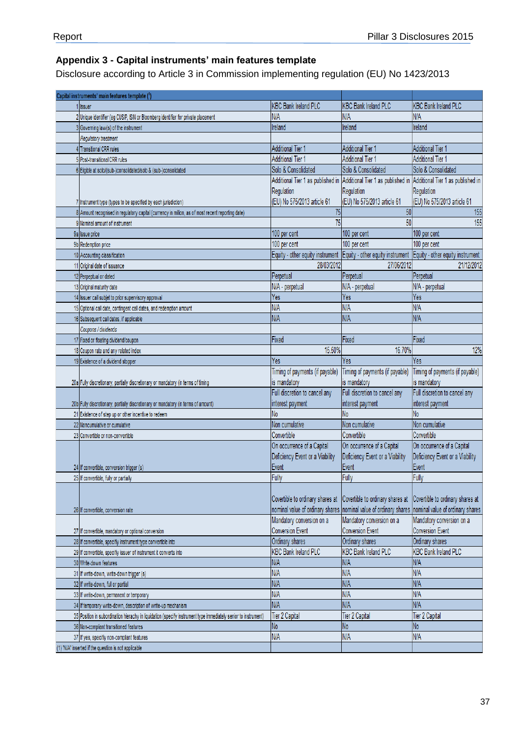## Appendix 3 - Capital instruments' main features template

Disclosure according to Article 3 in Commission implementing regulation (EU) No 1423/2013

| | Capital instruments' main features template (¹) | | | |
|---|---|---|---|---|
| 1 | Issuer | KBC Bank Ireland PLC | KBC Bank Ireland PLC | KBC Bank Ireland PLC |
| 2 | Unique identifier (eg CUSIP, ISIN or Bloomberg identifier for private placement | N/A | N/A | N/A |
| 3 | Governing law(s) of the instrument | Ireland | Ireland | Ireland |
| | *Regulatory treatment* | | | |
| 4 | Transitional CRR rules | Additional Tier 1 | Additional Tier 1 | Additional Tier 1 |
| 5 | Post-transitional CRR rules | Additional Tier 1 | Additional Tier 1 | Additional Tier 1 |
| 6 | Eligible at solo/(sub-)consolidated/solo & (sub-)consolidated | Solo & Consolidated | Solo & Consolidated | Solo & Consolidated |
| 7 | Instrument type (types to be specified by each jurisdiction) | Additional Tier 1 as published in Regulation (EU) No 575/2013 article 61 | Additional Tier 1 as published in Regulation (EU) No 575/2013 article 61 | Additional Tier 1 as published in Regulation (EU) No 575/2013 article 61 |
| 8 | Amount recognised in regulatory capital (currency in million, as of most recent reporting date) | 75 | 50 | 155 |
| 9 | Nominal amount of instrument | 75 | 50 | 155 |
| 9a | Issue price | 100 per cent | 100 per cent | 100 per cent |
| 9b | Redemption price | 100 per cent | 100 per cent | 100 per cent |
| 10 | Accounting classification | Equity - other equity instrument | Equity - other equity instrument | Equity - other equity instrument |
| 11 | Original date of issuance | 28/03/2012 | 27/06/2012 | 21/12/2012 |
| 12 | Perpetual or dated | Perpetual | Perpetual | Perpetual |
| 13 | Original maturity date | N/A - perpetual | N/A - perpetual | N/A - perpetual |
| 14 | Issuer call subjet to prior supervisory approval | Yes | Yes | Yes |
| 15 | Optional call date, contingent call dates, and redemption amount | N/A | N/A | N/A |
| 16 | Subsequent call dates, if applicable | N/A | N/A | N/A |
| | *Coupons / dividends* | | | |
| 17 | Fixed or floating dividend/coupon | Fixed | Fixed | Fixed |
| 18 | Coupon rate and any related index | 15.50% | 16.70% | 12% |
| 19 | Existence of a dividend stopper | Yes | Yes | Yes |
| 20a | Fully discretionary, partially discretionary or mandatory (in terms of timing | Timing of payments (if payable) is mandatory | Timing of payments (if payable) is mandatory | Timing of payments (if payable) is mandatory |
| 20b | Fully discretionary, partially discretionary or mandatory (in terms of amount) | Full discretion to cancel any interest payment | Full discretion to cancel any interest payment | Full discretion to cancel any interest payment |
| 21 | Existence of step up or other incentive to redeem | No | No | No |
| 22 | Noncumulative or cumulative | Non cumulative | Non cumulative | Non cumulative |
| 23 | Convertible or non-convertible | Convertible | Convertible | Convertible |
| 24 | If convertible, conversion trigger (s) | On occurence of a Capital Deficiency Event or a Viability Event | On occurence of a Capital Deficiency Event or a Viability Event | On occurence of a Capital Deficiency Event or a Viability Event |
| 25 | If convertible, fully or partially | Fully | Fully | Fully |
| 26 | If convertible, conversion rate | Covertible to ordinary shares at nominal value of ordinary shares | Covertible to ordinary shares at nominal value of ordinary shares | Covertible to ordinary shares at nominal value of ordinary shares |
| 27 | If convertible, mandatory or optional conversion | Mandatory conversion on a Conversion Event | Mandatory conversion on a Conversion Event | Mandatory conversion on a Conversion Event |
| 28 | If convertible, specifiy instrument type convertible into | Ordinary shares | Ordinary shares | Ordinary shares |
| 29 | If convertible, specifiy issuer of instrument it converts into | KBC Bank Ireland PLC | KBC Bank Ireland PLC | KBC Bank Ireland PLC |
| 30 | Write-down features | N/A | N/A | N/A |
| 31 | If write-down, write-down trigger (s) | N/A | N/A | N/A |
| 32 | If write-down, full or partial | N/A | N/A | N/A |
| 33 | If write-down, permanent or temporary | N/A | N/A | N/A |
| 34 | If temporary write-down, description of write-up mechanism | N/A | N/A | N/A |
| 35 | Position in subordination hierachy in liquidation (specify instrument type immediately senior to instrument) | Tier 2 Capital | Tier 2 Capital | Tier 2 Capital |
| 36 | Non-compliant transitioned features | No | No | No |
| 37 | If yes, specifiy non-compliant features | N/A | N/A | N/A |

(1) 'N/A' inserted if the question is not applicable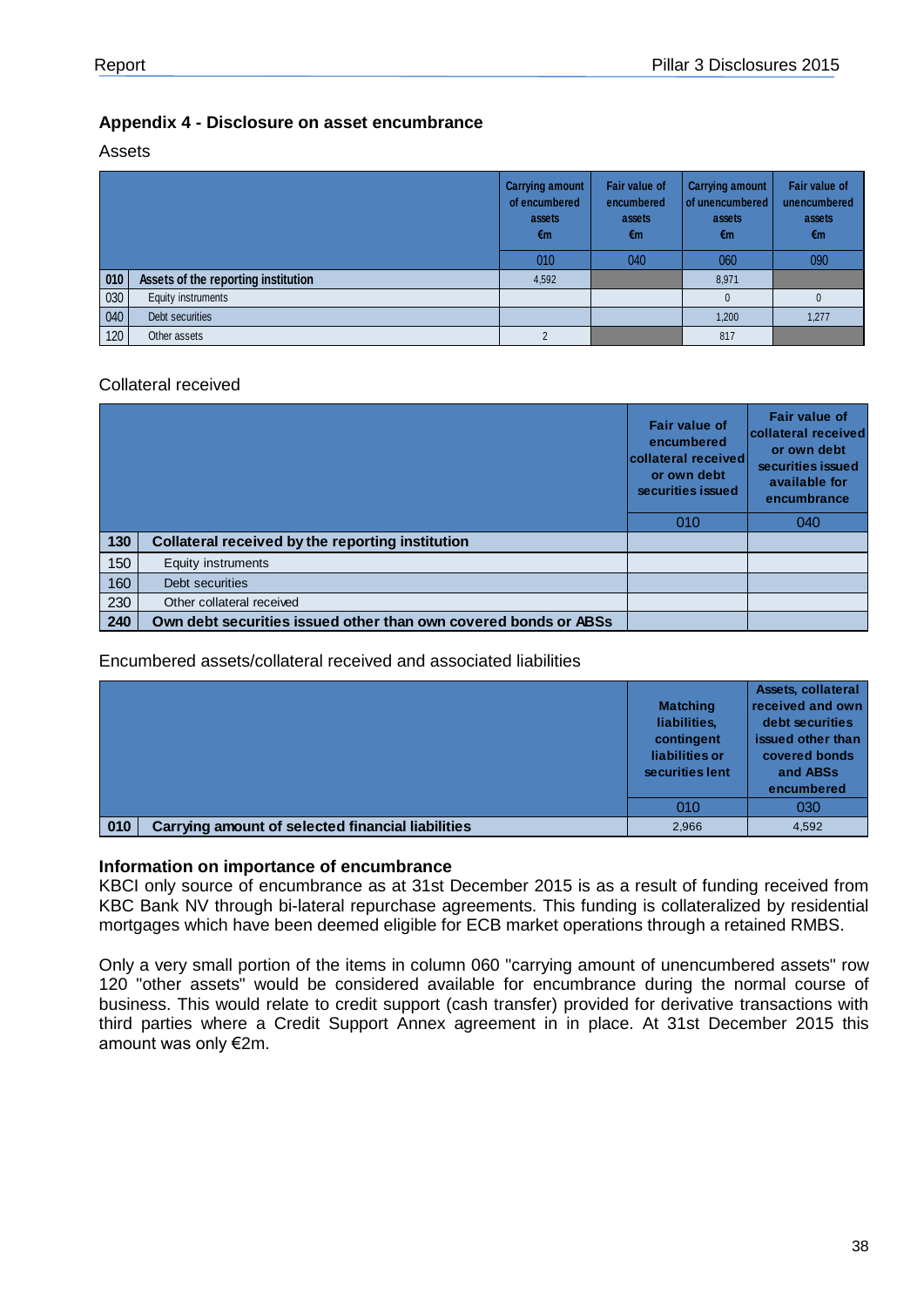## Appendix 4 - Disclosure on asset encumbrance

Assets

| | | Carrying amount of encumbered assets €m | Fair value of encumbered assets €m | Carrying amount of unencumbered assets €m | Fair value of unencumbered assets €m |
|---|---|---|---|---|---|
| | | 010 | 040 | 060 | 090 |
| **010** | **Assets of the reporting institution** | 4,592 | | 8,971 | |
| 030 | Equity instruments | | | 0 | 0 |
| 040 | Debt securities | | | 1,200 | 1,277 |
| 120 | Other assets | 2 | | 817 | |

Collateral received

| | | Fair value of encumbered collateral received or own debt securities issued | Fair value of collateral received or own debt securities issued available for encumbrance |
|---|---|---|---|
| | | 010 | 040 |
| **130** | **Collateral received by the reporting institution** | | |
| 150 | Equity instruments | | |
| 160 | Debt securities | | |
| 230 | Other collateral received | | |
| **240** | **Own debt securities issued other than own covered bonds or ABSs** | | |

Encumbered assets/collateral received and associated liabilities

| | | Matching liabilities, contingent liabilities or securities lent | Assets, collateral received and own debt securities issued other than covered bonds and ABSs encumbered |
|---|---|---|---|
| | | 010 | 030 |
| **010** | **Carrying amount of selected financial liabilities** | 2,966 | 4,592 |

**Information on importance of encumbrance**

KBCI only source of encumbrance as at 31st December 2015 is as a result of funding received from KBC Bank NV through bi-lateral repurchase agreements. This funding is collateralized by residential mortgages which have been deemed eligible for ECB market operations through a retained RMBS.

Only a very small portion of the items in column 060 "carrying amount of unencumbered assets" row 120 "other assets" would be considered available for encumbrance during the normal course of business. This would relate to credit support (cash transfer) provided for derivative transactions with third parties where a Credit Support Annex agreement in in place. At 31st December 2015 this amount was only €2m.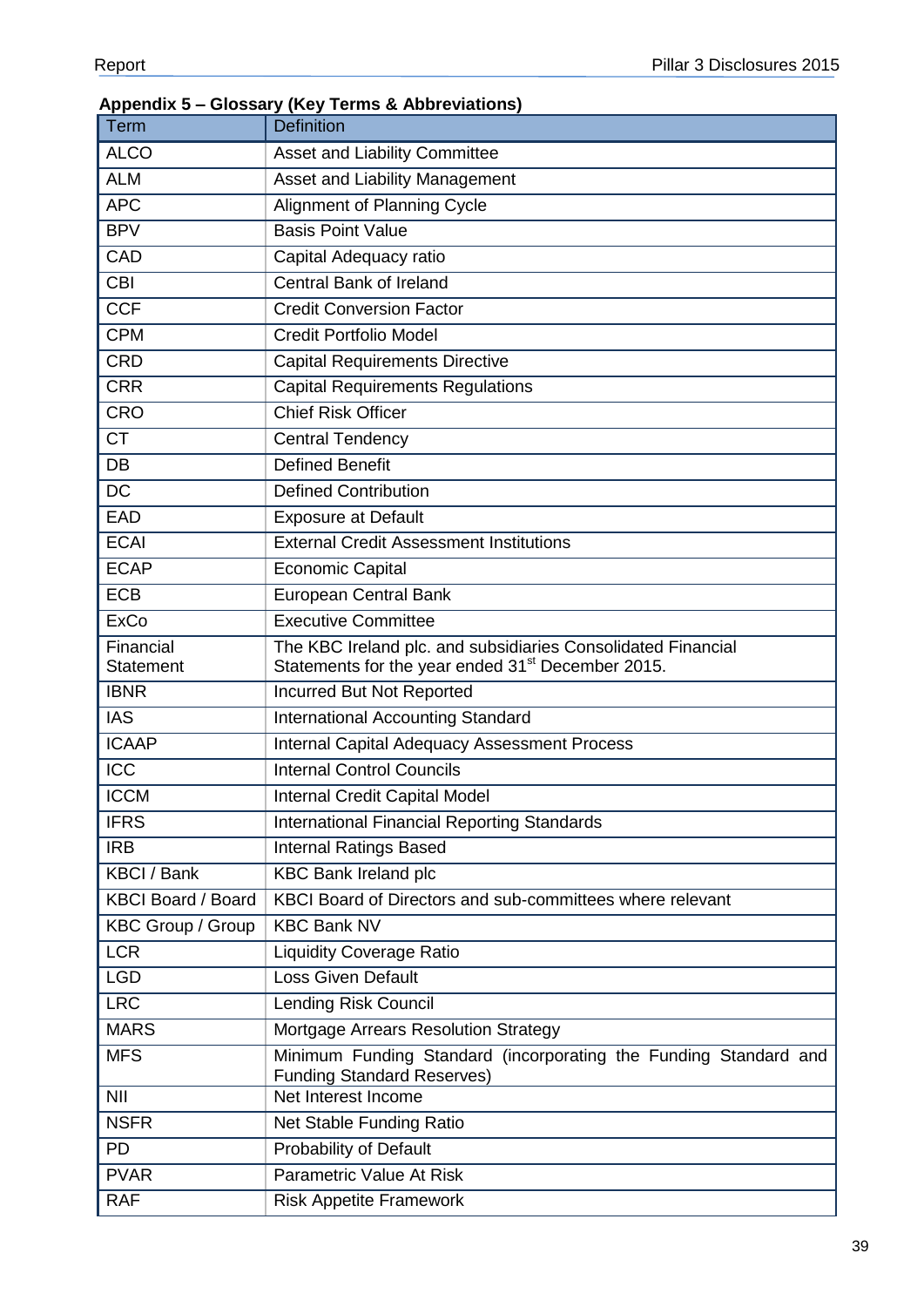**Appendix 5 – Glossary (Key Terms & Abbreviations)**

| Term | Definition |
|---|---|
| ALCO | Asset and Liability Committee |
| ALM | Asset and Liability Management |
| APC | Alignment of Planning Cycle |
| BPV | Basis Point Value |
| CAD | Capital Adequacy ratio |
| CBI | Central Bank of Ireland |
| CCF | Credit Conversion Factor |
| CPM | Credit Portfolio Model |
| CRD | Capital Requirements Directive |
| CRR | Capital Requirements Regulations |
| CRO | Chief Risk Officer |
| CT | Central Tendency |
| DB | Defined Benefit |
| DC | Defined Contribution |
| EAD | Exposure at Default |
| ECAI | External Credit Assessment Institutions |
| ECAP | Economic Capital |
| ECB | European Central Bank |
| ExCo | Executive Committee |
| Financial Statement | The KBC Ireland plc. and subsidiaries Consolidated Financial Statements for the year ended 31st December 2015. |
| IBNR | Incurred But Not Reported |
| IAS | International Accounting Standard |
| ICAAP | Internal Capital Adequacy Assessment Process |
| ICC | Internal Control Councils |
| ICCM | Internal Credit Capital Model |
| IFRS | International Financial Reporting Standards |
| IRB | Internal Ratings Based |
| KBCI / Bank | KBC Bank Ireland plc |
| KBCI Board / Board | KBCI Board of Directors and sub-committees where relevant |
| KBC Group / Group | KBC Bank NV |
| LCR | Liquidity Coverage Ratio |
| LGD | Loss Given Default |
| LRC | Lending Risk Council |
| MARS | Mortgage Arrears Resolution Strategy |
| MFS | Minimum Funding Standard (incorporating the Funding Standard and Funding Standard Reserves) |
| NII | Net Interest Income |
| NSFR | Net Stable Funding Ratio |
| PD | Probability of Default |
| PVAR | Parametric Value At Risk |
| RAF | Risk Appetite Framework |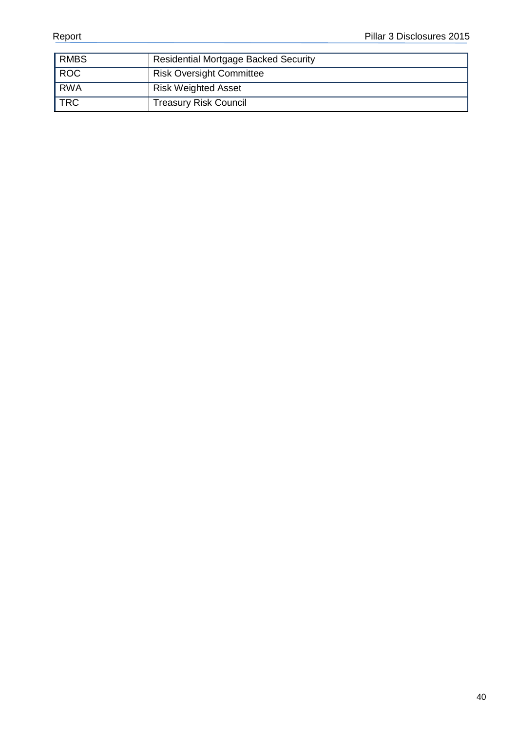| | |
|---|---|
| RMBS | Residential Mortgage Backed Security |
| ROC | Risk Oversight Committee |
| RWA | Risk Weighted Asset |
| TRC | Treasury Risk Council |